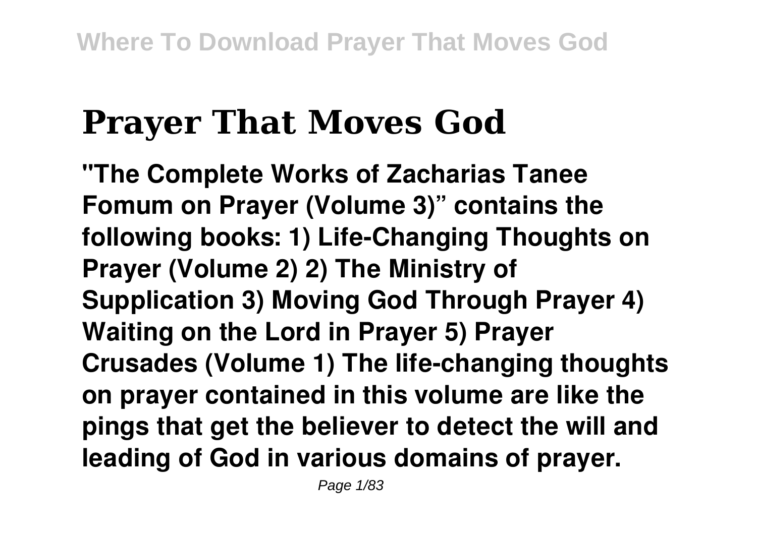# Prayer That Moves God

**"The Complete Works of Zacharias Tanee Fomum on Prayer (Volume 3)" contains the following books: 1) Life-Changing Thoughts on Prayer (Volume 2) 2) The Ministry of Supplication 3) Moving God Through Prayer 4) Waiting on the Lord in Prayer 5) Prayer Crusades (Volume 1) The life-changing thoughts on prayer contained in this volume are like the pings that get the believer to detect the will and leading of God in various domains of prayer.**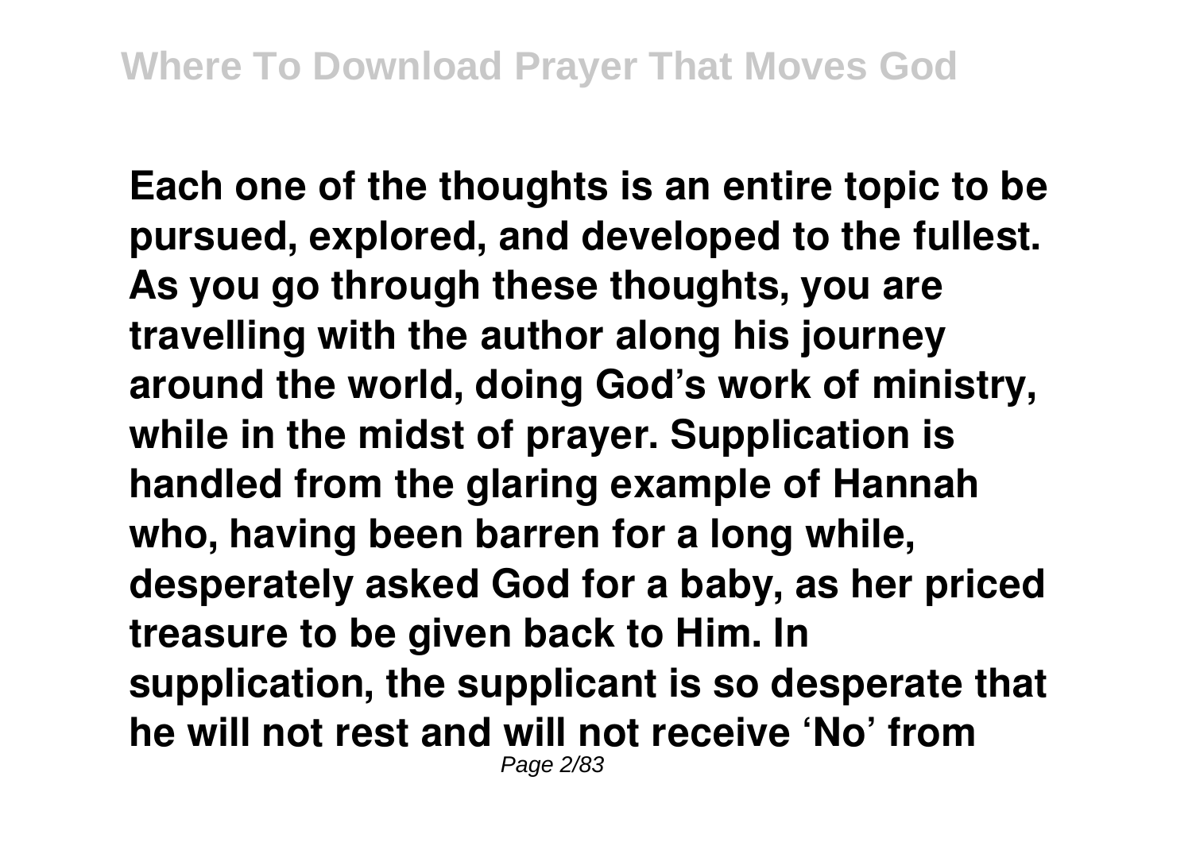**Each one of the thoughts is an entire topic to be pursued, explored, and developed to the fullest. As you go through these thoughts, you are travelling with the author along his journey around the world, doing God's work of ministry, while in the midst of prayer. Supplication is handled from the glaring example of Hannah who, having been barren for a long while, desperately asked God for a baby, as her priced treasure to be given back to Him. In supplication, the supplicant is so desperate that he will not rest and will not receive 'No' from**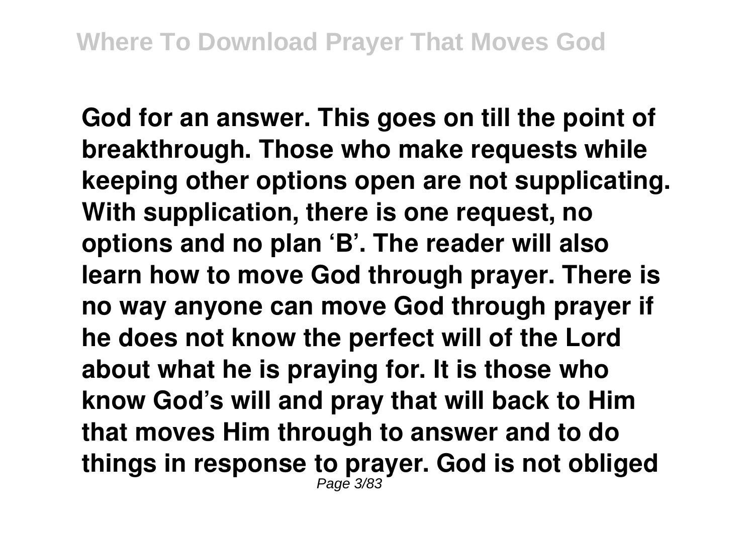God for an answer. This goes on till the point of breakthrough. Those who make requests while keeping other options open are not supplicating. With supplication, there is one request, no options and no plan 'B'. The reader will also learn how to move God through prayer. There is no way anyone can move God through prayer if he does not know the perfect will of the Lord about what he is praying for. It is those who know God's will and pray that will back to Him that moves Him through to answer and to do things in response to prayer. God is not obliged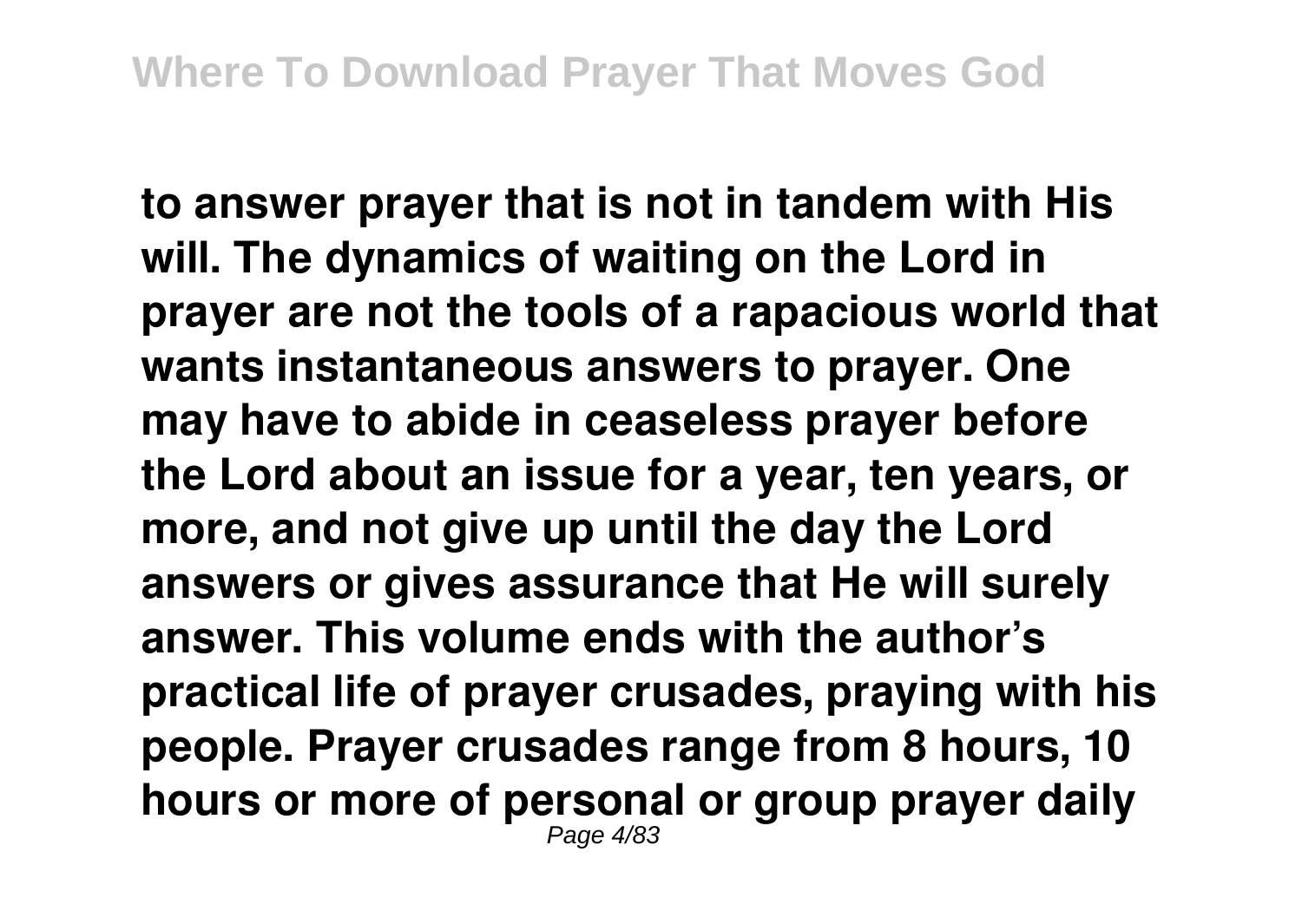to answer prayer that is not in tandem with His will. The dynamics of waiting on the Lord in prayer are not the tools of a rapacious world that wants instantaneous answers to prayer. One may have to abide in ceaseless prayer before the Lord about an issue for a year, ten years, or more, and not give up until the day the Lord answers or gives assurance that He will surely answer. This volume ends with the author's practical life of prayer crusades, praying with his people. Prayer crusades range from 8 hours, 10 hours or more of personal or group prayer daily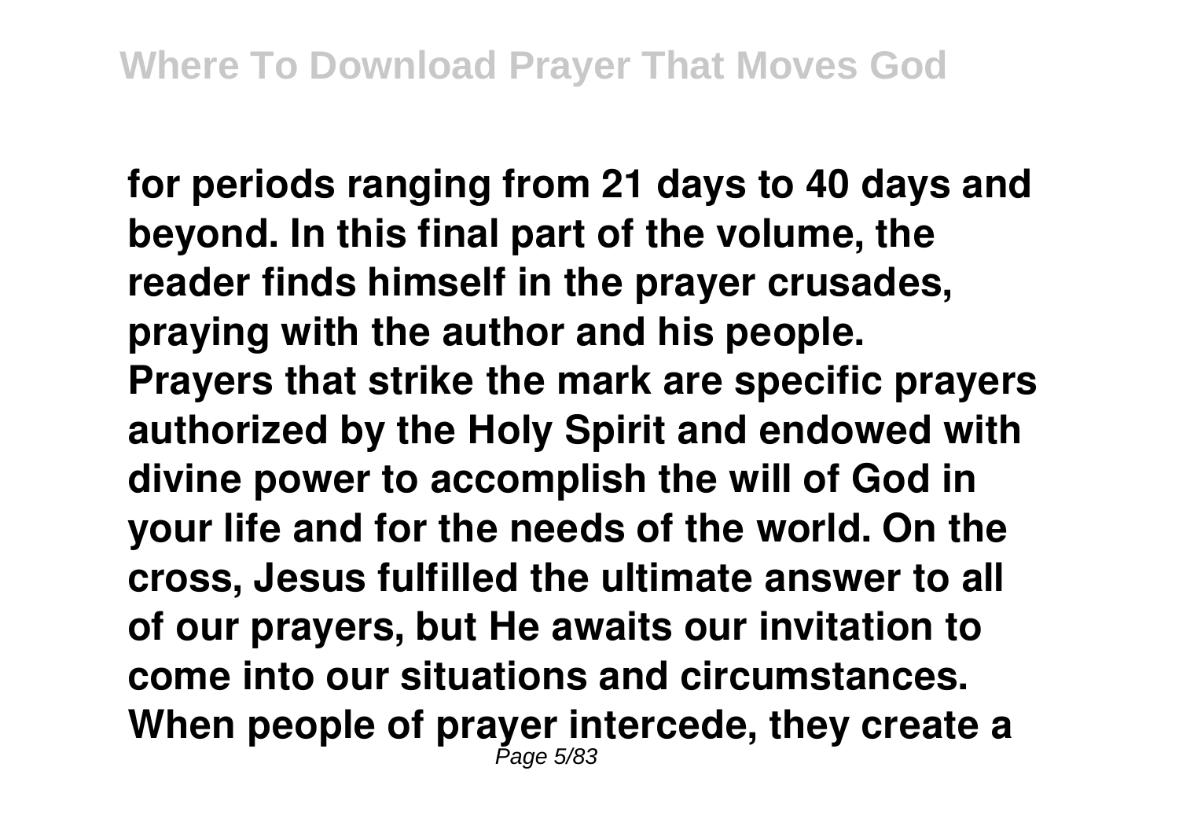**for periods ranging from 21 days to 40 days and beyond. In this final part of the volume, the reader finds himself in the prayer crusades, praying with the author and his people. Prayers that strike the mark are specific prayers authorized by the Holy Spirit and endowed with divine power to accomplish the will of God in your life and for the needs of the world. On the cross, Jesus fulfilled the ultimate answer to all of our prayers, but He awaits our invitation to come into our situations and circumstances. When people of prayer intercede, they create a**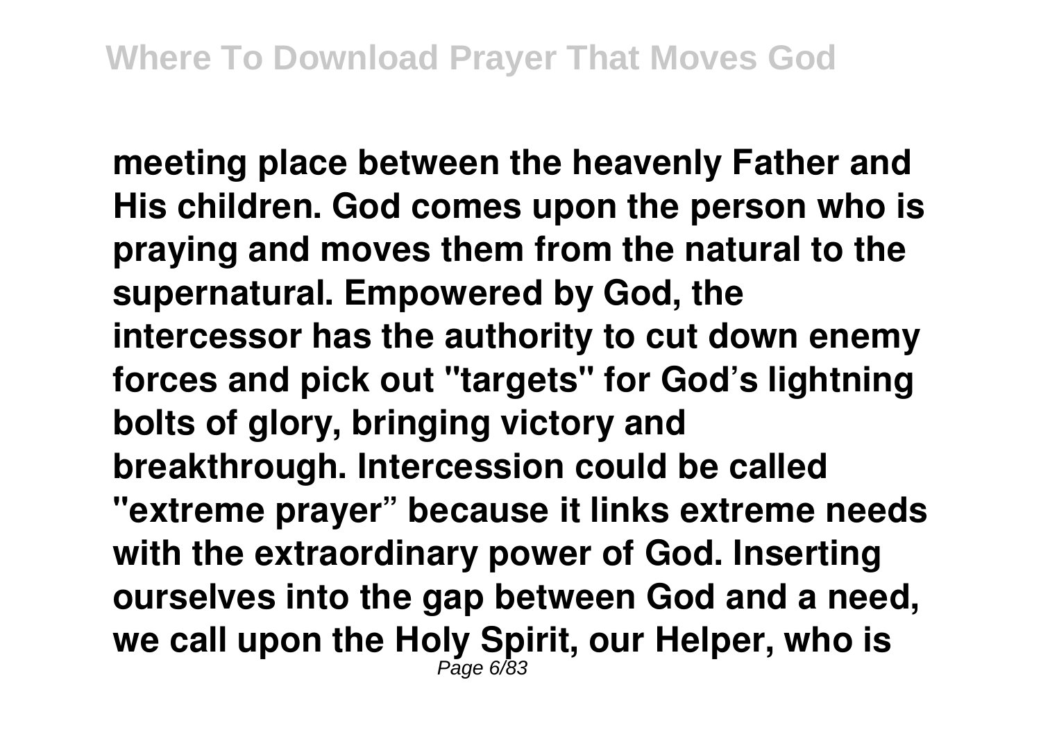**meeting place between the heavenly Father and His children. God comes upon the person who is praying and moves them from the natural to the supernatural. Empowered by God, the intercessor has the authority to cut down enemy forces and pick out "targets" for God's lightning bolts of glory, bringing victory and breakthrough. Intercession could be called "extreme prayer" because it links extreme needs with the extraordinary power of God. Inserting ourselves into the gap between God and a need, we call upon the Holy Spirit, our Helper, who is**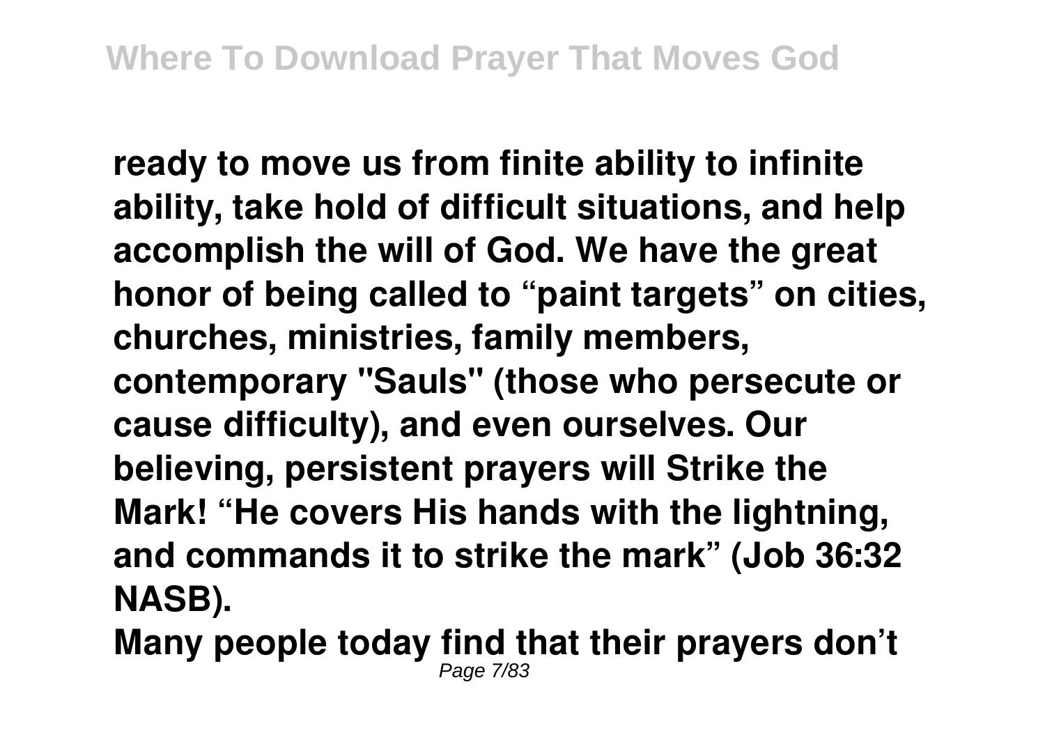**ready to move us from finite ability to infinite ability, take hold of difficult situations, and help accomplish the will of God. We have the great honor of being called to “paint targets” on cities, churches, ministries, family members, contemporary "Sauls" (those who persecute or cause difficulty), and even ourselves. Our believing, persistent prayers will Strike the Mark! “He covers His hands with the lightning, and commands it to strike the mark” (Job 36:32 NASB).**

**Many people today find that their prayers don’t**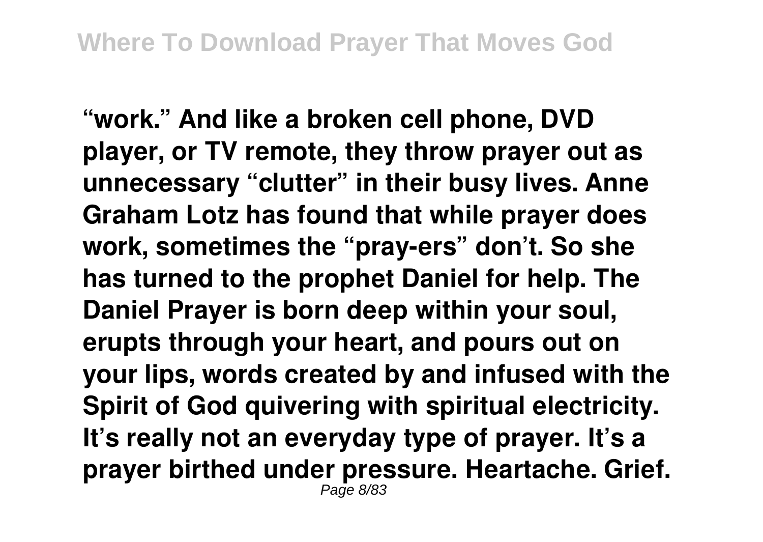**"work." And like a broken cell phone, DVD player, or TV remote, they throw prayer out as unnecessary "clutter" in their busy lives. Anne Graham Lotz has found that while prayer does work, sometimes the "pray-ers" don't. So she has turned to the prophet Daniel for help. The Daniel Prayer is born deep within your soul, erupts through your heart, and pours out on your lips, words created by and infused with the Spirit of God quivering with spiritual electricity. It's really not an everyday type of prayer. It's a prayer birthed under pressure. Heartache. Grief.**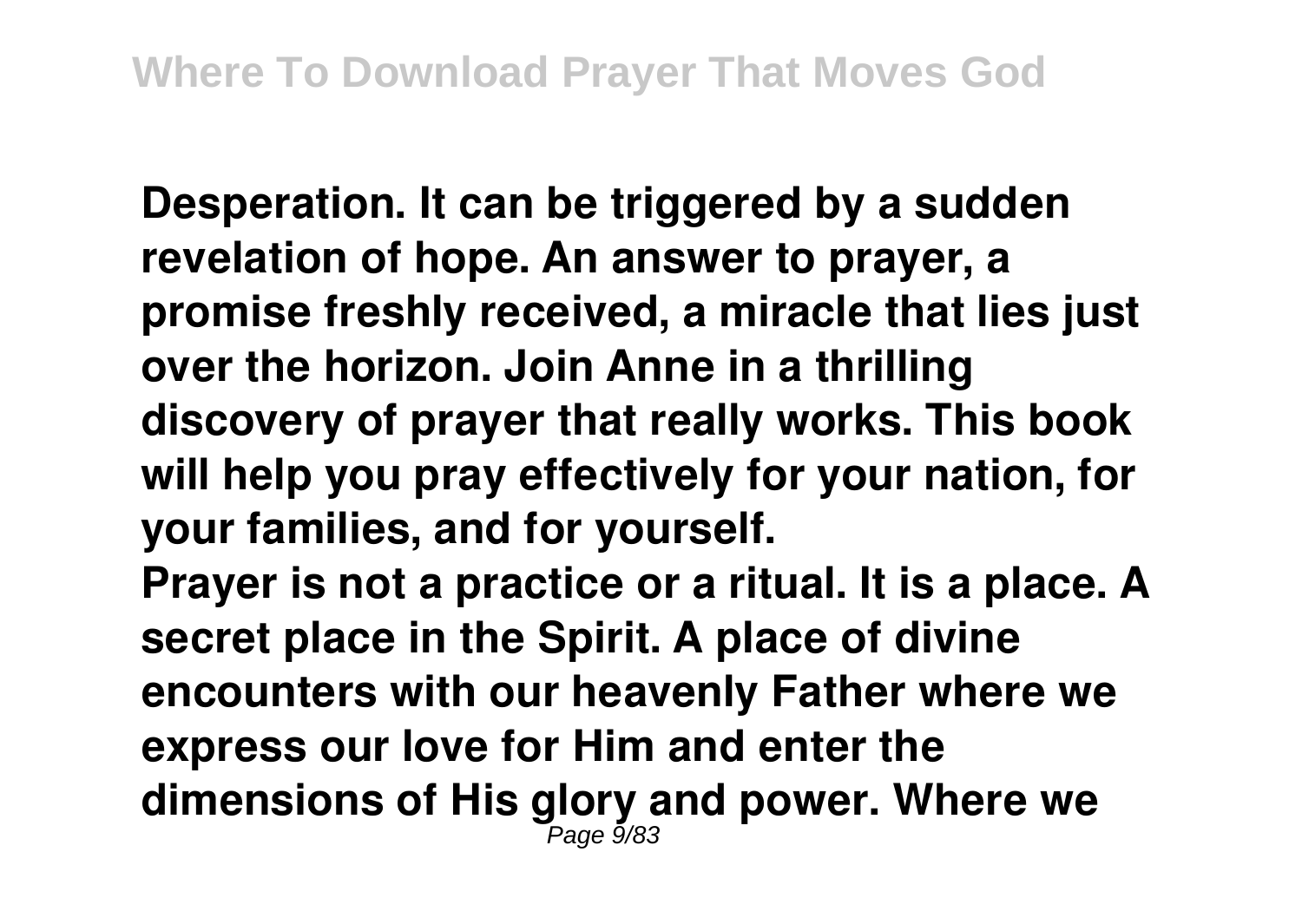**Desperation. It can be triggered by a sudden revelation of hope. An answer to prayer, a promise freshly received, a miracle that lies just over the horizon. Join Anne in a thrilling discovery of prayer that really works. This book will help you pray effectively for your nation, for your families, and for yourself.**

**Prayer is not a practice or a ritual. It is a place. A secret place in the Spirit. A place of divine encounters with our heavenly Father where we express our love for Him and enter the dimensions of His glory and power. Where we**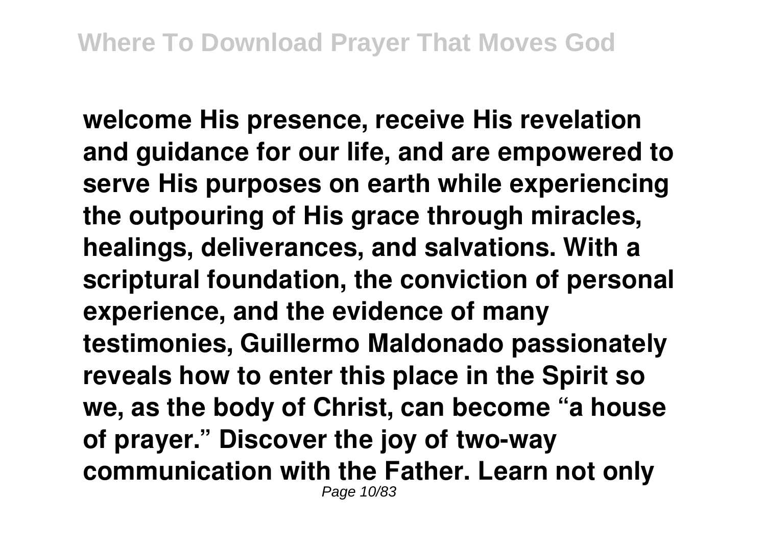**welcome His presence, receive His revelation and guidance for our life, and are empowered to serve His purposes on earth while experiencing the outpouring of His grace through miracles, healings, deliverances, and salvations. With a scriptural foundation, the conviction of personal experience, and the evidence of many testimonies, Guillermo Maldonado passionately reveals how to enter this place in the Spirit so we, as the body of Christ, can become "a house of prayer." Discover the joy of two-way communication with the Father. Learn not only**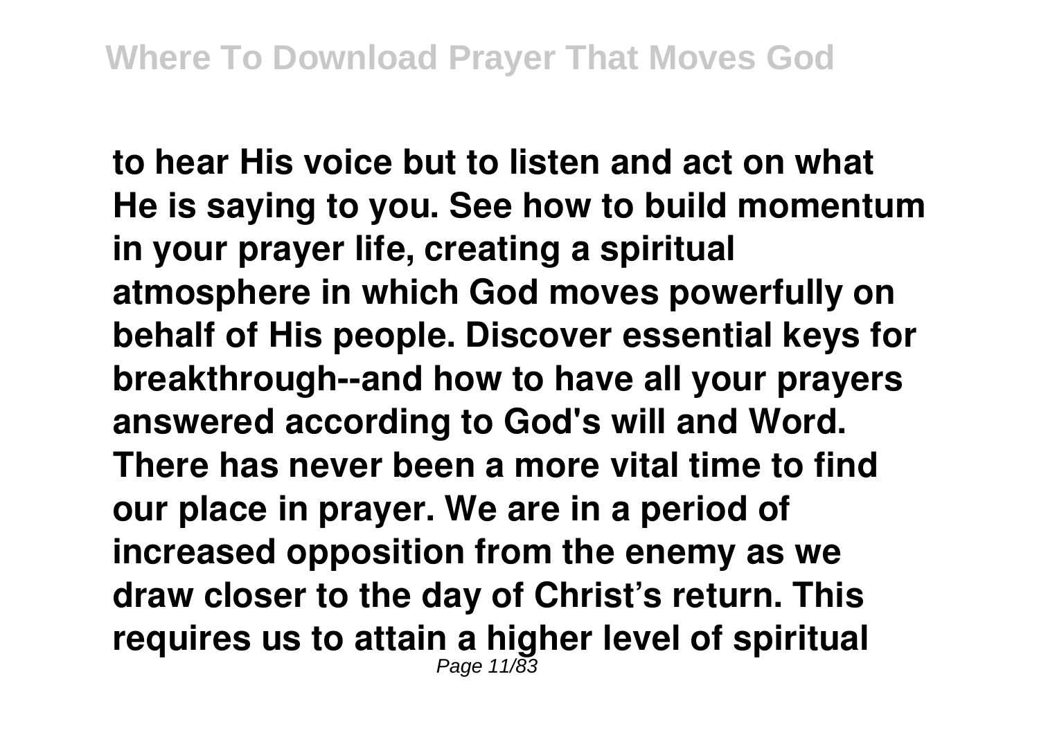**to hear His voice but to listen and act on what He is saying to you. See how to build momentum in your prayer life, creating a spiritual atmosphere in which God moves powerfully on behalf of His people. Discover essential keys for breakthrough--and how to have all your prayers answered according to God's will and Word. There has never been a more vital time to find our place in prayer. We are in a period of increased opposition from the enemy as we draw closer to the day of Christ's return. This requires us to attain a higher level of spiritual**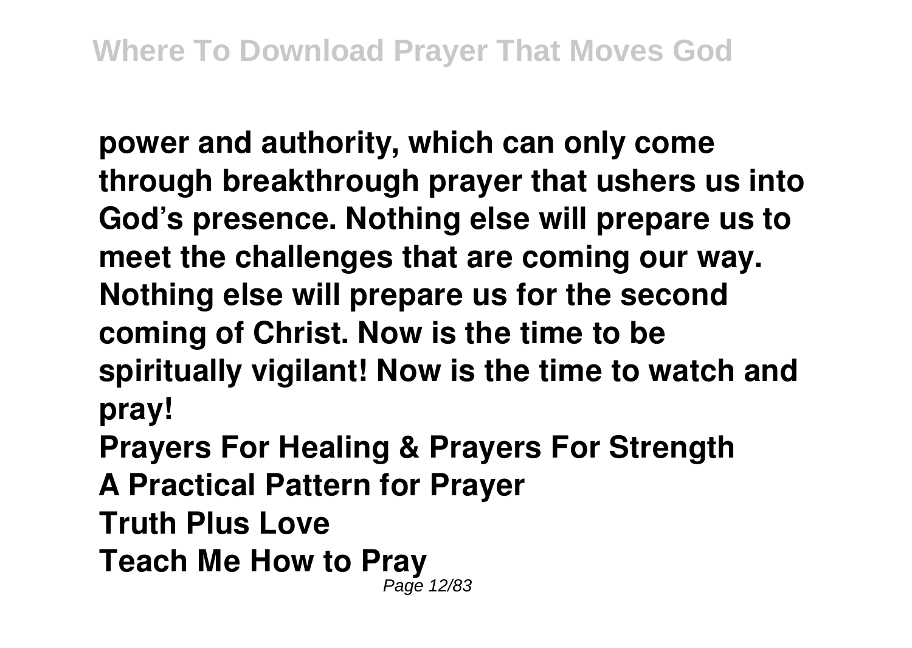**power and authority, which can only come through breakthrough prayer that ushers us into God's presence. Nothing else will prepare us to meet the challenges that are coming our way. Nothing else will prepare us for the second coming of Christ. Now is the time to be spiritually vigilant! Now is the time to watch and pray!**

**Prayers For Healing & Prayers For Strength**

**A Practical Pattern for Prayer**

**Truth Plus Love**

**Teach Me How to Pray**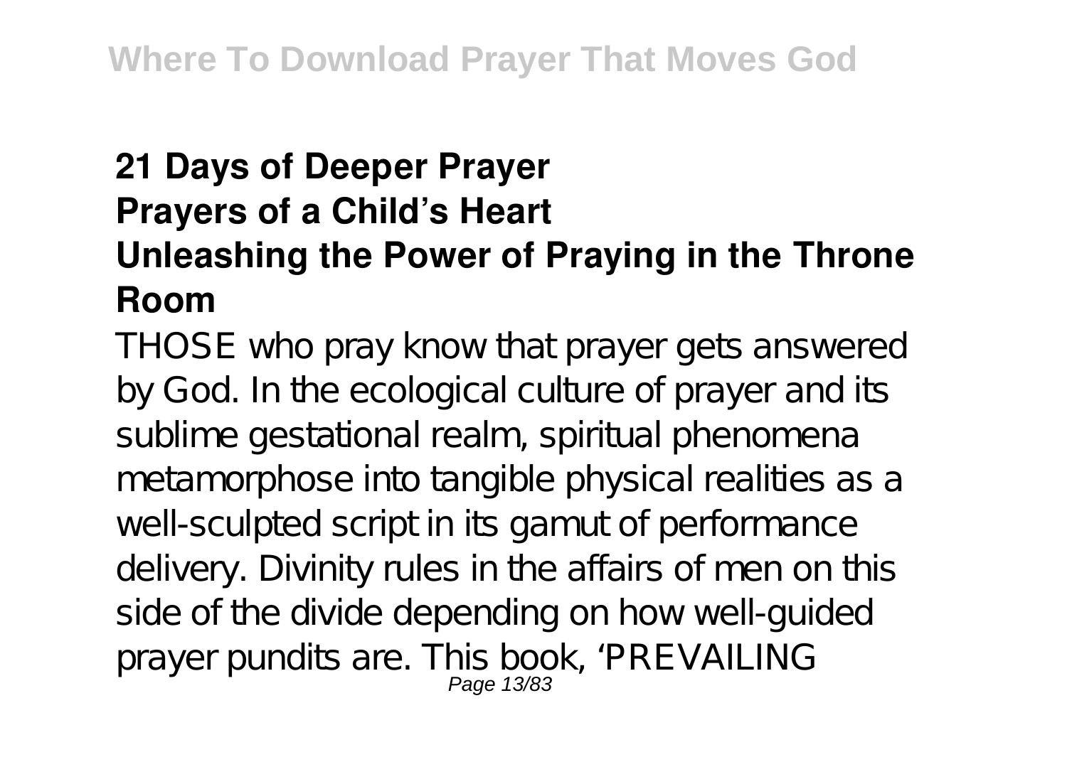**21 Days of Deeper Prayer**
**Prayers of a Child's Heart**
**Unleashing the Power of Praying in the Throne Room**

THOSE who pray know that prayer gets answered by God. In the ecological culture of prayer and its sublime gestational realm, spiritual phenomena metamorphose into tangible physical realities as a well-sculpted script in its gamut of performance delivery. Divinity rules in the affairs of men on this side of the divide depending on how well-guided prayer pundits are. This book, 'PREVAILING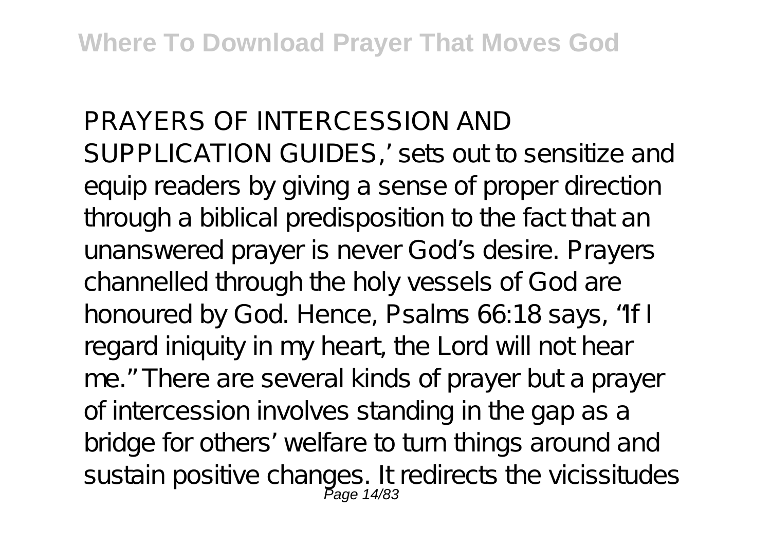PRAYERS OF INTERCESSION AND SUPPLICATION GUIDES,' sets out to sensitize and equip readers by giving a sense of proper direction through a biblical predisposition to the fact that an unanswered prayer is never God's desire. Prayers channelled through the holy vessels of God are honoured by God. Hence, Psalms 66:18 says, "If I regard iniquity in my heart, the Lord will not hear me." There are several kinds of prayer but a prayer of intercession involves standing in the gap as a bridge for others' welfare to turn things around and sustain positive changes. It redirects the vicissitudes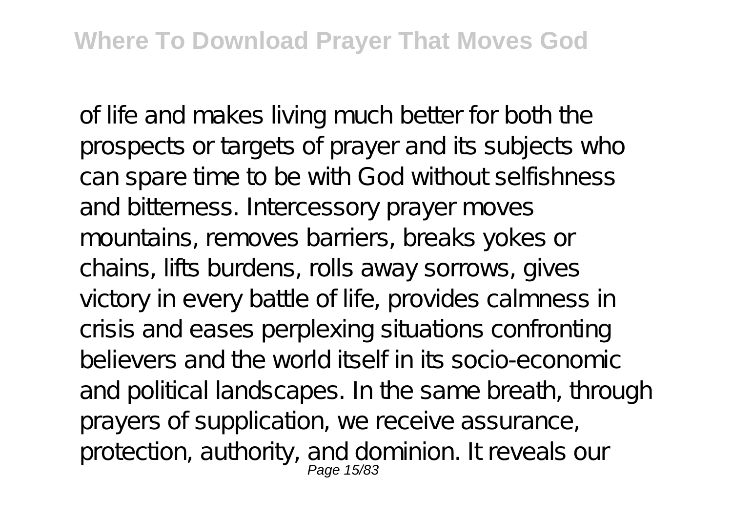of life and makes living much better for both the prospects or targets of prayer and its subjects who can spare time to be with God without selfishness and bitterness. Intercessory prayer moves mountains, removes barriers, breaks yokes or chains, lifts burdens, rolls away sorrows, gives victory in every battle of life, provides calmness in crisis and eases perplexing situations confronting believers and the world itself in its socio-economic and political landscapes. In the same breath, through prayers of supplication, we receive assurance, protection, authority, and dominion. It reveals our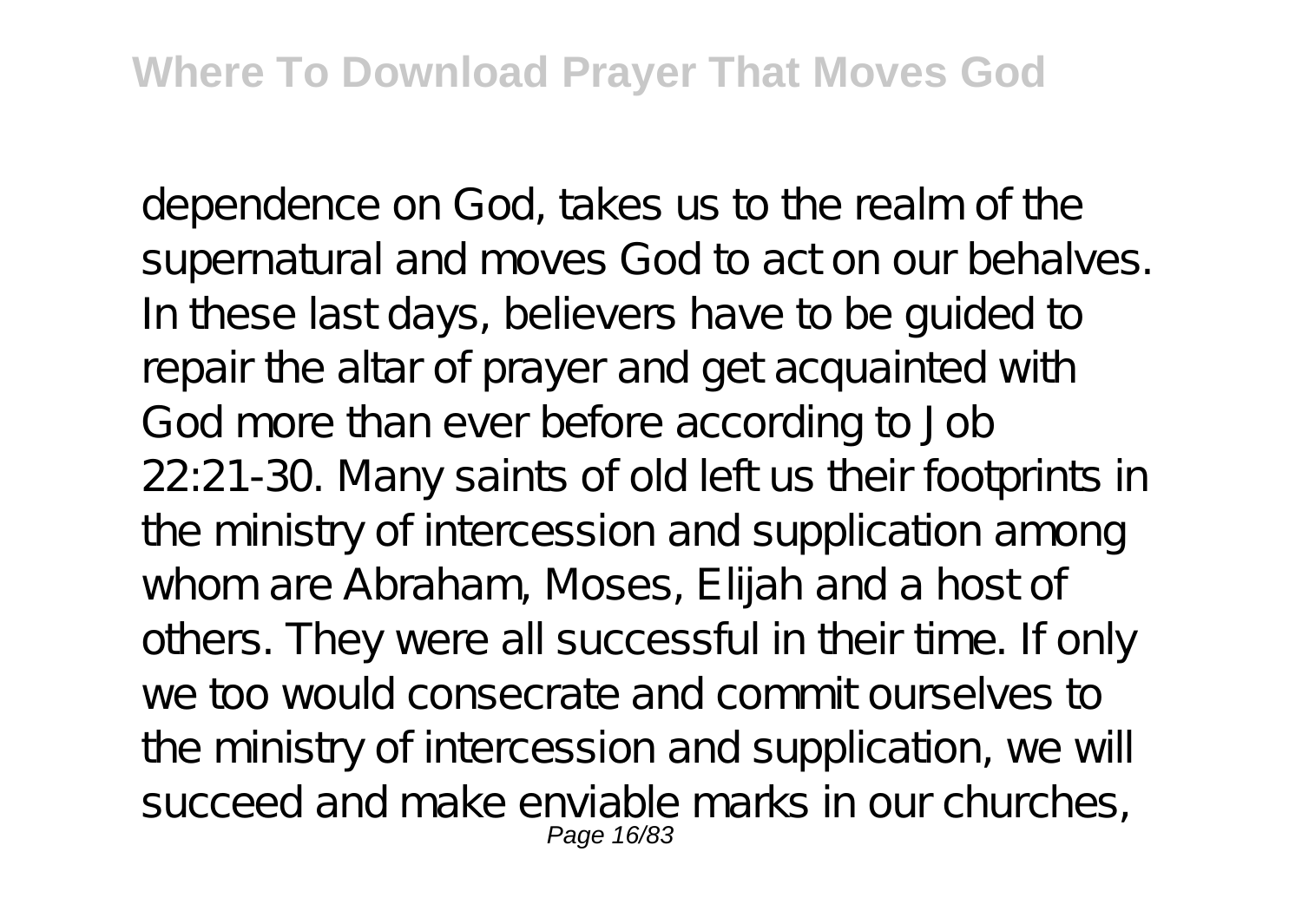dependence on God, takes us to the realm of the supernatural and moves God to act on our behalves. In these last days, believers have to be guided to repair the altar of prayer and get acquainted with God more than ever before according to Job 22:21-30. Many saints of old left us their footprints in the ministry of intercession and supplication among whom are Abraham, Moses, Elijah and a host of others. They were all successful in their time. If only we too would consecrate and commit ourselves to the ministry of intercession and supplication, we will succeed and make enviable marks in our churches,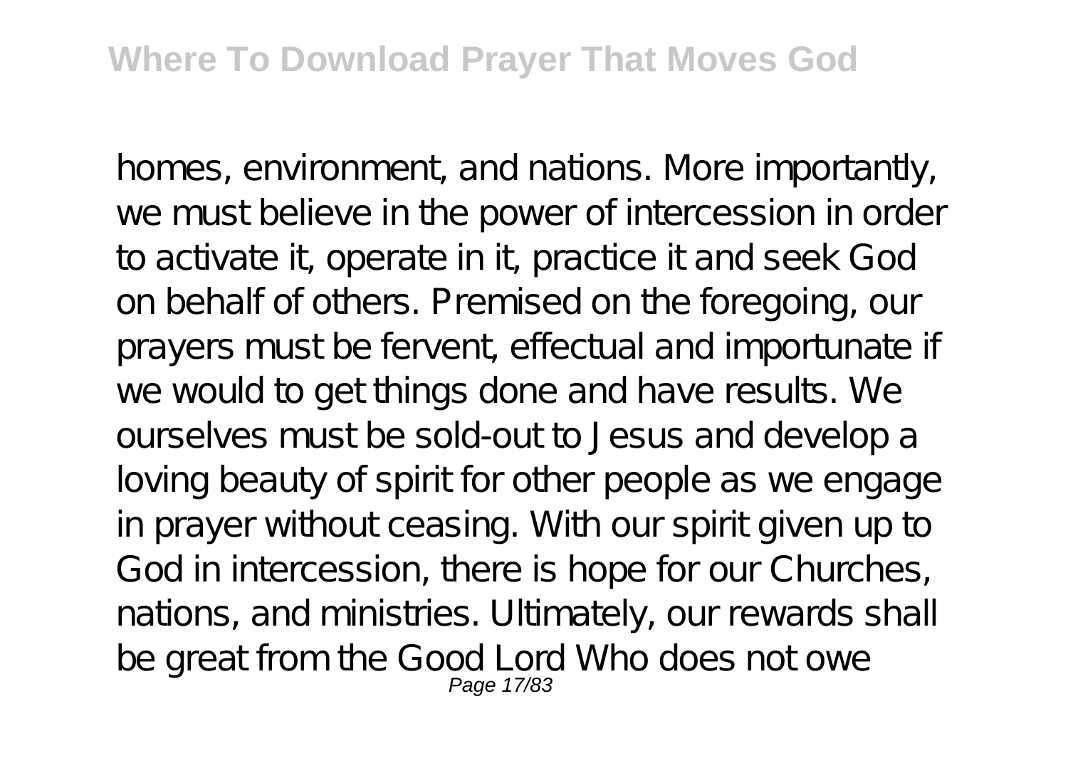homes, environment, and nations. More importantly, we must believe in the power of intercession in order to activate it, operate in it, practice it and seek God on behalf of others. Premised on the foregoing, our prayers must be fervent, effectual and importunate if we would to get things done and have results. We ourselves must be sold-out to Jesus and develop a loving beauty of spirit for other people as we engage in prayer without ceasing. With our spirit given up to God in intercession, there is hope for our Churches, nations, and ministries. Ultimately, our rewards shall be great from the Good Lord Who does not owe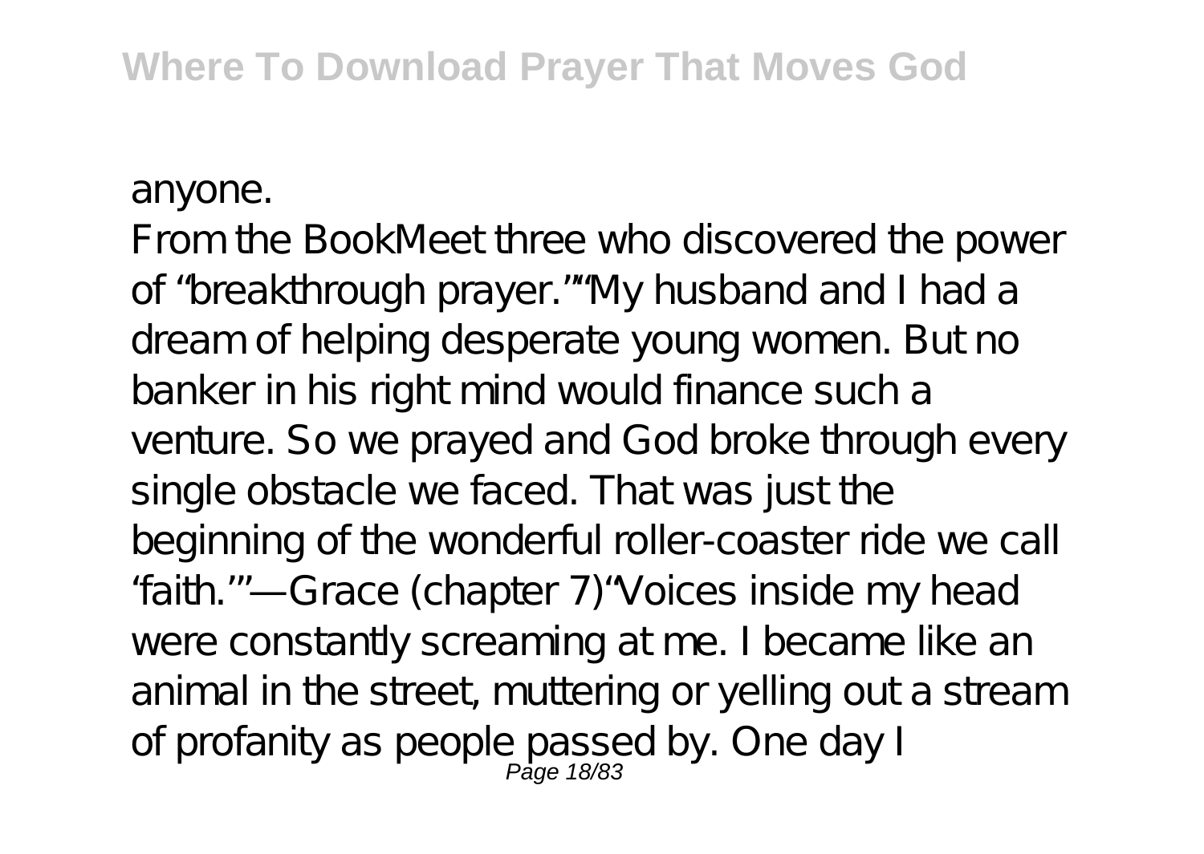anyone.

From the BookMeet three who discovered the power of "breakthrough prayer."""My husband and I had a dream of helping desperate young women. But no banker in his right mind would finance such a venture. So we prayed and God broke through every single obstacle we faced. That was just the beginning of the wonderful roller-coaster ride we call 'faith.'"—Grace (chapter 7)"Voices inside my head were constantly screaming at me. I became like an animal in the street, muttering or yelling out a stream of profanity as people passed by. One day I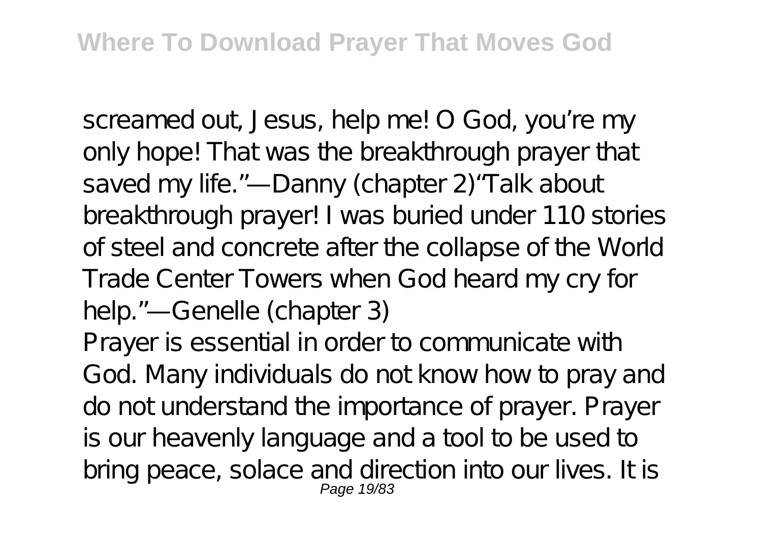screamed out, Jesus, help me! O God, you're my only hope! That was the breakthrough prayer that saved my life."—Danny (chapter 2)"Talk about breakthrough prayer! I was buried under 110 stories of steel and concrete after the collapse of the World Trade Center Towers when God heard my cry for help."—Genelle (chapter 3)

Prayer is essential in order to communicate with God. Many individuals do not know how to pray and do not understand the importance of prayer. Prayer is our heavenly language and a tool to be used to bring peace, solace and direction into our lives. It is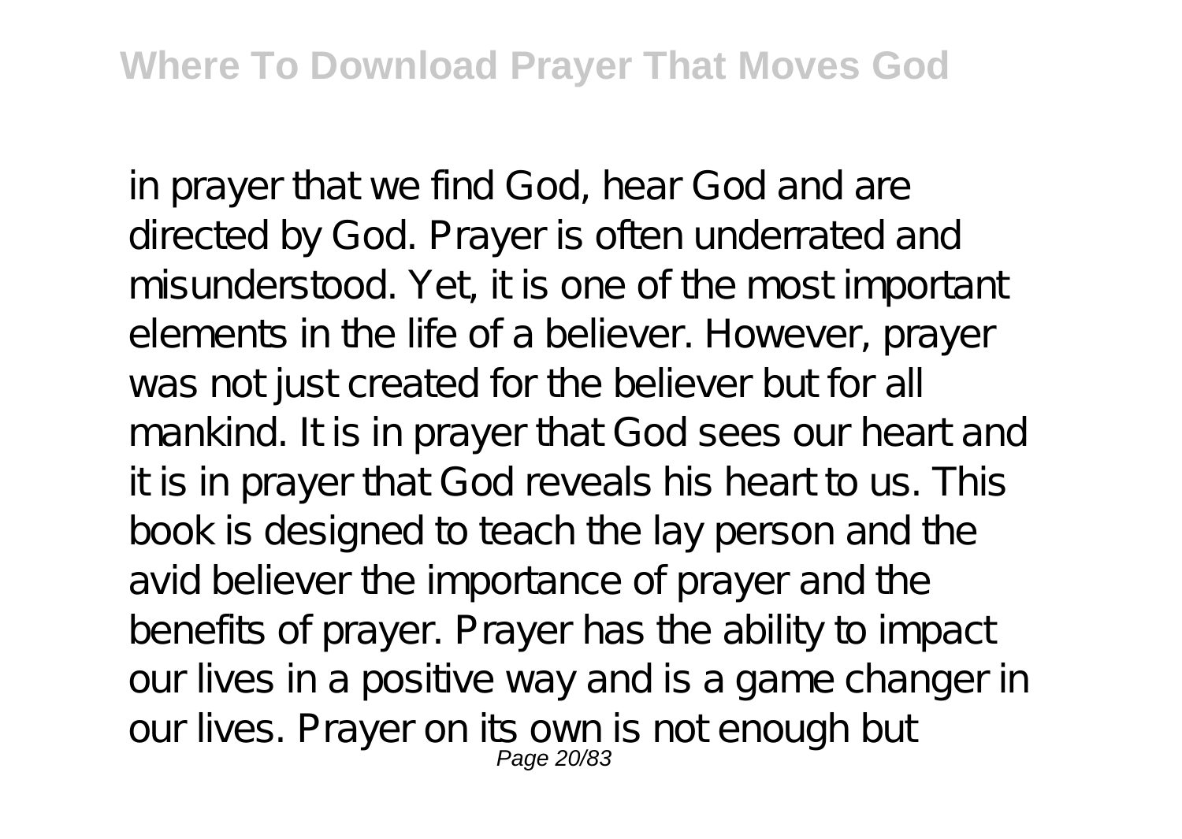in prayer that we find God, hear God and are directed by God. Prayer is often underrated and misunderstood. Yet, it is one of the most important elements in the life of a believer. However, prayer was not just created for the believer but for all mankind. It is in prayer that God sees our heart and it is in prayer that God reveals his heart to us. This book is designed to teach the lay person and the avid believer the importance of prayer and the benefits of prayer. Prayer has the ability to impact our lives in a positive way and is a game changer in our lives. Prayer on its own is not enough but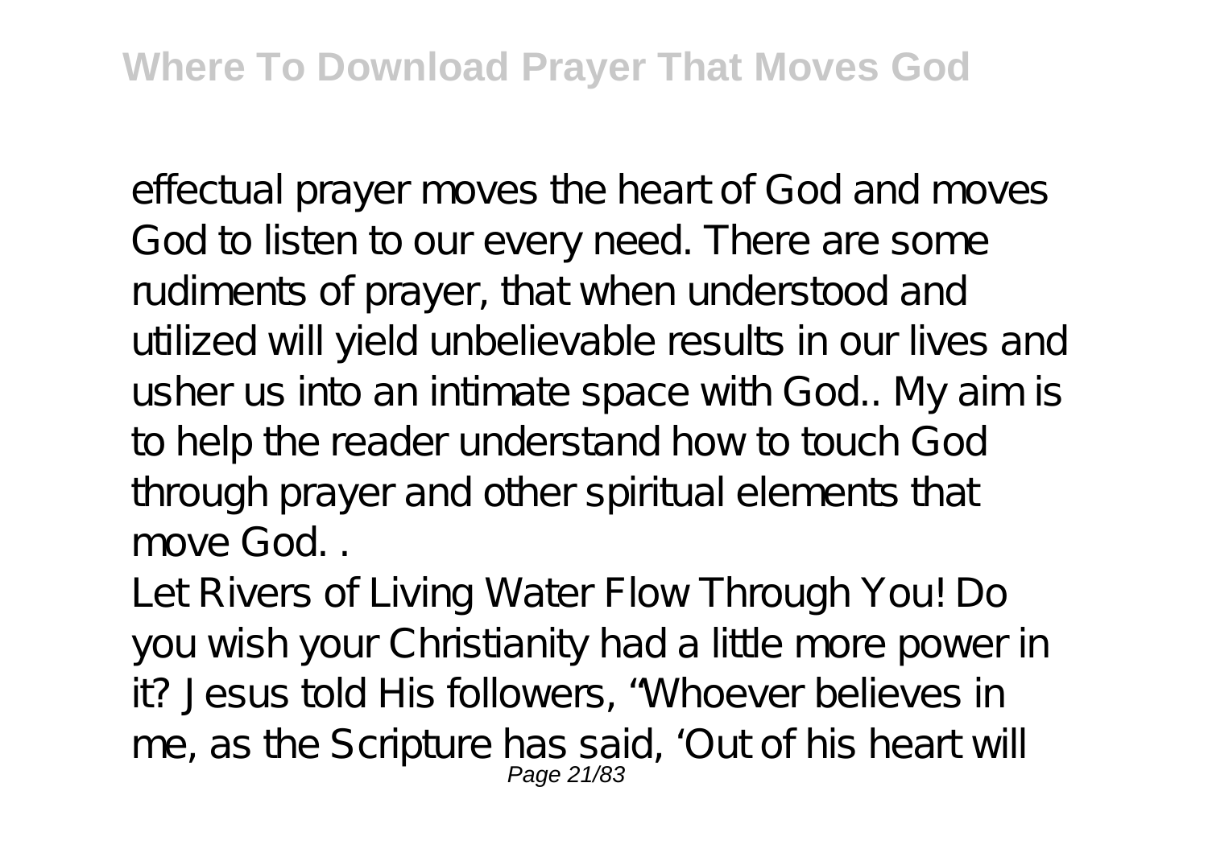effectual prayer moves the heart of God and moves God to listen to our every need. There are some rudiments of prayer, that when understood and utilized will yield unbelievable results in our lives and usher us into an intimate space with God.. My aim is to help the reader understand how to touch God through prayer and other spiritual elements that move God. .

Let Rivers of Living Water Flow Through You! Do you wish your Christianity had a little more power in it? Jesus told His followers, "Whoever believes in me, as the Scripture has said, 'Out of his heart will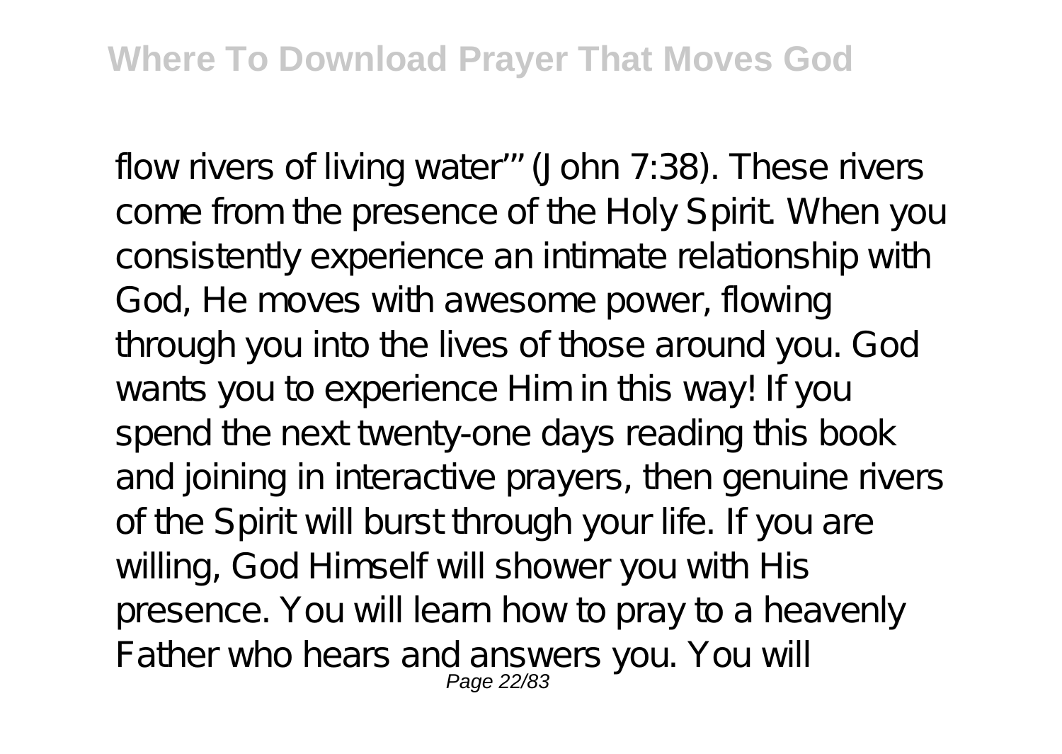flow rivers of living water'" (John 7:38). These rivers come from the presence of the Holy Spirit. When you consistently experience an intimate relationship with God, He moves with awesome power, flowing through you into the lives of those around you. God wants you to experience Him in this way! If you spend the next twenty-one days reading this book and joining in interactive prayers, then genuine rivers of the Spirit will burst through your life. If you are willing, God Himself will shower you with His presence. You will learn how to pray to a heavenly Father who hears and answers you. You will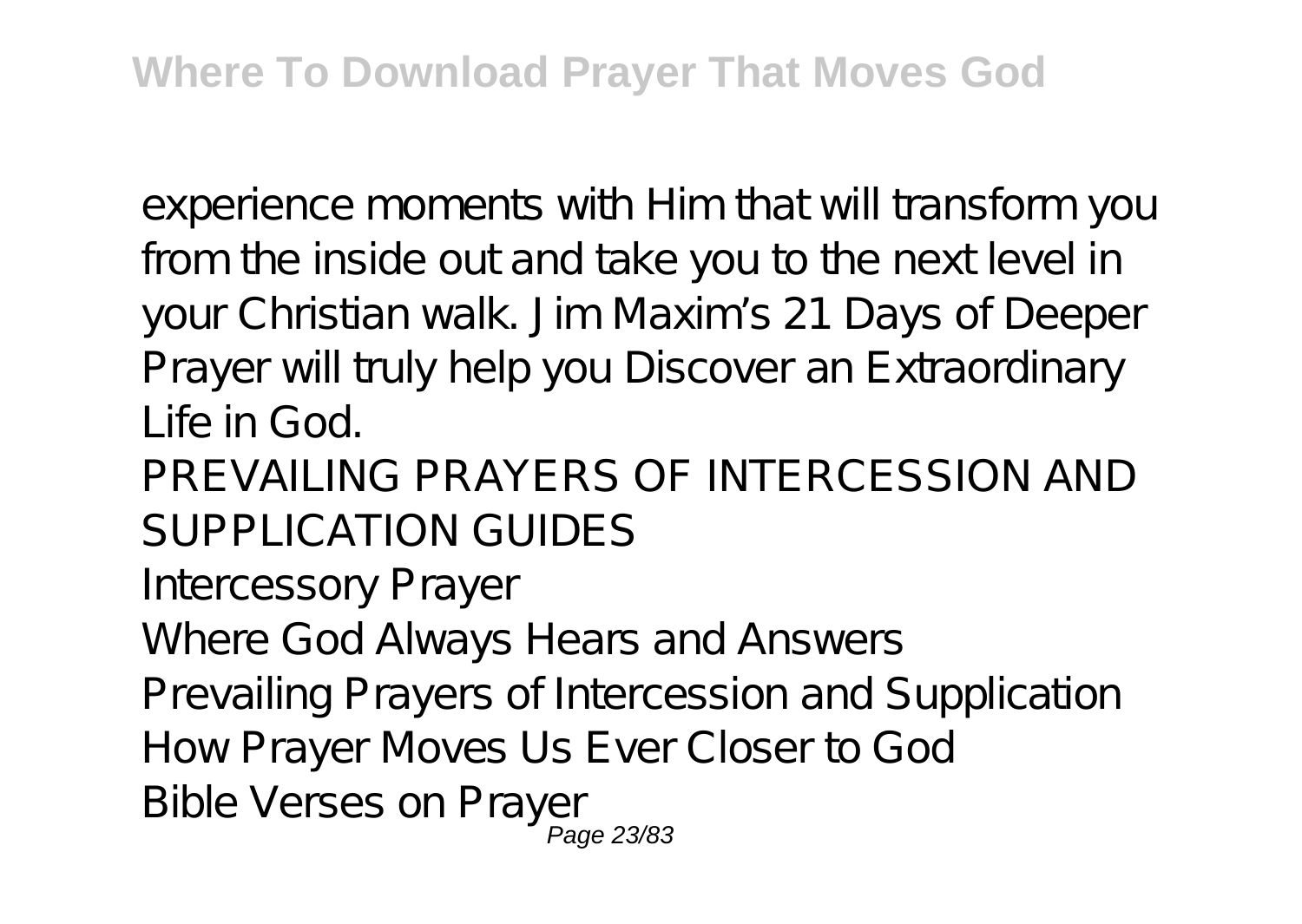experience moments with Him that will transform you from the inside out and take you to the next level in your Christian walk. Jim Maxim's 21 Days of Deeper Prayer will truly help you Discover an Extraordinary Life in God.

PREVAILING PRAYERS OF INTERCESSION AND SUPPLICATION GUIDES

Intercessory Prayer

Where God Always Hears and Answers

Prevailing Prayers of Intercession and Supplication

How Prayer Moves Us Ever Closer to God

Bible Verses on Prayer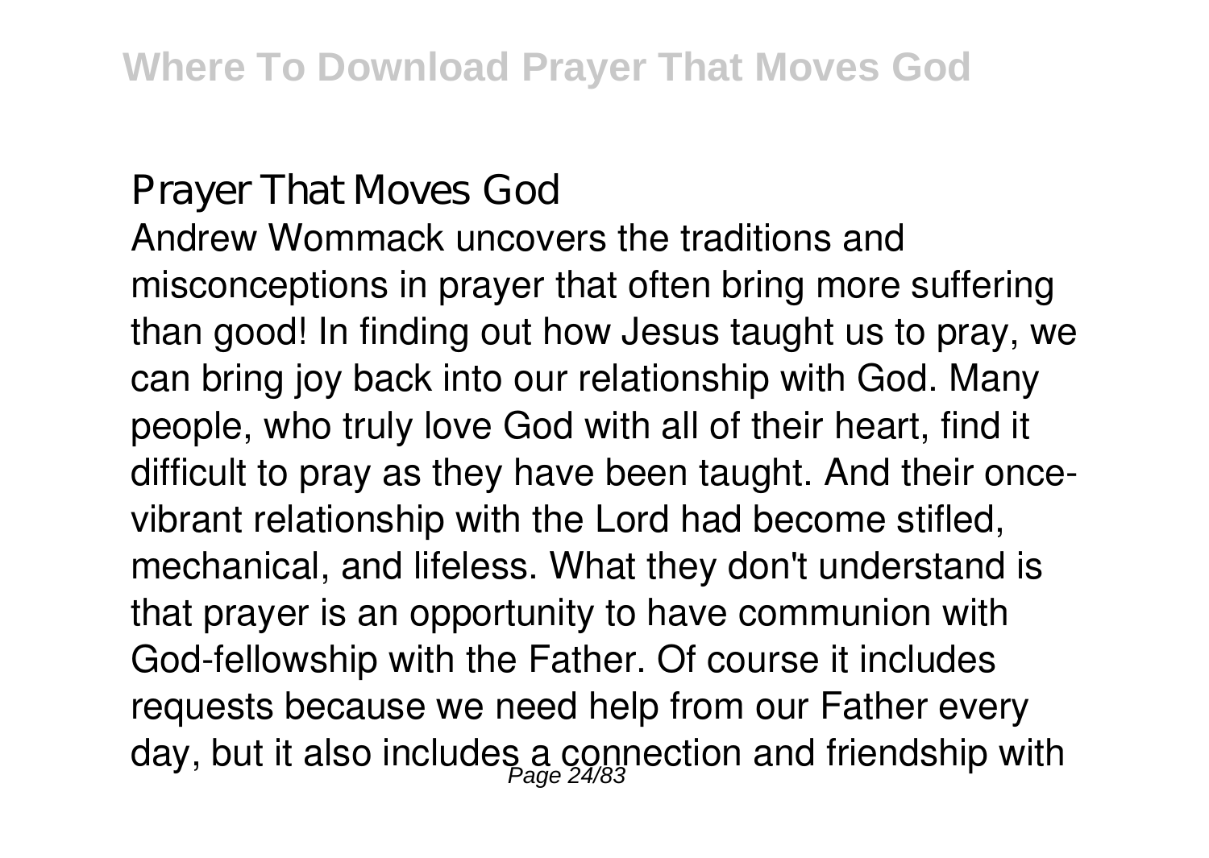## Prayer That Moves God

Andrew Wommack uncovers the traditions and misconceptions in prayer that often bring more suffering than good! In finding out how Jesus taught us to pray, we can bring joy back into our relationship with God. Many people, who truly love God with all of their heart, find it difficult to pray as they have been taught. And their once-vibrant relationship with the Lord had become stifled, mechanical, and lifeless. What they don't understand is that prayer is an opportunity to have communion with God-fellowship with the Father. Of course it includes requests because we need help from our Father every day, but it also includes a connection and friendship with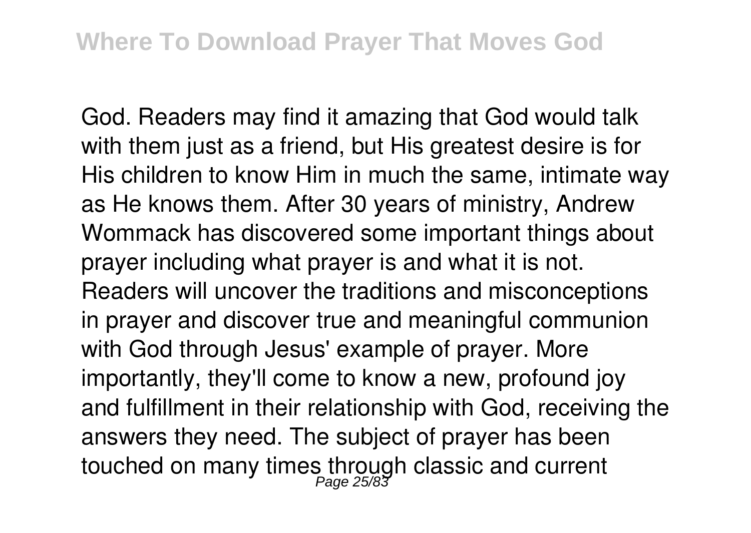God. Readers may find it amazing that God would talk with them just as a friend, but His greatest desire is for His children to know Him in much the same, intimate way as He knows them. After 30 years of ministry, Andrew Wommack has discovered some important things about prayer including what prayer is and what it is not. Readers will uncover the traditions and misconceptions in prayer and discover true and meaningful communion with God through Jesus' example of prayer. More importantly, they'll come to know a new, profound joy and fulfillment in their relationship with God, receiving the answers they need. The subject of prayer has been touched on many times through classic and current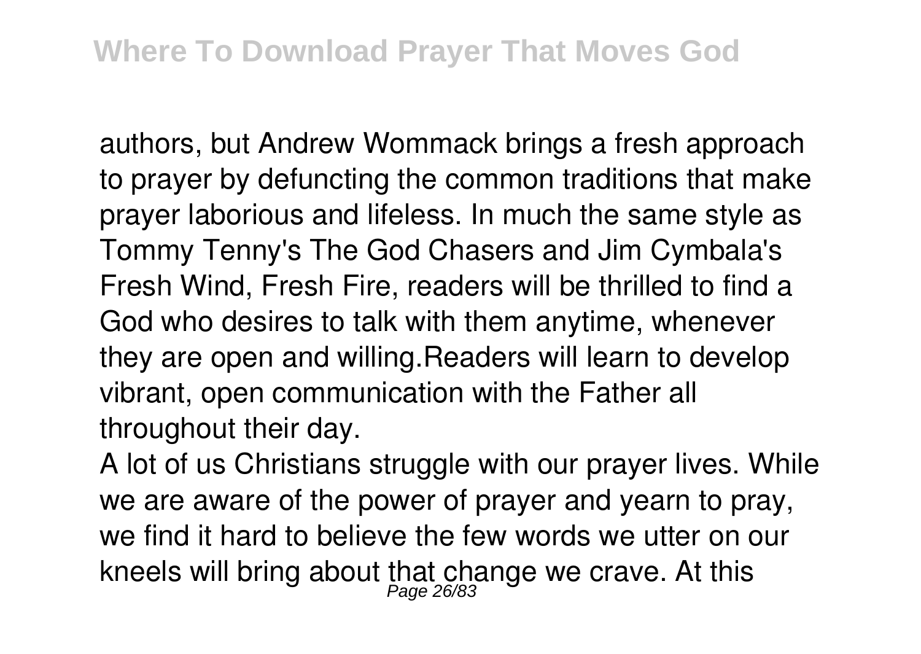authors, but Andrew Wommack brings a fresh approach to prayer by defuncting the common traditions that make prayer laborious and lifeless. In much the same style as Tommy Tenny's The God Chasers and Jim Cymbala's Fresh Wind, Fresh Fire, readers will be thrilled to find a God who desires to talk with them anytime, whenever they are open and willing.Readers will learn to develop vibrant, open communication with the Father all throughout their day.

A lot of us Christians struggle with our prayer lives. While we are aware of the power of prayer and yearn to pray, we find it hard to believe the few words we utter on our kneels will bring about that change we crave. At this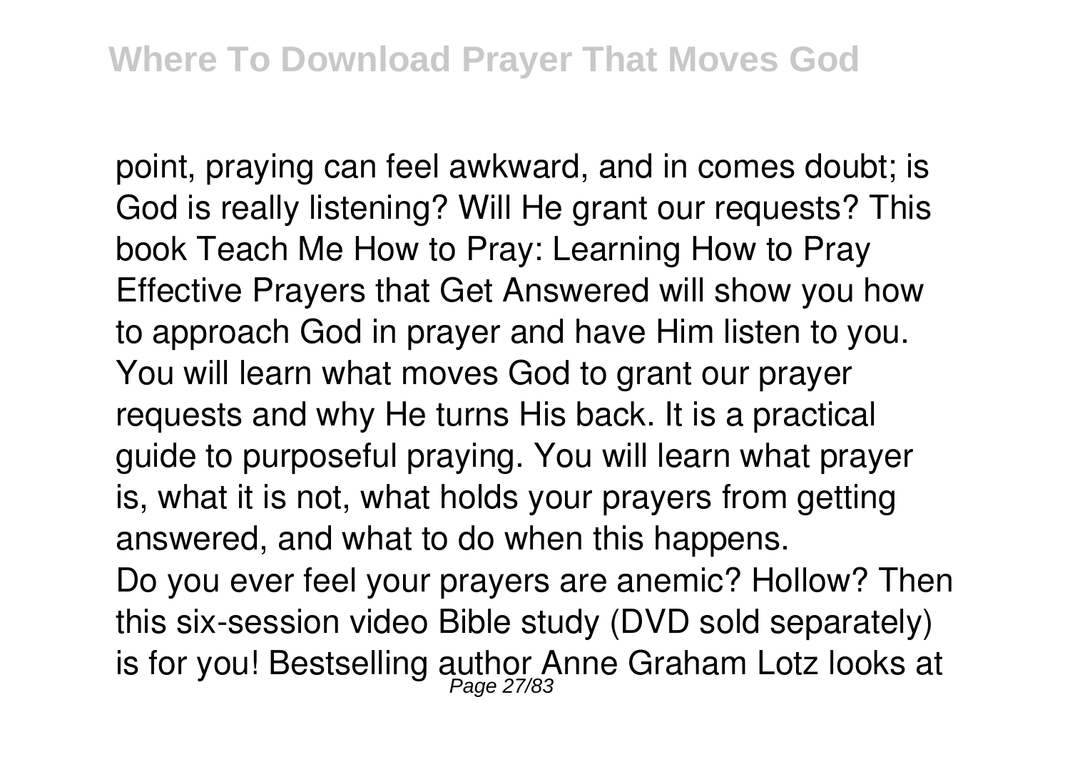point, praying can feel awkward, and in comes doubt; is God is really listening? Will He grant our requests? This book Teach Me How to Pray: Learning How to Pray Effective Prayers that Get Answered will show you how to approach God in prayer and have Him listen to you. You will learn what moves God to grant our prayer requests and why He turns His back. It is a practical guide to purposeful praying. You will learn what prayer is, what it is not, what holds your prayers from getting answered, and what to do when this happens.

Do you ever feel your prayers are anemic? Hollow? Then this six-session video Bible study (DVD sold separately) is for you! Bestselling author Anne Graham Lotz looks at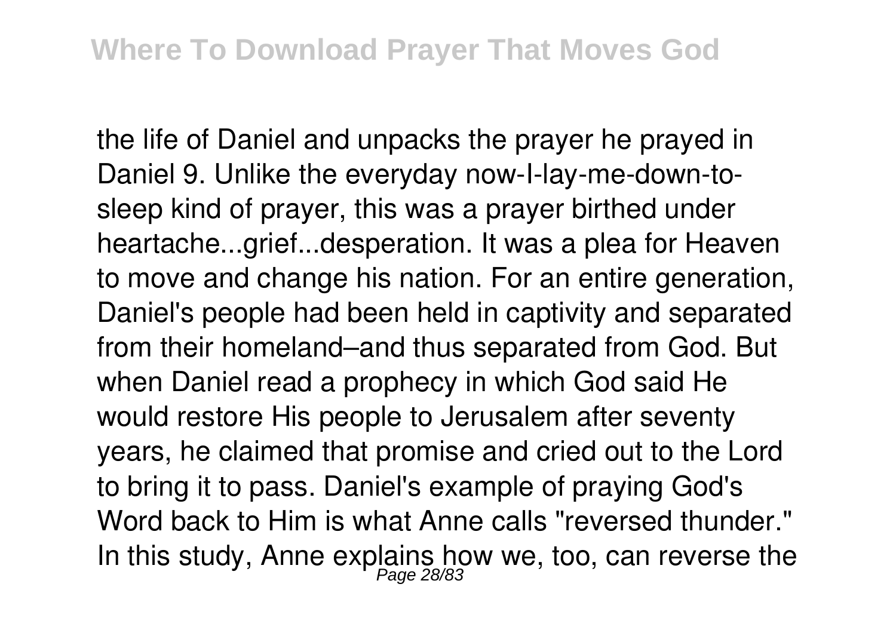the life of Daniel and unpacks the prayer he prayed in Daniel 9. Unlike the everyday now-I-lay-me-down-to-sleep kind of prayer, this was a prayer birthed under heartache...grief...desperation. It was a plea for Heaven to move and change his nation. For an entire generation, Daniel's people had been held in captivity and separated from their homeland–and thus separated from God. But when Daniel read a prophecy in which God said He would restore His people to Jerusalem after seventy years, he claimed that promise and cried out to the Lord to bring it to pass. Daniel's example of praying God's Word back to Him is what Anne calls "reversed thunder." In this study, Anne explains how we, too, can reverse the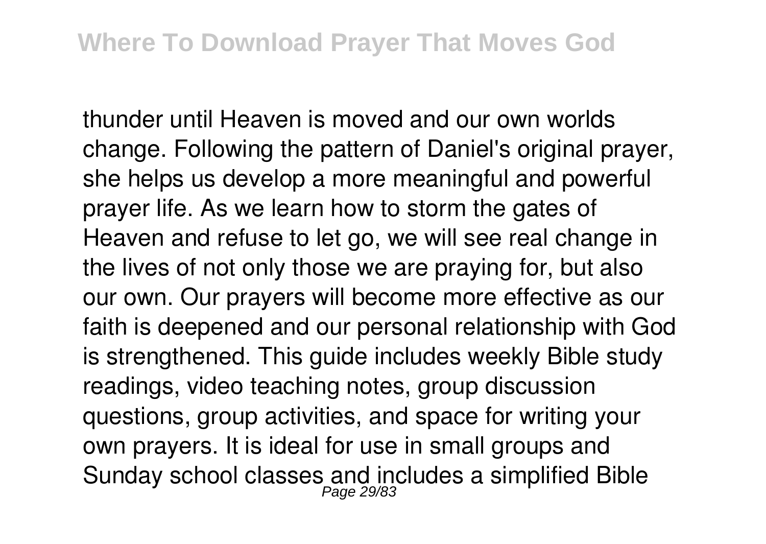thunder until Heaven is moved and our own worlds change. Following the pattern of Daniel's original prayer, she helps us develop a more meaningful and powerful prayer life. As we learn how to storm the gates of Heaven and refuse to let go, we will see real change in the lives of not only those we are praying for, but also our own. Our prayers will become more effective as our faith is deepened and our personal relationship with God is strengthened. This guide includes weekly Bible study readings, video teaching notes, group discussion questions, group activities, and space for writing your own prayers. It is ideal for use in small groups and Sunday school classes and includes a simplified Bible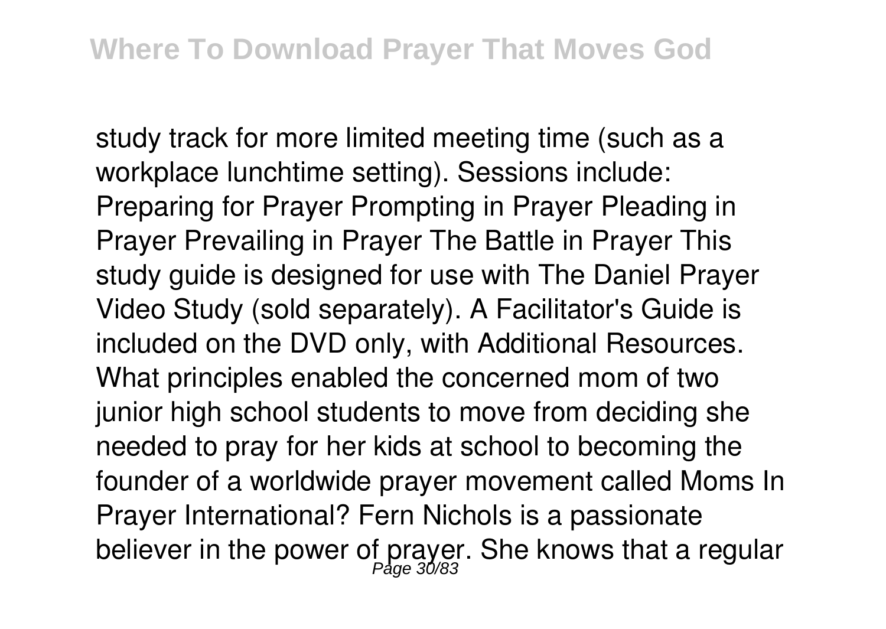study track for more limited meeting time (such as a workplace lunchtime setting). Sessions include: Preparing for Prayer Prompting in Prayer Pleading in Prayer Prevailing in Prayer The Battle in Prayer This study guide is designed for use with The Daniel Prayer Video Study (sold separately). A Facilitator's Guide is included on the DVD only, with Additional Resources. What principles enabled the concerned mom of two junior high school students to move from deciding she needed to pray for her kids at school to becoming the founder of a worldwide prayer movement called Moms In Prayer International? Fern Nichols is a passionate believer in the power of prayer. She knows that a regular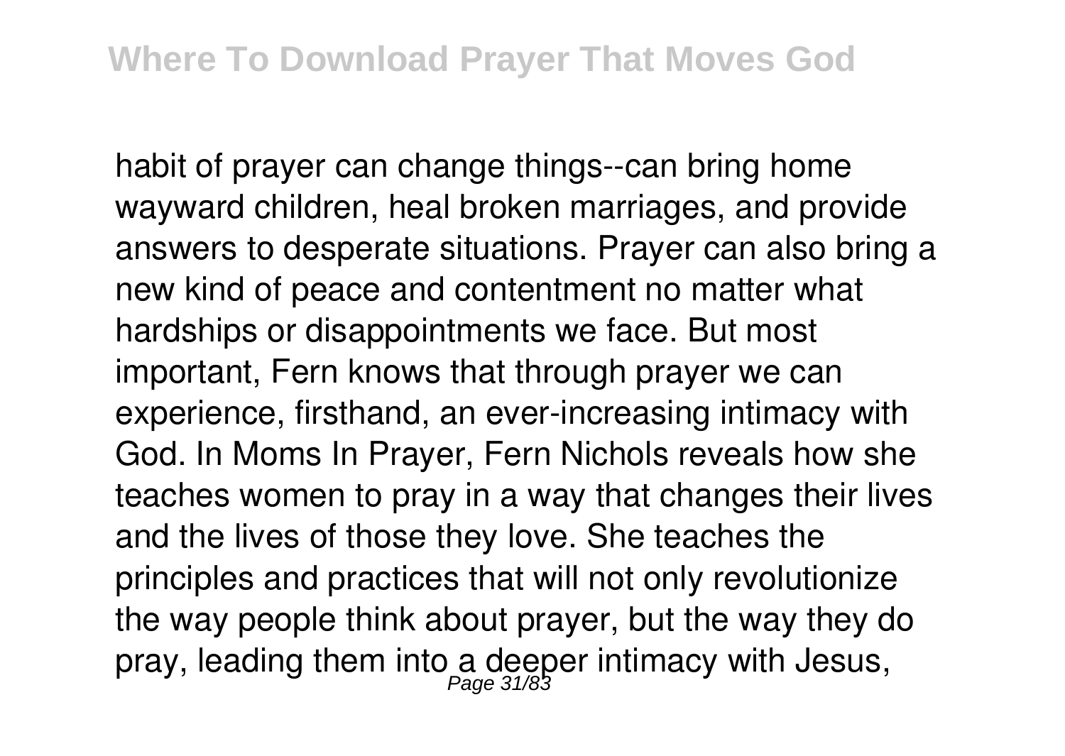habit of prayer can change things--can bring home wayward children, heal broken marriages, and provide answers to desperate situations. Prayer can also bring a new kind of peace and contentment no matter what hardships or disappointments we face. But most important, Fern knows that through prayer we can experience, firsthand, an ever-increasing intimacy with God. In Moms In Prayer, Fern Nichols reveals how she teaches women to pray in a way that changes their lives and the lives of those they love. She teaches the principles and practices that will not only revolutionize the way people think about prayer, but the way they do pray, leading them into a deeper intimacy with Jesus,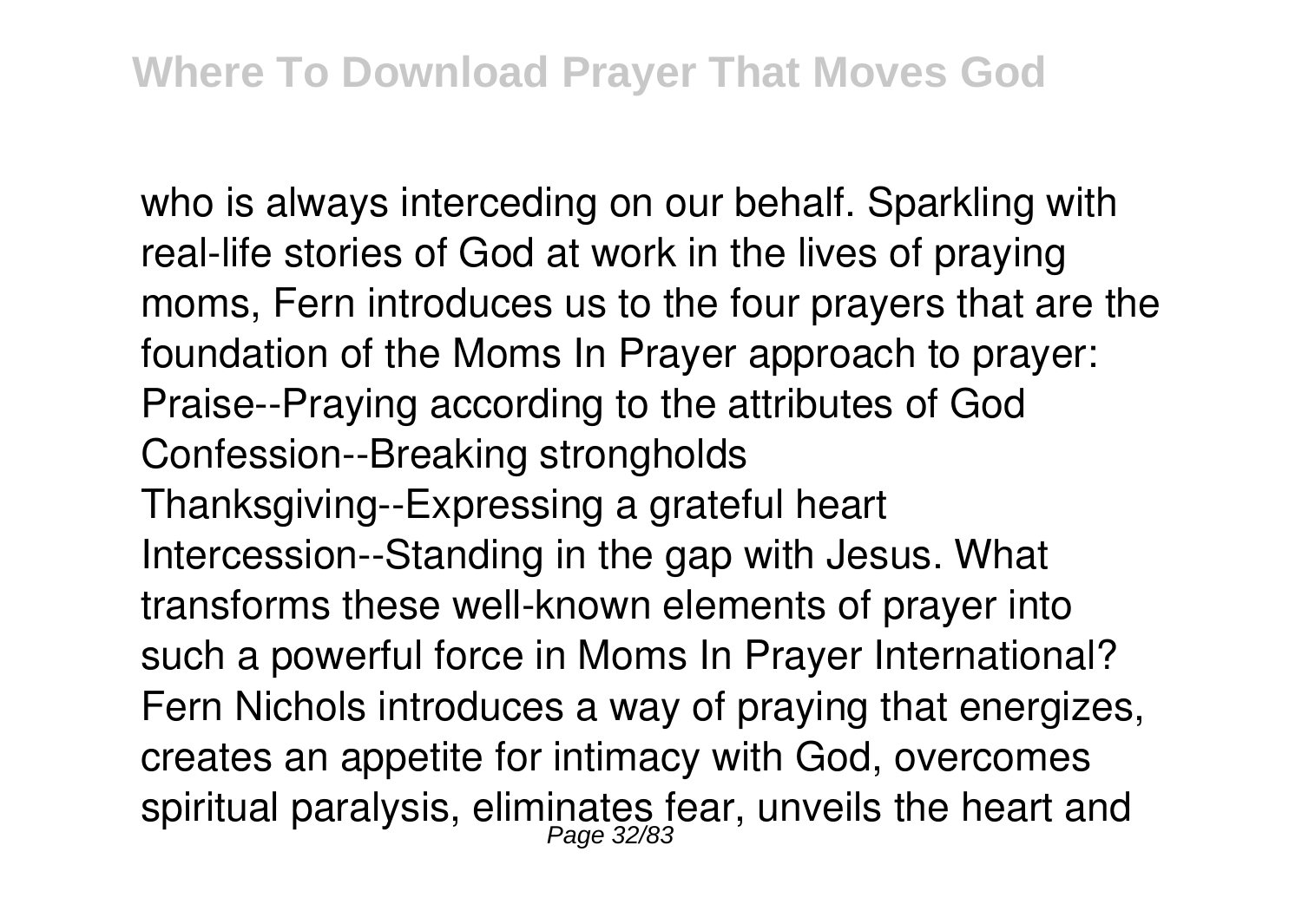who is always interceding on our behalf. Sparkling with real-life stories of God at work in the lives of praying moms, Fern introduces us to the four prayers that are the foundation of the Moms In Prayer approach to prayer:

Praise--Praying according to the attributes of God

Confession--Breaking strongholds

Thanksgiving--Expressing a grateful heart

Intercession--Standing in the gap with Jesus. What transforms these well-known elements of prayer into such a powerful force in Moms In Prayer International? Fern Nichols introduces a way of praying that energizes, creates an appetite for intimacy with God, overcomes spiritual paralysis, eliminates fear, unveils the heart and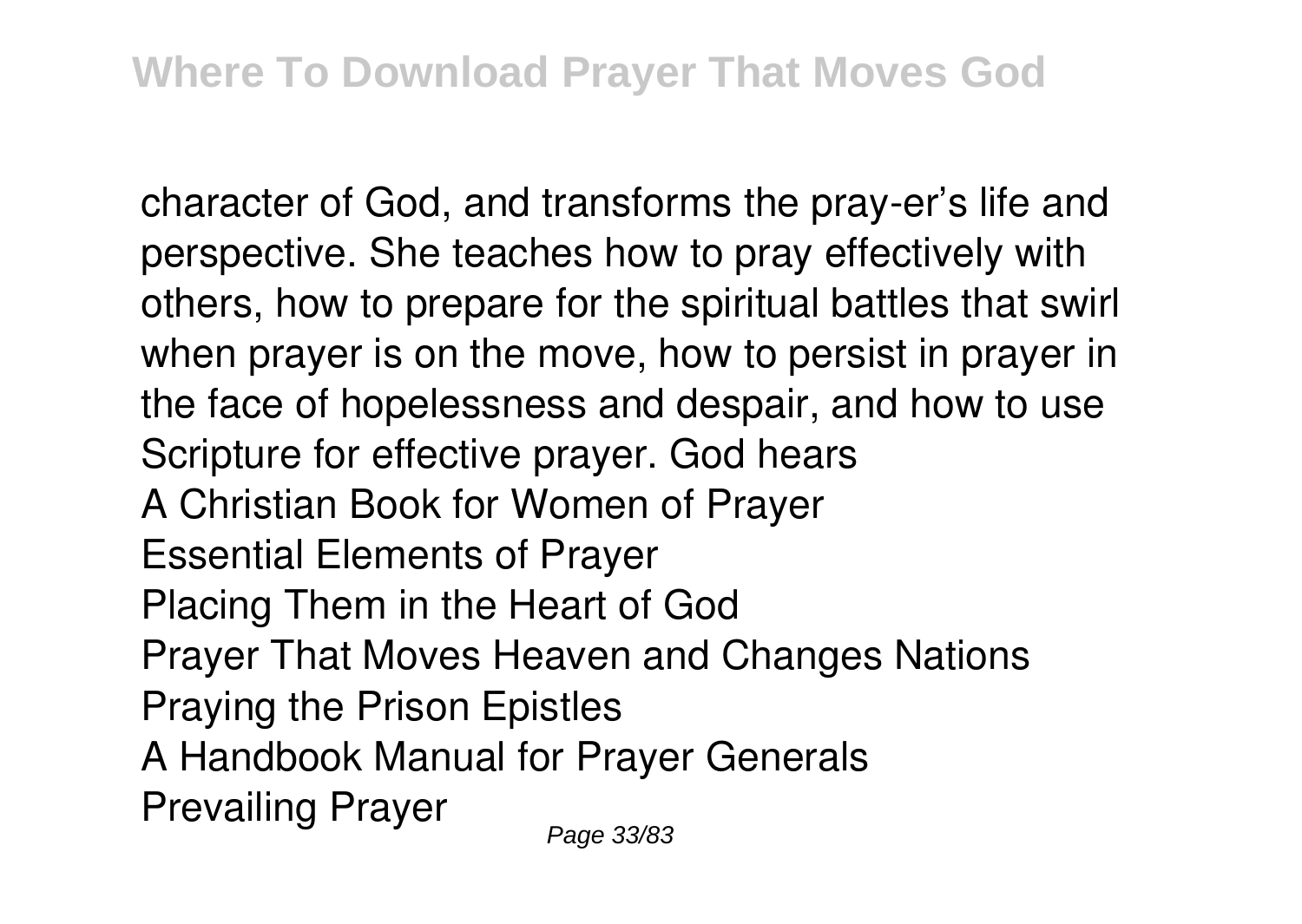character of God, and transforms the pray-er's life and perspective. She teaches how to pray effectively with others, how to prepare for the spiritual battles that swirl when prayer is on the move, how to persist in prayer in the face of hopelessness and despair, and how to use Scripture for effective prayer. God hears

A Christian Book for Women of Prayer

Essential Elements of Prayer

Placing Them in the Heart of God

Prayer That Moves Heaven and Changes Nations

Praying the Prison Epistles

A Handbook Manual for Prayer Generals

Prevailing Prayer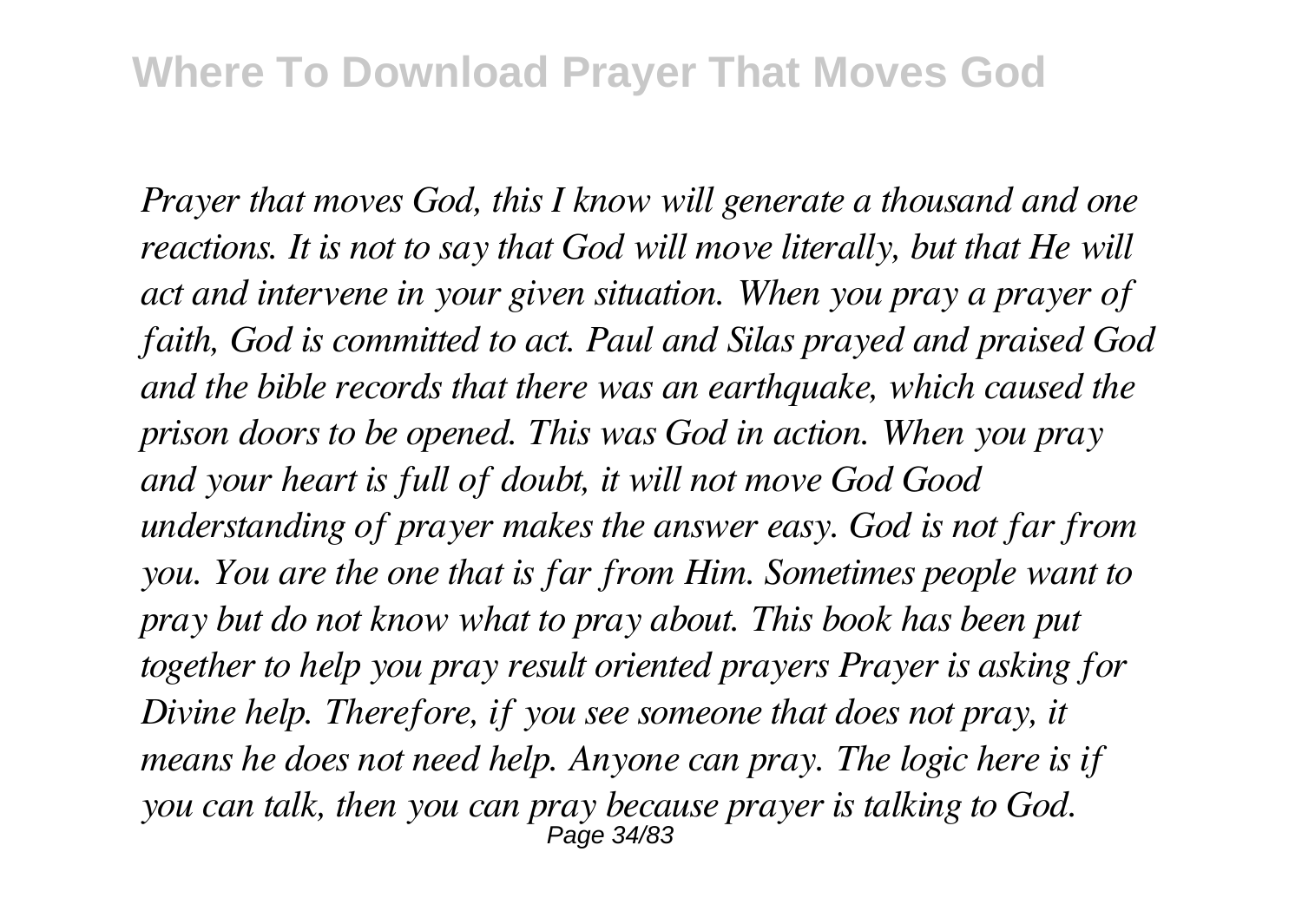*Prayer that moves God, this I know will generate a thousand and one reactions. It is not to say that God will move literally, but that He will act and intervene in your given situation. When you pray a prayer of faith, God is committed to act. Paul and Silas prayed and praised God and the bible records that there was an earthquake, which caused the prison doors to be opened. This was God in action. When you pray and your heart is full of doubt, it will not move God Good understanding of prayer makes the answer easy. God is not far from you. You are the one that is far from Him. Sometimes people want to pray but do not know what to pray about. This book has been put together to help you pray result oriented prayers Prayer is asking for Divine help. Therefore, if you see someone that does not pray, it means he does not need help. Anyone can pray. The logic here is if you can talk, then you can pray because prayer is talking to God.*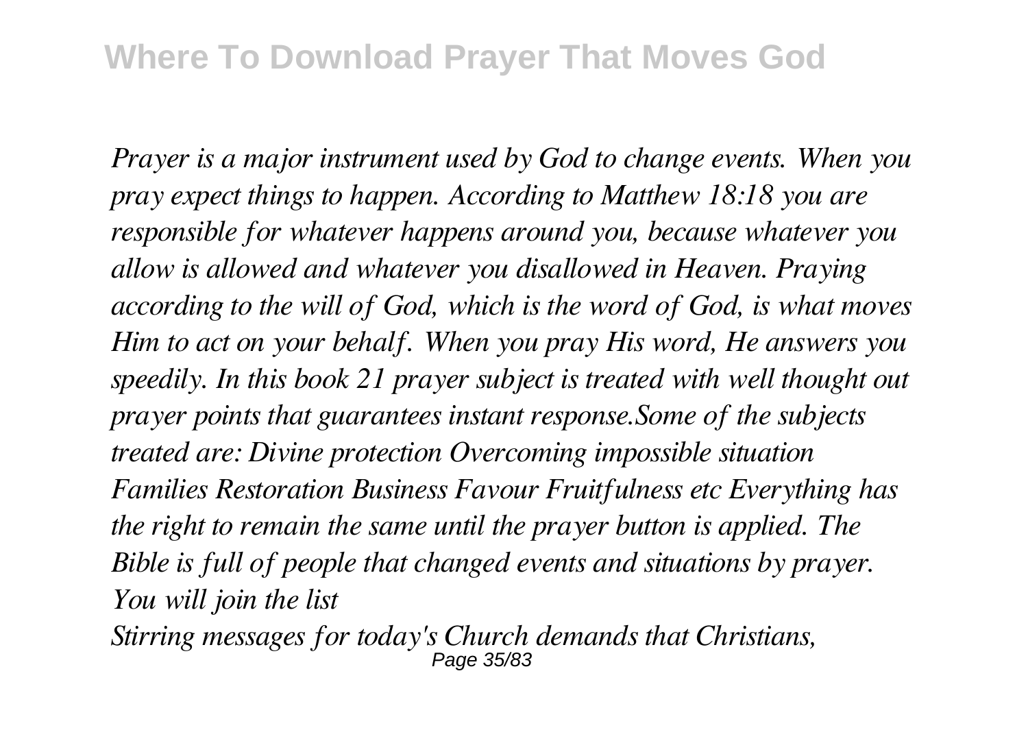*Prayer is a major instrument used by God to change events. When you pray expect things to happen. According to Matthew 18:18 you are responsible for whatever happens around you, because whatever you allow is allowed and whatever you disallowed in Heaven. Praying according to the will of God, which is the word of God, is what moves Him to act on your behalf. When you pray His word, He answers you speedily. In this book 21 prayer subject is treated with well thought out prayer points that guarantees instant response.Some of the subjects treated are: Divine protection Overcoming impossible situation Families Restoration Business Favour Fruitfulness etc Everything has the right to remain the same until the prayer button is applied. The Bible is full of people that changed events and situations by prayer. You will join the list*

*Stirring messages for today's Church demands that Christians,*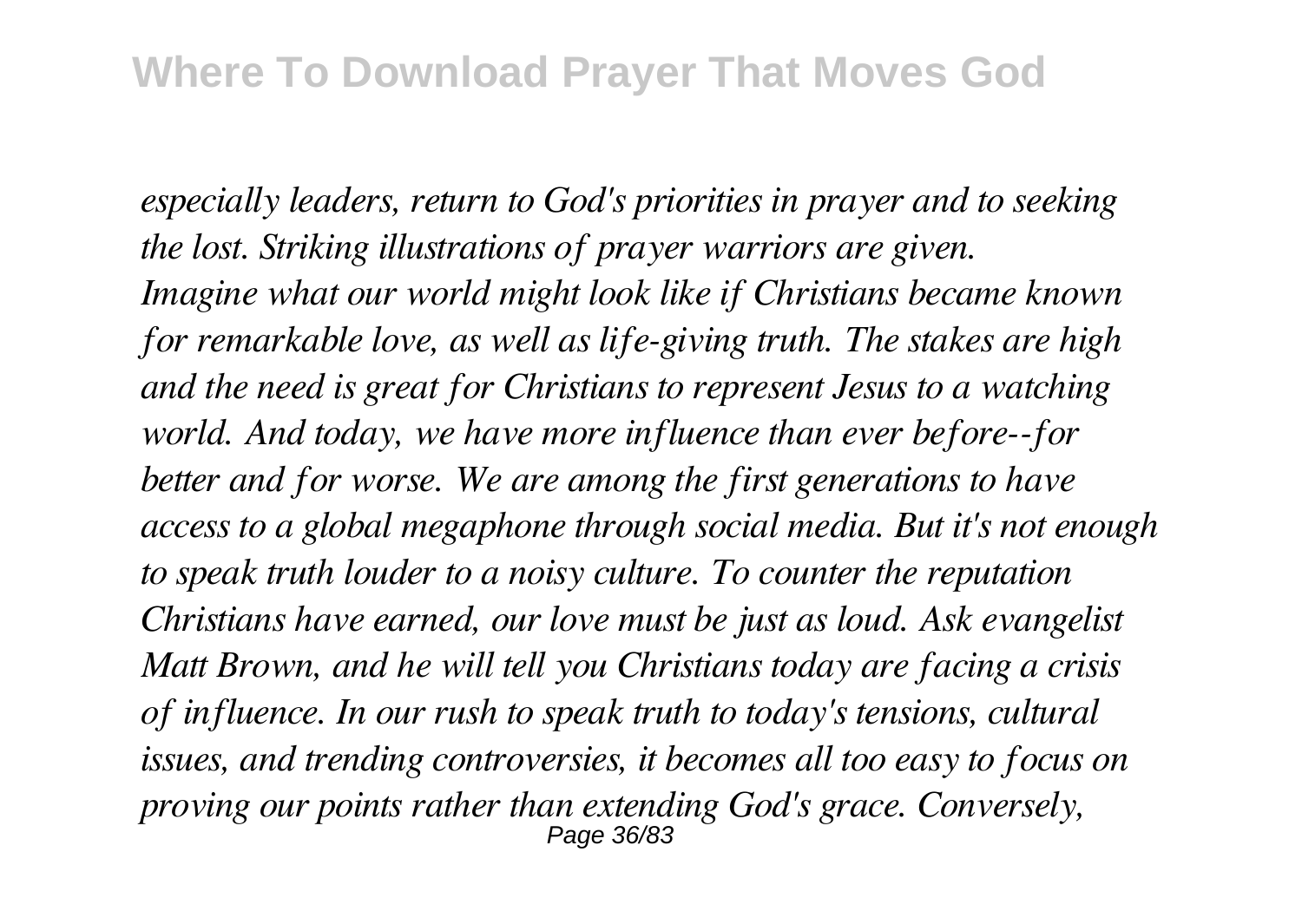*especially leaders, return to God's priorities in prayer and to seeking the lost. Striking illustrations of prayer warriors are given. Imagine what our world might look like if Christians became known for remarkable love, as well as life-giving truth. The stakes are high and the need is great for Christians to represent Jesus to a watching world. And today, we have more influence than ever before--for better and for worse. We are among the first generations to have access to a global megaphone through social media. But it's not enough to speak truth louder to a noisy culture. To counter the reputation Christians have earned, our love must be just as loud. Ask evangelist Matt Brown, and he will tell you Christians today are facing a crisis of influence. In our rush to speak truth to today's tensions, cultural issues, and trending controversies, it becomes all too easy to focus on proving our points rather than extending God's grace. Conversely,*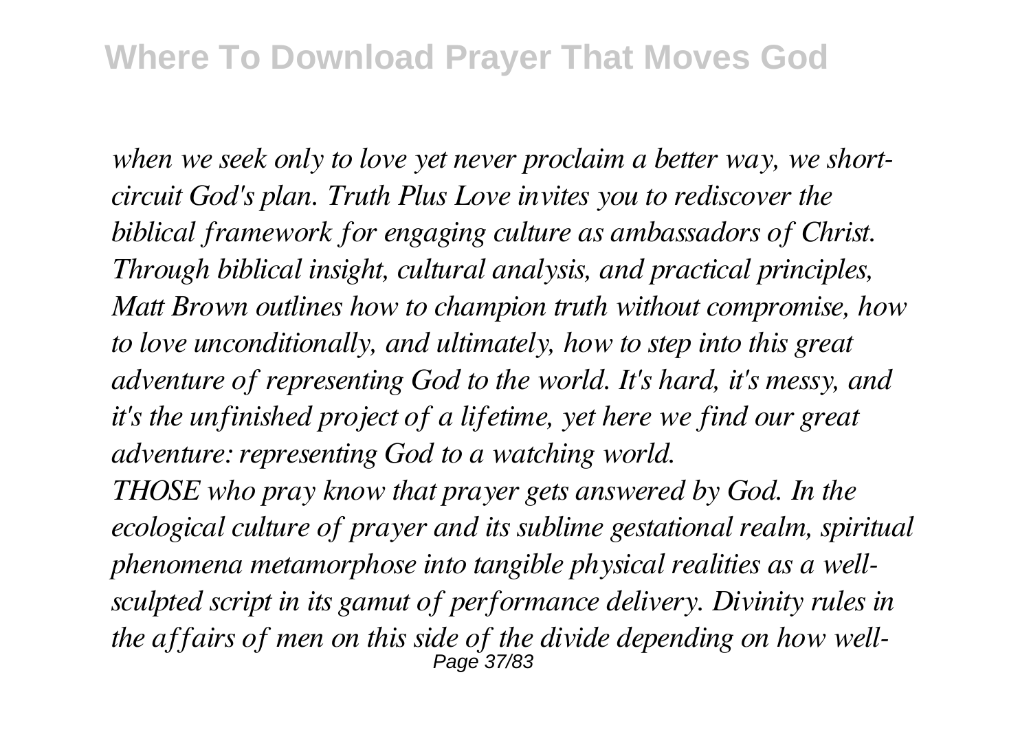*when we seek only to love yet never proclaim a better way, we short-circuit God's plan. Truth Plus Love invites you to rediscover the biblical framework for engaging culture as ambassadors of Christ. Through biblical insight, cultural analysis, and practical principles, Matt Brown outlines how to champion truth without compromise, how to love unconditionally, and ultimately, how to step into this great adventure of representing God to the world. It's hard, it's messy, and it's the unfinished project of a lifetime, yet here we find our great adventure: representing God to a watching world.*

*THOSE who pray know that prayer gets answered by God. In the ecological culture of prayer and its sublime gestational realm, spiritual phenomena metamorphose into tangible physical realities as a well-sculpted script in its gamut of performance delivery. Divinity rules in the affairs of men on this side of the divide depending on how well-*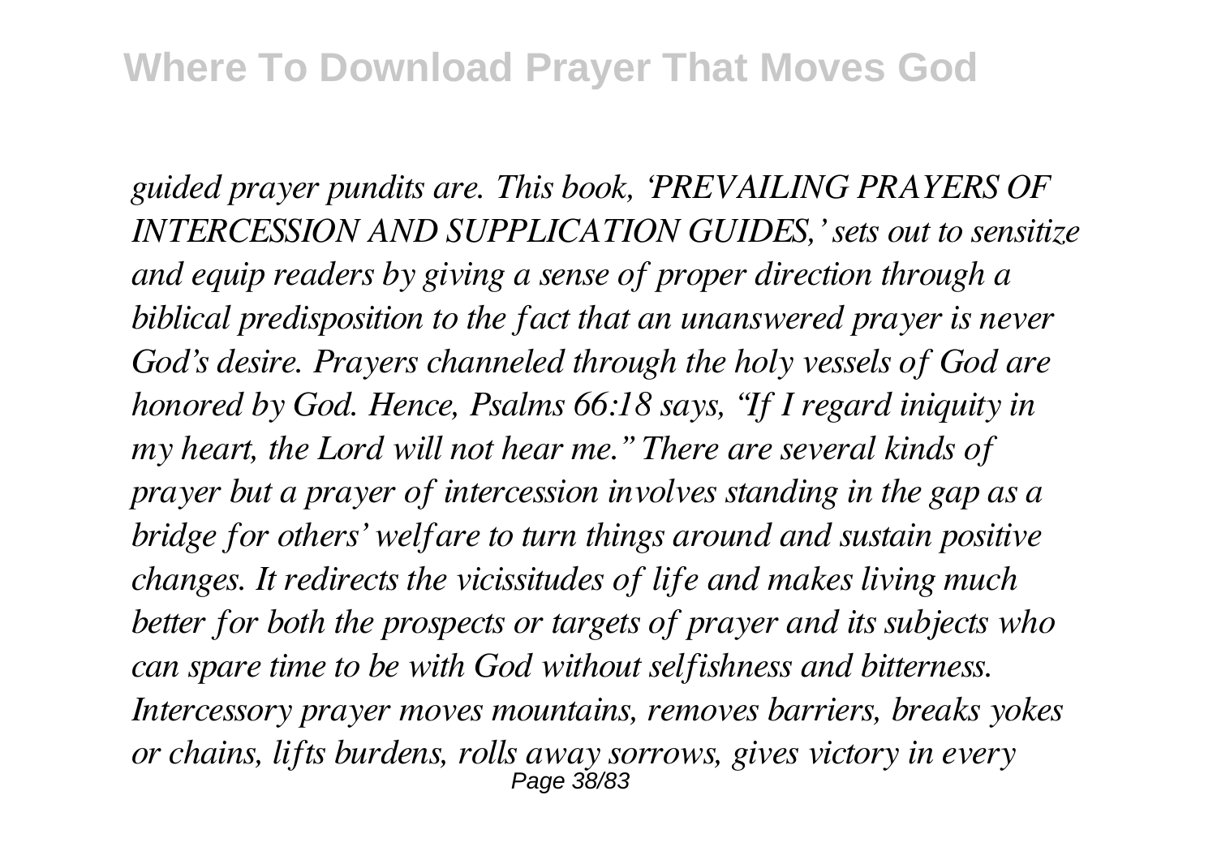*guided prayer pundits are. This book, 'PREVAILING PRAYERS OF INTERCESSION AND SUPPLICATION GUIDES,' sets out to sensitize and equip readers by giving a sense of proper direction through a biblical predisposition to the fact that an unanswered prayer is never God's desire. Prayers channeled through the holy vessels of God are honored by God. Hence, Psalms 66:18 says, "If I regard iniquity in my heart, the Lord will not hear me." There are several kinds of prayer but a prayer of intercession involves standing in the gap as a bridge for others' welfare to turn things around and sustain positive changes. It redirects the vicissitudes of life and makes living much better for both the prospects or targets of prayer and its subjects who can spare time to be with God without selfishness and bitterness. Intercessory prayer moves mountains, removes barriers, breaks yokes or chains, lifts burdens, rolls away sorrows, gives victory in every*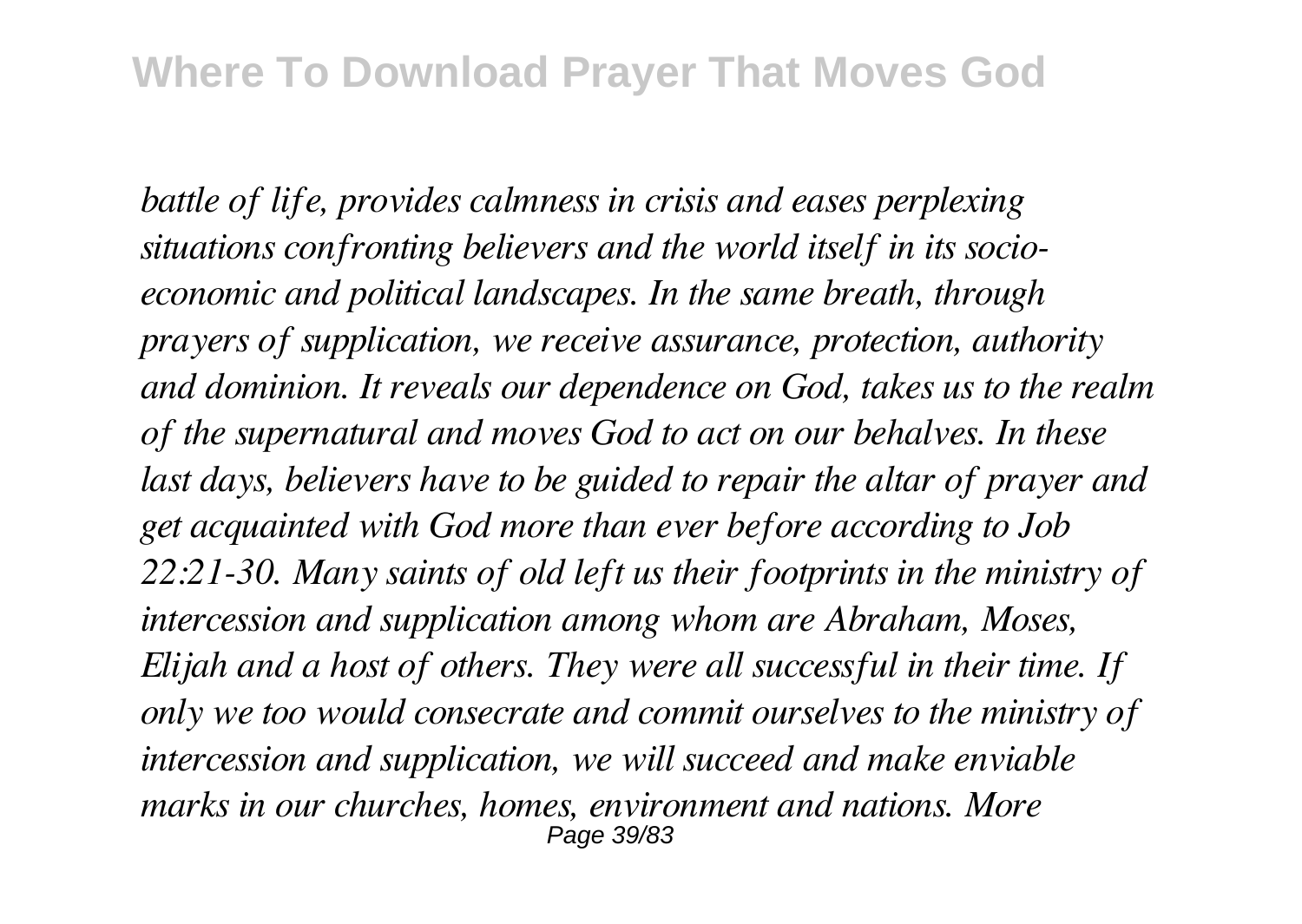*battle of life, provides calmness in crisis and eases perplexing situations confronting believers and the world itself in its socio-economic and political landscapes. In the same breath, through prayers of supplication, we receive assurance, protection, authority and dominion. It reveals our dependence on God, takes us to the realm of the supernatural and moves God to act on our behalves. In these last days, believers have to be guided to repair the altar of prayer and get acquainted with God more than ever before according to Job 22:21-30. Many saints of old left us their footprints in the ministry of intercession and supplication among whom are Abraham, Moses, Elijah and a host of others. They were all successful in their time. If only we too would consecrate and commit ourselves to the ministry of intercession and supplication, we will succeed and make enviable marks in our churches, homes, environment and nations. More*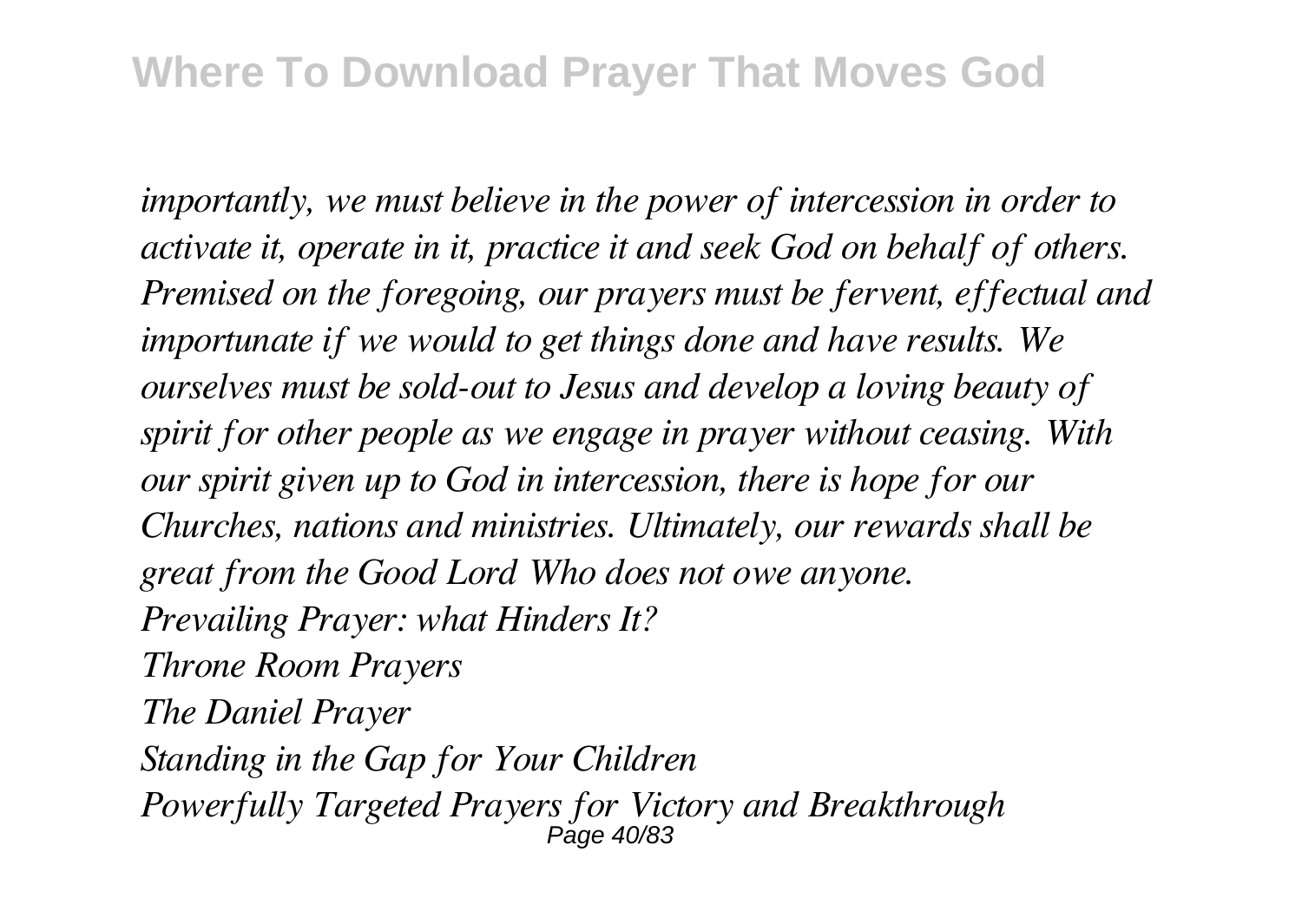*importantly, we must believe in the power of intercession in order to activate it, operate in it, practice it and seek God on behalf of others. Premised on the foregoing, our prayers must be fervent, effectual and importunate if we would to get things done and have results. We ourselves must be sold-out to Jesus and develop a loving beauty of spirit for other people as we engage in prayer without ceasing. With our spirit given up to God in intercession, there is hope for our Churches, nations and ministries. Ultimately, our rewards shall be great from the Good Lord Who does not owe anyone.*

*Prevailing Prayer: what Hinders It?*

*Throne Room Prayers*

*The Daniel Prayer*

*Standing in the Gap for Your Children*

*Powerfully Targeted Prayers for Victory and Breakthrough*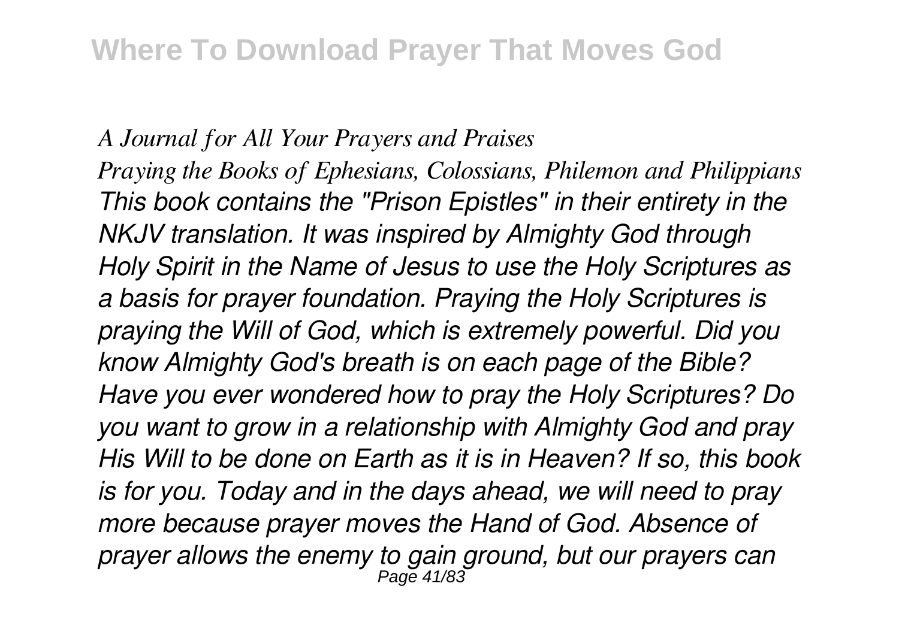*A Journal for All Your Prayers and Praises*

*Praying the Books of Ephesians, Colossians, Philemon and Philippians*

*This book contains the "Prison Epistles" in their entirety in the NKJV translation. It was inspired by Almighty God through Holy Spirit in the Name of Jesus to use the Holy Scriptures as a basis for prayer foundation. Praying the Holy Scriptures is praying the Will of God, which is extremely powerful. Did you know Almighty God's breath is on each page of the Bible? Have you ever wondered how to pray the Holy Scriptures? Do you want to grow in a relationship with Almighty God and pray His Will to be done on Earth as it is in Heaven? If so, this book is for you. Today and in the days ahead, we will need to pray more because prayer moves the Hand of God. Absence of prayer allows the enemy to gain ground, but our prayers can*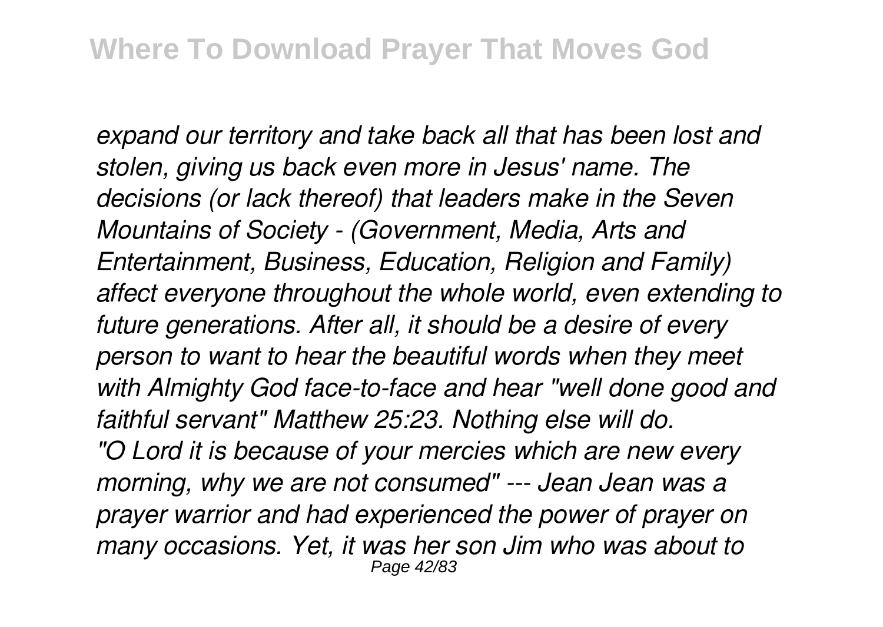*expand our territory and take back all that has been lost and stolen, giving us back even more in Jesus' name. The decisions (or lack thereof) that leaders make in the Seven Mountains of Society - (Government, Media, Arts and Entertainment, Business, Education, Religion and Family) affect everyone throughout the whole world, even extending to future generations. After all, it should be a desire of every person to want to hear the beautiful words when they meet with Almighty God face-to-face and hear "well done good and faithful servant" Matthew 25:23. Nothing else will do.*

*"O Lord it is because of your mercies which are new every morning, why we are not consumed" --- Jean Jean was a prayer warrior and had experienced the power of prayer on many occasions. Yet, it was her son Jim who was about to*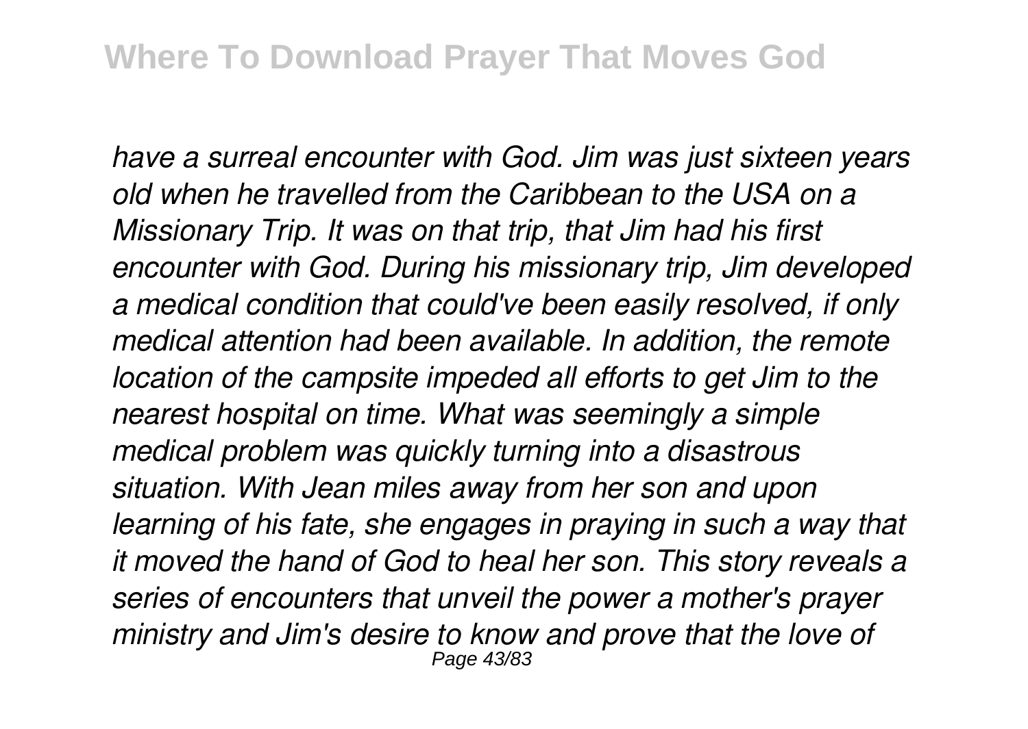*have a surreal encounter with God. Jim was just sixteen years old when he travelled from the Caribbean to the USA on a Missionary Trip. It was on that trip, that Jim had his first encounter with God. During his missionary trip, Jim developed a medical condition that could've been easily resolved, if only medical attention had been available. In addition, the remote location of the campsite impeded all efforts to get Jim to the nearest hospital on time. What was seemingly a simple medical problem was quickly turning into a disastrous situation. With Jean miles away from her son and upon learning of his fate, she engages in praying in such a way that it moved the hand of God to heal her son. This story reveals a series of encounters that unveil the power a mother's prayer ministry and Jim's desire to know and prove that the love of*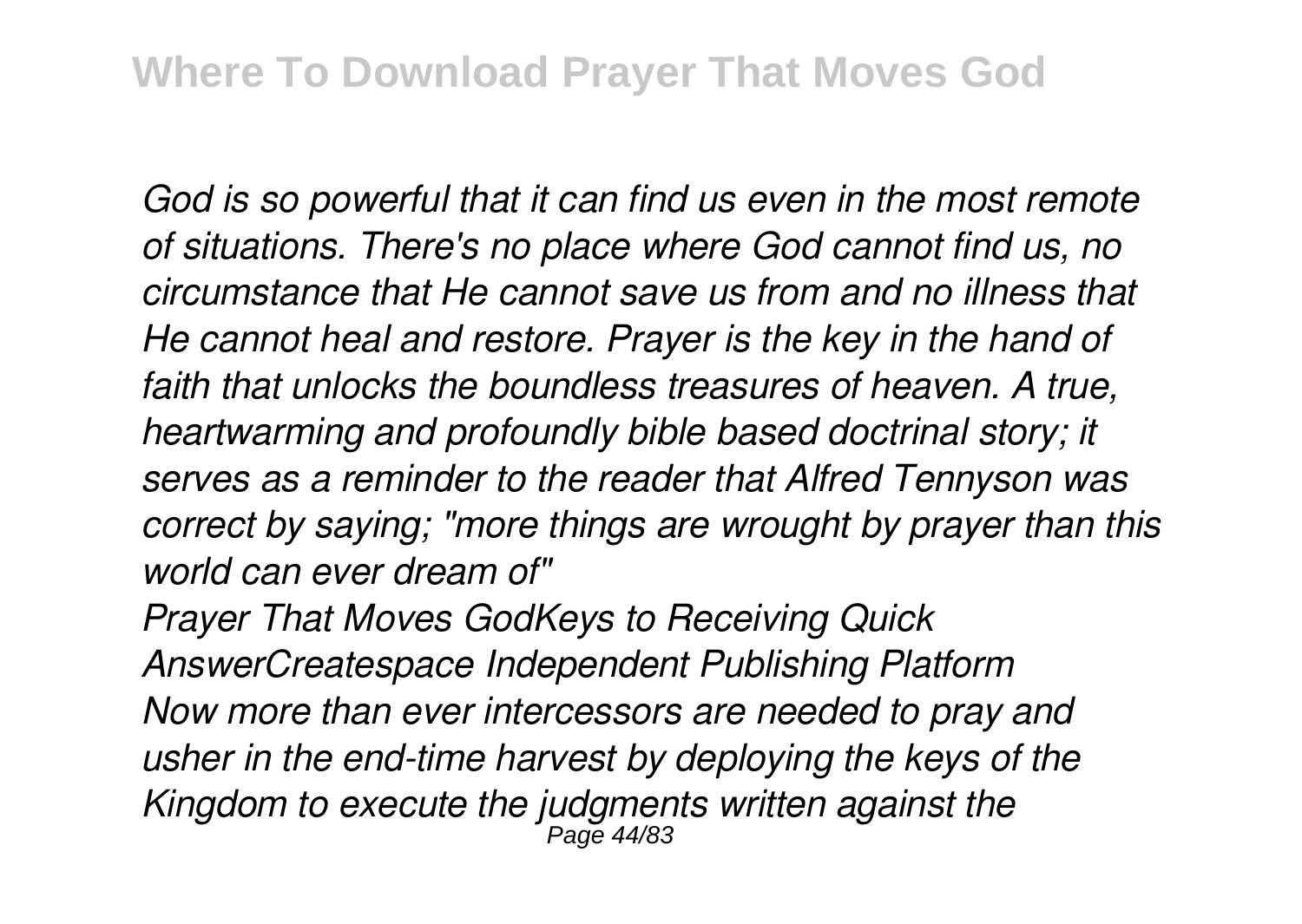*God is so powerful that it can find us even in the most remote of situations. There's no place where God cannot find us, no circumstance that He cannot save us from and no illness that He cannot heal and restore. Prayer is the key in the hand of faith that unlocks the boundless treasures of heaven. A true, heartwarming and profoundly bible based doctrinal story; it serves as a reminder to the reader that Alfred Tennyson was correct by saying; "more things are wrought by prayer than this world can ever dream of"*

*Prayer That Moves GodKeys to Receiving Quick AnswerCreatespace Independent Publishing Platform*

*Now more than ever intercessors are needed to pray and usher in the end-time harvest by deploying the keys of the Kingdom to execute the judgments written against the*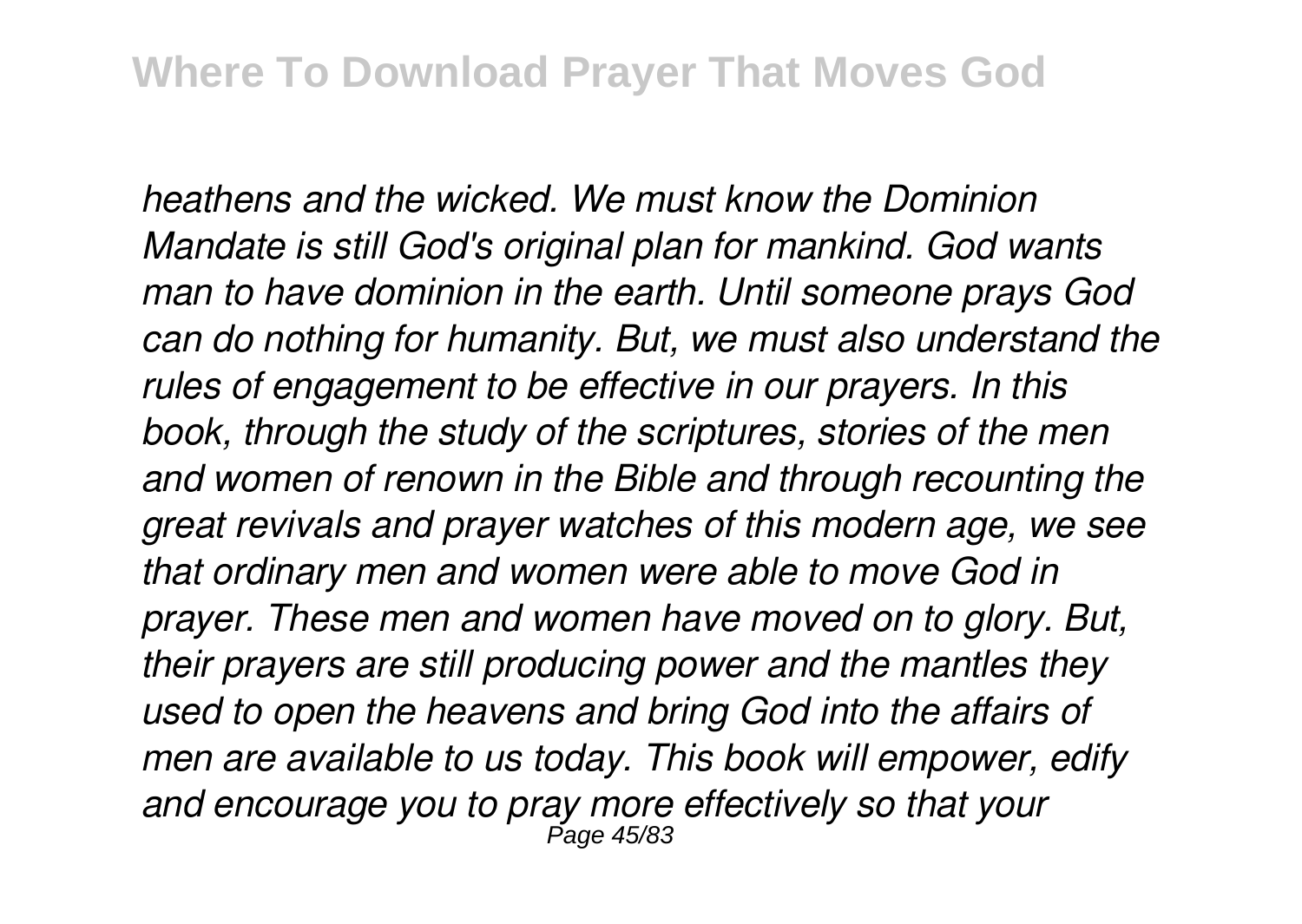*heathens and the wicked. We must know the Dominion Mandate is still God's original plan for mankind. God wants man to have dominion in the earth. Until someone prays God can do nothing for humanity. But, we must also understand the rules of engagement to be effective in our prayers. In this book, through the study of the scriptures, stories of the men and women of renown in the Bible and through recounting the great revivals and prayer watches of this modern age, we see that ordinary men and women were able to move God in prayer. These men and women have moved on to glory. But, their prayers are still producing power and the mantles they used to open the heavens and bring God into the affairs of men are available to us today. This book will empower, edify and encourage you to pray more effectively so that your*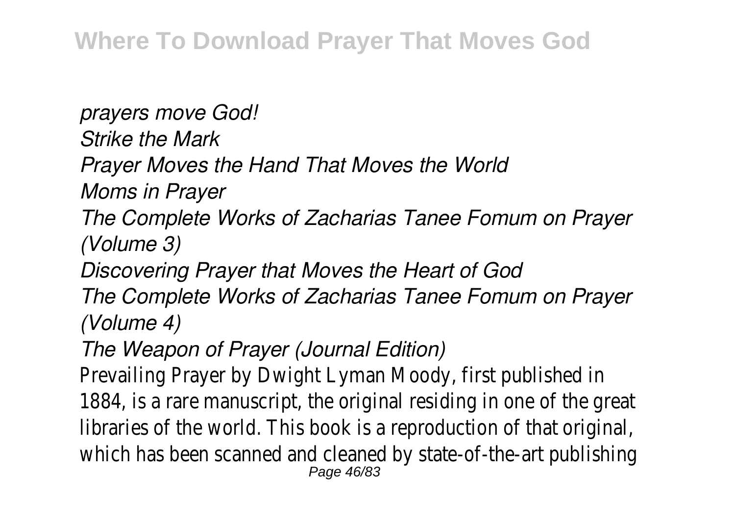*prayers move God!*

*Strike the Mark*

*Prayer Moves the Hand That Moves the World*

*Moms in Prayer*

*The Complete Works of Zacharias Tanee Fomum on Prayer (Volume 3)*

*Discovering Prayer that Moves the Heart of God*

*The Complete Works of Zacharias Tanee Fomum on Prayer (Volume 4)*

*The Weapon of Prayer (Journal Edition)*

Prevailing Prayer by Dwight Lyman Moody, first published in 1884, is a rare manuscript, the original residing in one of the great libraries of the world. This book is a reproduction of that original, which has been scanned and cleaned by state-of-the-art publishing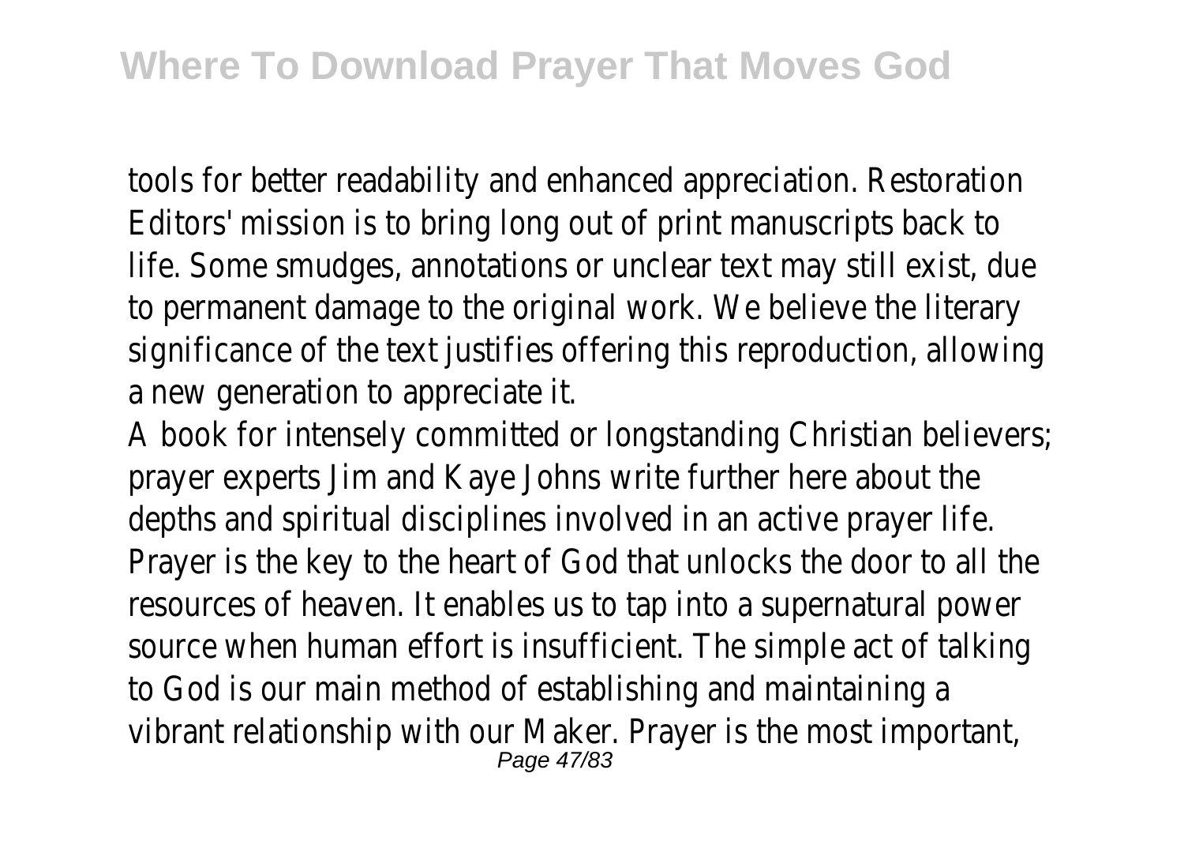tools for better readability and enhanced appreciation. Restoration Editors' mission is to bring long out of print manuscripts back to life. Some smudges, annotations or unclear text may still exist, due to permanent damage to the original work. We believe the literary significance of the text justifies offering this reproduction, allowing a new generation to appreciate it.

A book for intensely committed or longstanding Christian believers; prayer experts Jim and Kaye Johns write further here about the depths and spiritual disciplines involved in an active prayer life.

Prayer is the key to the heart of God that unlocks the door to all the resources of heaven. It enables us to tap into a supernatural power source when human effort is insufficient. The simple act of talking to God is our main method of establishing and maintaining a vibrant relationship with our Maker. Prayer is the most important,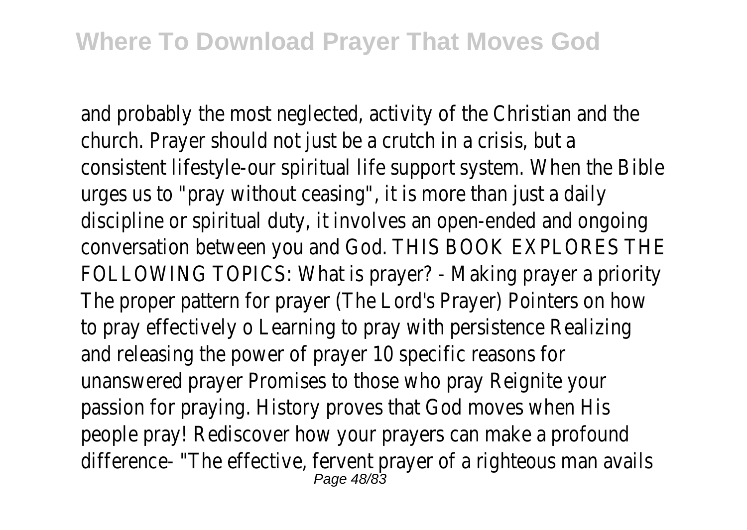and probably the most neglected, activity of the Christian and the church. Prayer should not just be a crutch in a crisis, but a consistent lifestyle-our spiritual life support system. When the Bible urges us to "pray without ceasing", it is more than just a daily discipline or spiritual duty, it involves an open-ended and ongoing conversation between you and God. THIS BOOK EXPLORES THE FOLLOWING TOPICS: What is prayer? - Making prayer a priority The proper pattern for prayer (The Lord's Prayer) Pointers on how to pray effectively o Learning to pray with persistence Realizing and releasing the power of prayer 10 specific reasons for unanswered prayer Promises to those who pray Reignite your passion for praying. History proves that God moves when His people pray! Rediscover how your prayers can make a profound difference- "The effective, fervent prayer of a righteous man avails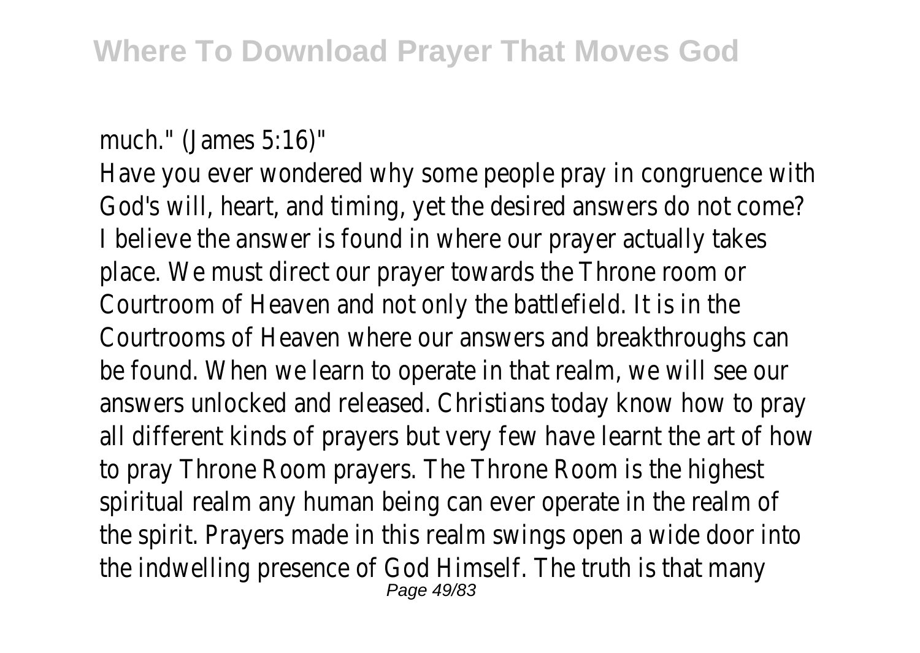much." (James 5:16)"

Have you ever wondered why some people pray in congruence with God's will, heart, and timing, yet the desired answers do not come? I believe the answer is found in where our prayer actually takes place. We must direct our prayer towards the Throne room or Courtroom of Heaven and not only the battlefield. It is in the Courtrooms of Heaven where our answers and breakthroughs can be found. When we learn to operate in that realm, we will see our answers unlocked and released. Christians today know how to pray all different kinds of prayers but very few have learnt the art of how to pray Throne Room prayers. The Throne Room is the highest spiritual realm any human being can ever operate in the realm of the spirit. Prayers made in this realm swings open a wide door into the indwelling presence of God Himself. The truth is that many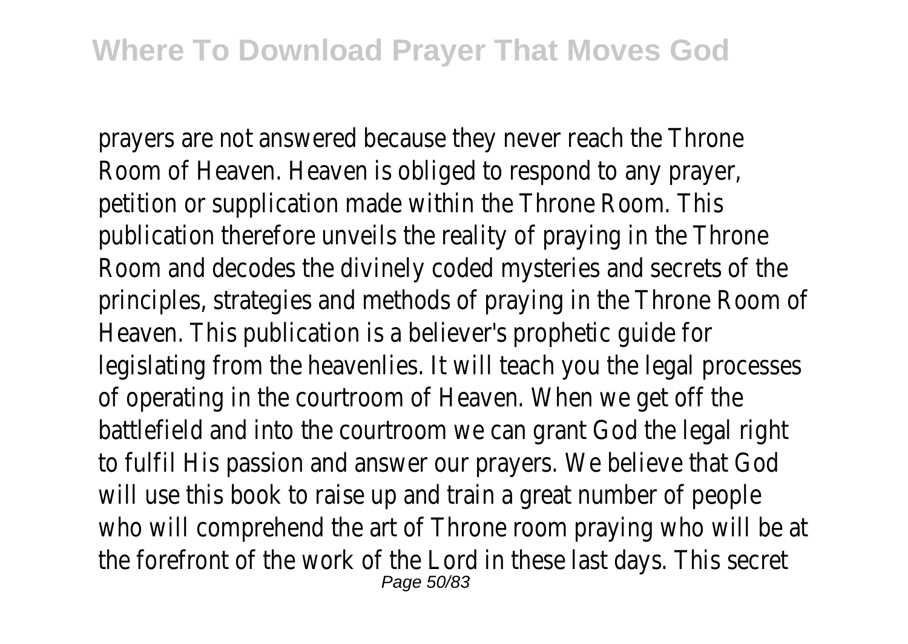prayers are not answered because they never reach the Throne Room of Heaven. Heaven is obliged to respond to any prayer, petition or supplication made within the Throne Room. This publication therefore unveils the reality of praying in the Throne Room and decodes the divinely coded mysteries and secrets of the principles, strategies and methods of praying in the Throne Room of Heaven. This publication is a believer's prophetic guide for legislating from the heavenlies. It will teach you the legal processes of operating in the courtroom of Heaven. When we get off the battlefield and into the courtroom we can grant God the legal right to fulfil His passion and answer our prayers. We believe that God will use this book to raise up and train a great number of people who will comprehend the art of Throne room praying who will be at the forefront of the work of the Lord in these last days. This secret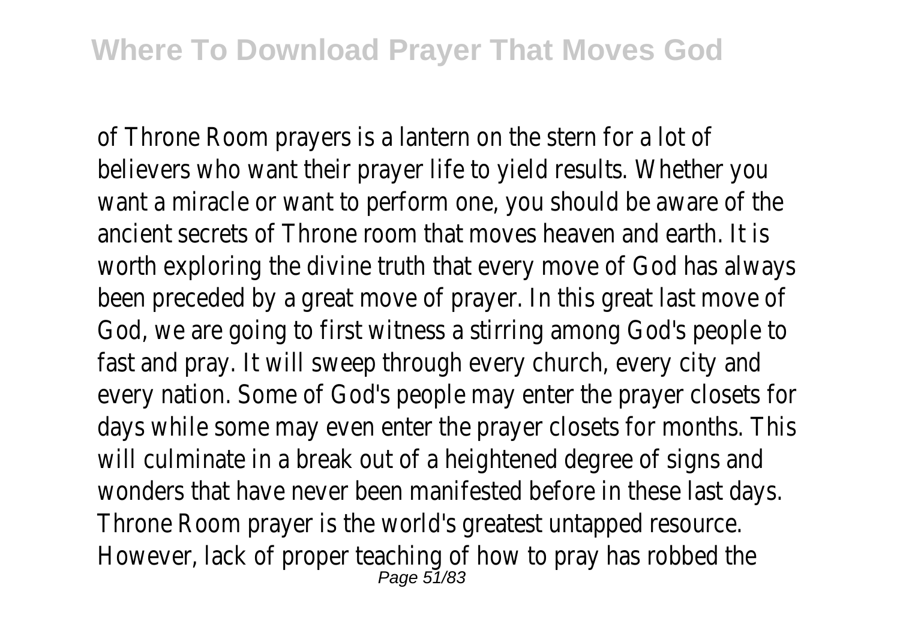of Throne Room prayers is a lantern on the stern for a lot of believers who want their prayer life to yield results. Whether you want a miracle or want to perform one, you should be aware of the ancient secrets of Throne room that moves heaven and earth. It is worth exploring the divine truth that every move of God has always been preceded by a great move of prayer. In this great last move of God, we are going to first witness a stirring among God's people to fast and pray. It will sweep through every church, every city and every nation. Some of God's people may enter the prayer closets for days while some may even enter the prayer closets for months. This will culminate in a break out of a heightened degree of signs and wonders that have never been manifested before in these last days. Throne Room prayer is the world's greatest untapped resource. However, lack of proper teaching of how to pray has robbed the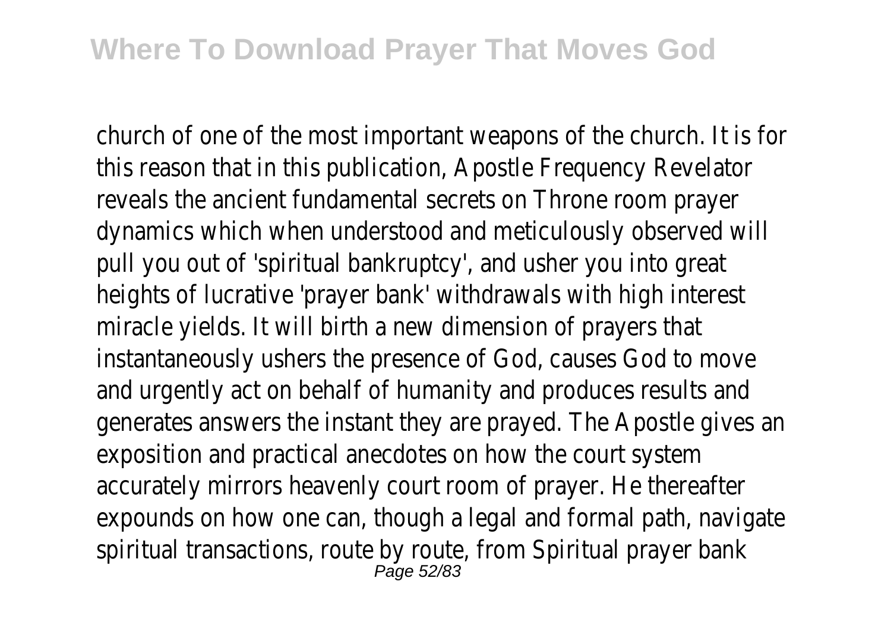church of one of the most important weapons of the church. It is for this reason that in this publication, Apostle Frequency Revelator reveals the ancient fundamental secrets on Throne room prayer dynamics which when understood and meticulously observed will pull you out of 'spiritual bankruptcy', and usher you into great heights of lucrative 'prayer bank' withdrawals with high interest miracle yields. It will birth a new dimension of prayers that instantaneously ushers the presence of God, causes God to move and urgently act on behalf of humanity and produces results and generates answers the instant they are prayed. The Apostle gives an exposition and practical anecdotes on how the court system accurately mirrors heavenly court room of prayer. He thereafter expounds on how one can, though a legal and formal path, navigate spiritual transactions, route by route, from Spiritual prayer bank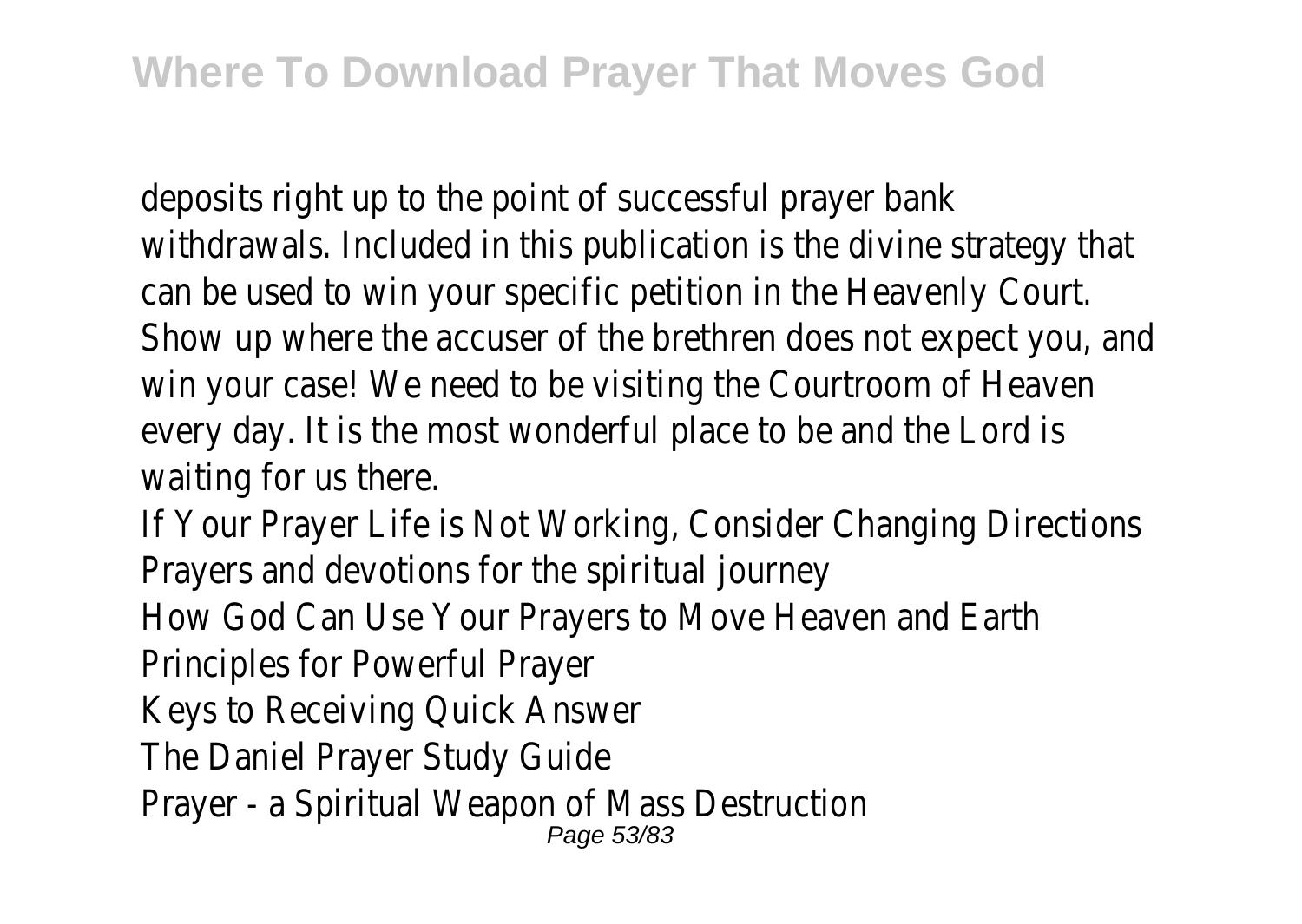deposits right up to the point of successful prayer bank withdrawals. Included in this publication is the divine strategy that can be used to win your specific petition in the Heavenly Court. Show up where the accuser of the brethren does not expect you, and win your case! We need to be visiting the Courtroom of Heaven every day. It is the most wonderful place to be and the Lord is waiting for us there.

If Your Prayer Life is Not Working, Consider Changing Directions
Prayers and devotions for the spiritual journey
How God Can Use Your Prayers to Move Heaven and Earth
Principles for Powerful Prayer
Keys to Receiving Quick Answer
The Daniel Prayer Study Guide
Prayer - a Spiritual Weapon of Mass Destruction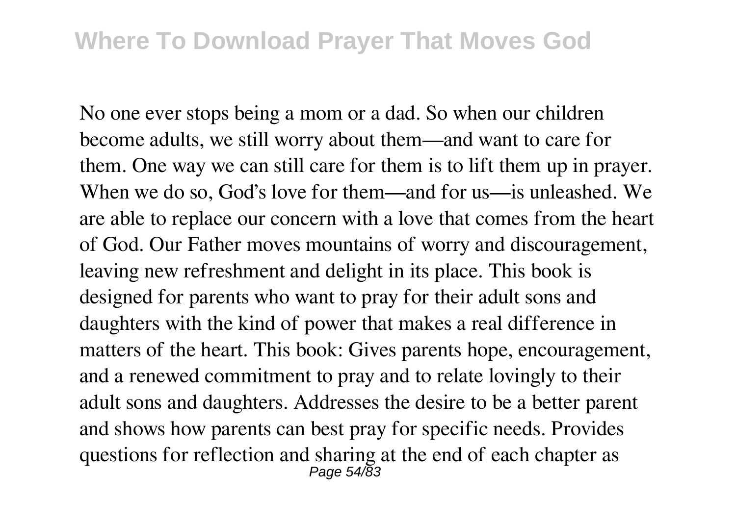No one ever stops being a mom or a dad. So when our children become adults, we still worry about them—and want to care for them. One way we can still care for them is to lift them up in prayer. When we do so, God's love for them—and for us—is unleashed. We are able to replace our concern with a love that comes from the heart of God. Our Father moves mountains of worry and discouragement, leaving new refreshment and delight in its place. This book is designed for parents who want to pray for their adult sons and daughters with the kind of power that makes a real difference in matters of the heart. This book: Gives parents hope, encouragement, and a renewed commitment to pray and to relate lovingly to their adult sons and daughters. Addresses the desire to be a better parent and shows how parents can best pray for specific needs. Provides questions for reflection and sharing at the end of each chapter as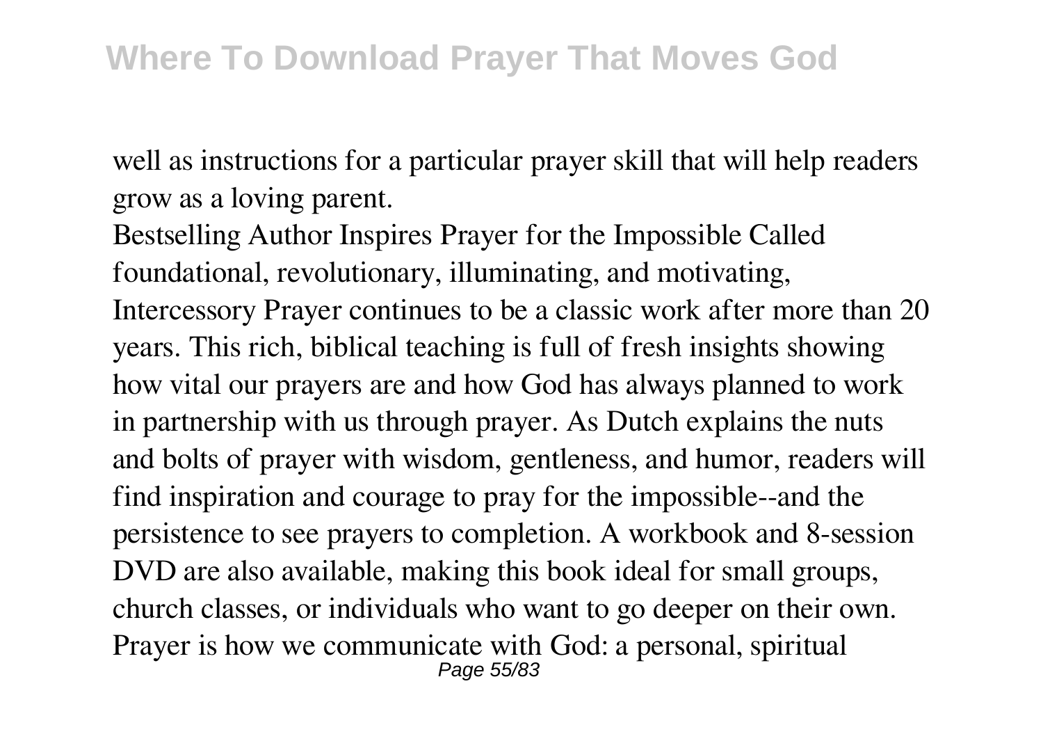well as instructions for a particular prayer skill that will help readers grow as a loving parent.

Bestselling Author Inspires Prayer for the Impossible Called foundational, revolutionary, illuminating, and motivating, Intercessory Prayer continues to be a classic work after more than 20 years. This rich, biblical teaching is full of fresh insights showing how vital our prayers are and how God has always planned to work in partnership with us through prayer. As Dutch explains the nuts and bolts of prayer with wisdom, gentleness, and humor, readers will find inspiration and courage to pray for the impossible--and the persistence to see prayers to completion. A workbook and 8-session DVD are also available, making this book ideal for small groups, church classes, or individuals who want to go deeper on their own.

Prayer is how we communicate with God: a personal, spiritual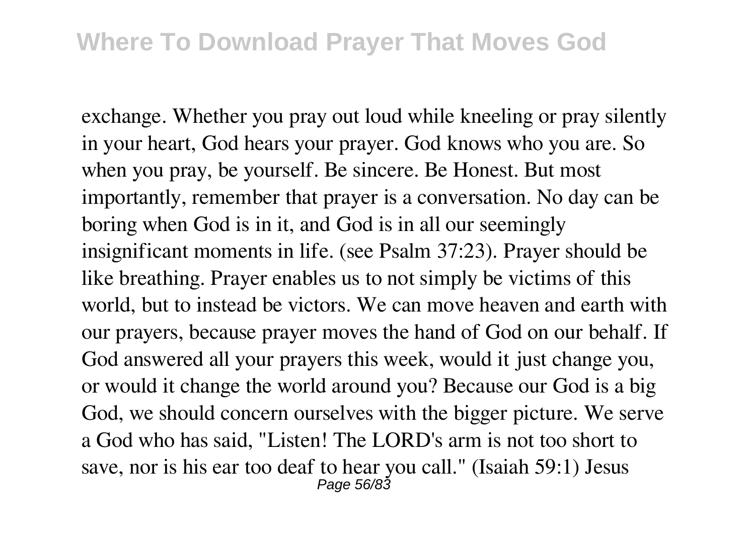exchange. Whether you pray out loud while kneeling or pray silently in your heart, God hears your prayer. God knows who you are. So when you pray, be yourself. Be sincere. Be Honest. But most importantly, remember that prayer is a conversation. No day can be boring when God is in it, and God is in all our seemingly insignificant moments in life. (see Psalm 37:23). Prayer should be like breathing. Prayer enables us to not simply be victims of this world, but to instead be victors. We can move heaven and earth with our prayers, because prayer moves the hand of God on our behalf. If God answered all your prayers this week, would it just change you, or would it change the world around you? Because our God is a big God, we should concern ourselves with the bigger picture. We serve a God who has said, "Listen! The LORD's arm is not too short to save, nor is his ear too deaf to hear you call." (Isaiah 59:1) Jesus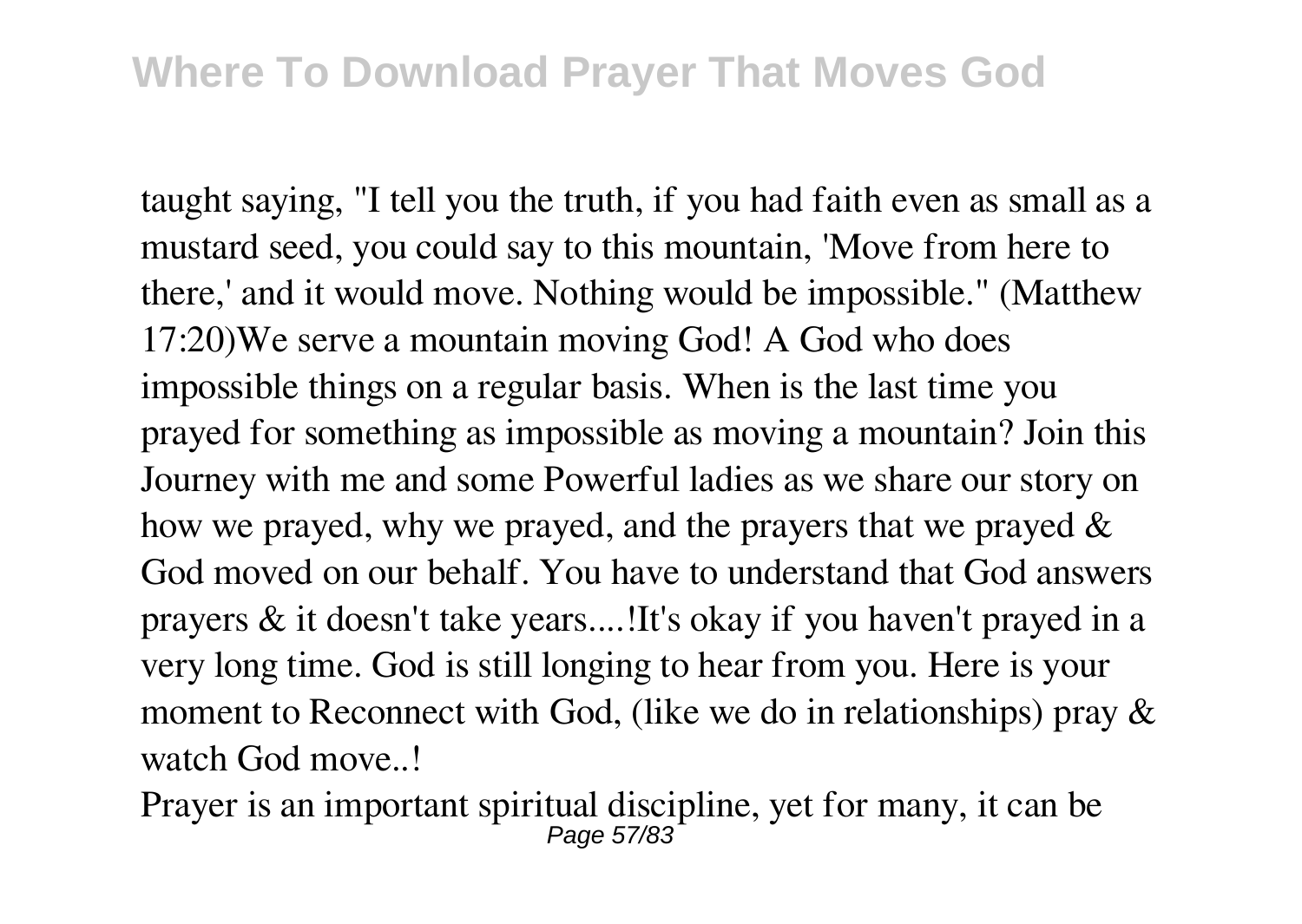taught saying, "I tell you the truth, if you had faith even as small as a mustard seed, you could say to this mountain, 'Move from here to there,' and it would move. Nothing would be impossible." (Matthew 17:20)We serve a mountain moving God! A God who does impossible things on a regular basis. When is the last time you prayed for something as impossible as moving a mountain? Join this Journey with me and some Powerful ladies as we share our story on how we prayed, why we prayed, and the prayers that we prayed & God moved on our behalf. You have to understand that God answers prayers & it doesn't take years....!It's okay if you haven't prayed in a very long time. God is still longing to hear from you. Here is your moment to Reconnect with God, (like we do in relationships) pray & watch God move..!

Prayer is an important spiritual discipline, yet for many, it can be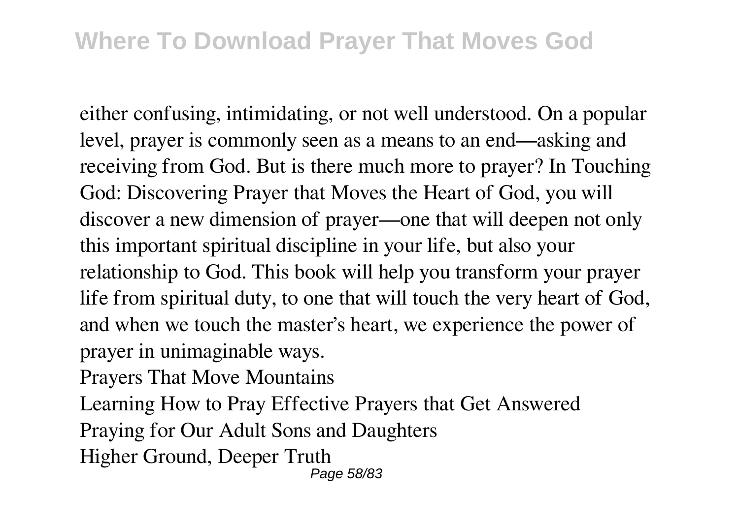either confusing, intimidating, or not well understood. On a popular level, prayer is commonly seen as a means to an end—asking and receiving from God. But is there much more to prayer? In Touching God: Discovering Prayer that Moves the Heart of God, you will discover a new dimension of prayer—one that will deepen not only this important spiritual discipline in your life, but also your relationship to God. This book will help you transform your prayer life from spiritual duty, to one that will touch the very heart of God, and when we touch the master's heart, we experience the power of prayer in unimaginable ways.

Prayers That Move Mountains

Learning How to Pray Effective Prayers that Get Answered

Praying for Our Adult Sons and Daughters

Higher Ground, Deeper Truth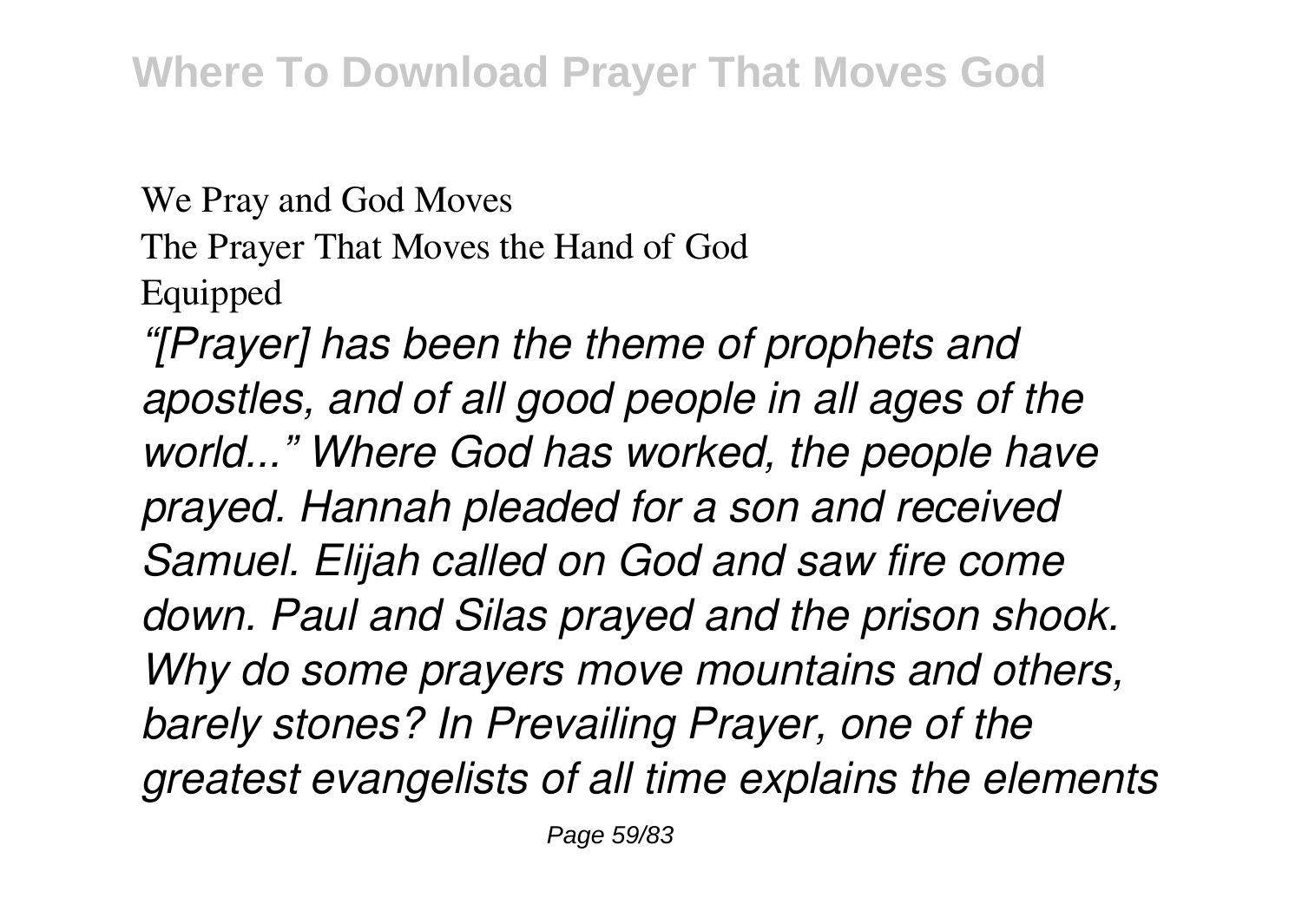We Pray and God Moves
The Prayer That Moves the Hand of God
Equipped

*"[Prayer] has been the theme of prophets and apostles, and of all good people in all ages of the world..." Where God has worked, the people have prayed. Hannah pleaded for a son and received Samuel. Elijah called on God and saw fire come down. Paul and Silas prayed and the prison shook. Why do some prayers move mountains and others, barely stones? In Prevailing Prayer, one of the greatest evangelists of all time explains the elements*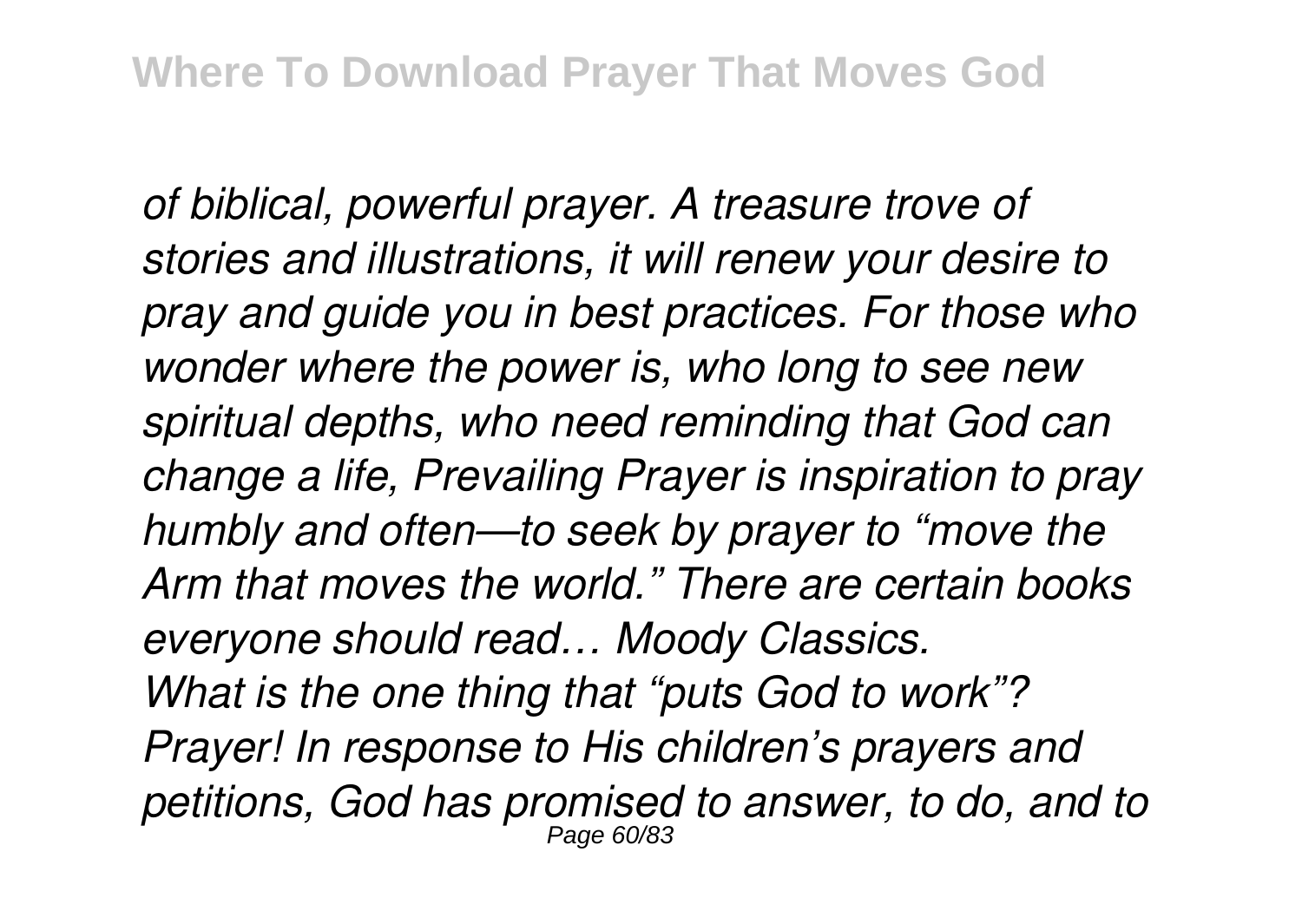*of biblical, powerful prayer. A treasure trove of stories and illustrations, it will renew your desire to pray and guide you in best practices. For those who wonder where the power is, who long to see new spiritual depths, who need reminding that God can change a life, Prevailing Prayer is inspiration to pray humbly and often—to seek by prayer to "move the Arm that moves the world." There are certain books everyone should read… Moody Classics.*

*What is the one thing that "puts God to work"? Prayer! In response to His children's prayers and petitions, God has promised to answer, to do, and to*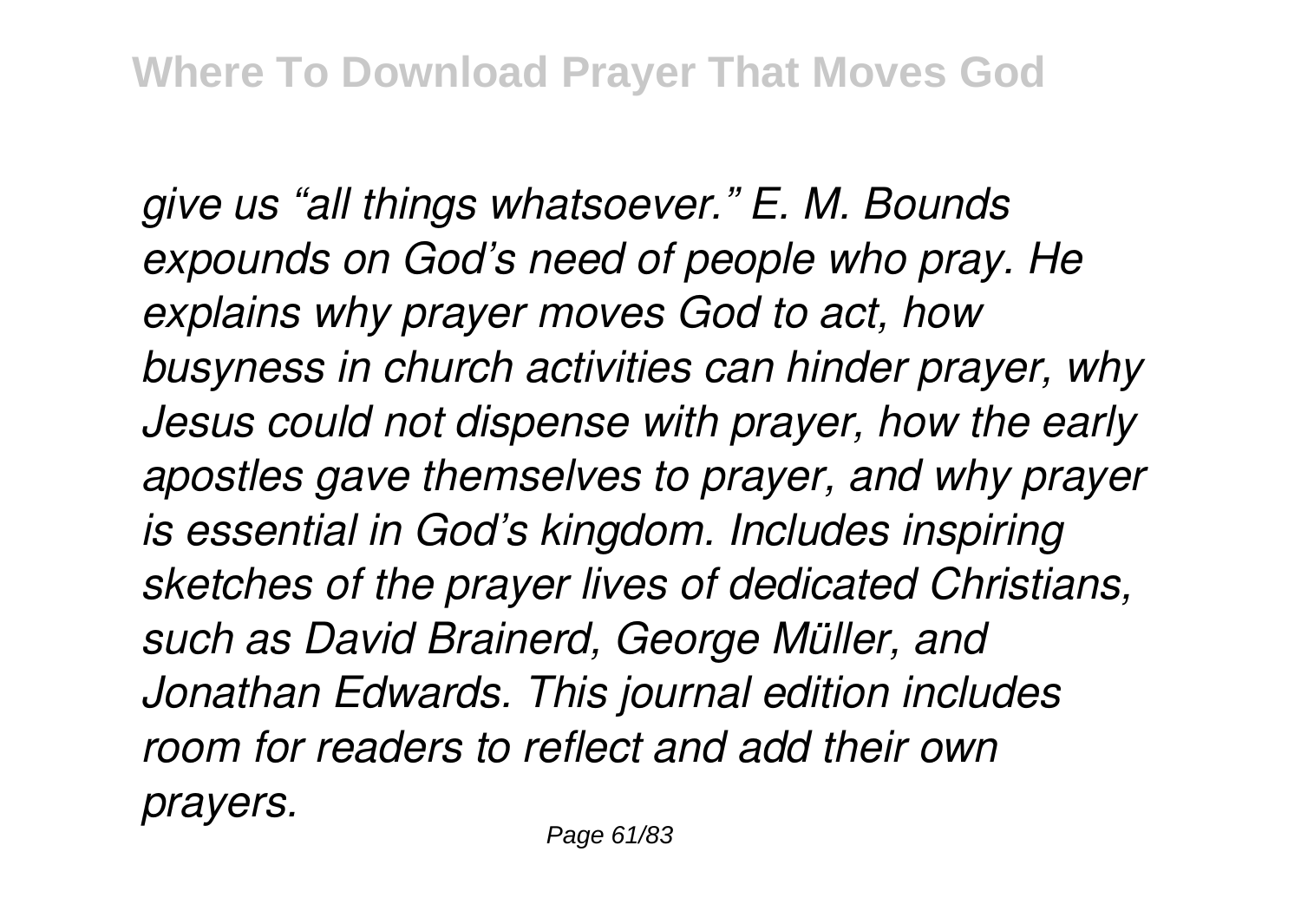*give us "all things whatsoever." E. M. Bounds expounds on God's need of people who pray. He explains why prayer moves God to act, how busyness in church activities can hinder prayer, why Jesus could not dispense with prayer, how the early apostles gave themselves to prayer, and why prayer is essential in God's kingdom. Includes inspiring sketches of the prayer lives of dedicated Christians, such as David Brainerd, George Müller, and Jonathan Edwards. This journal edition includes room for readers to reflect and add their own prayers.*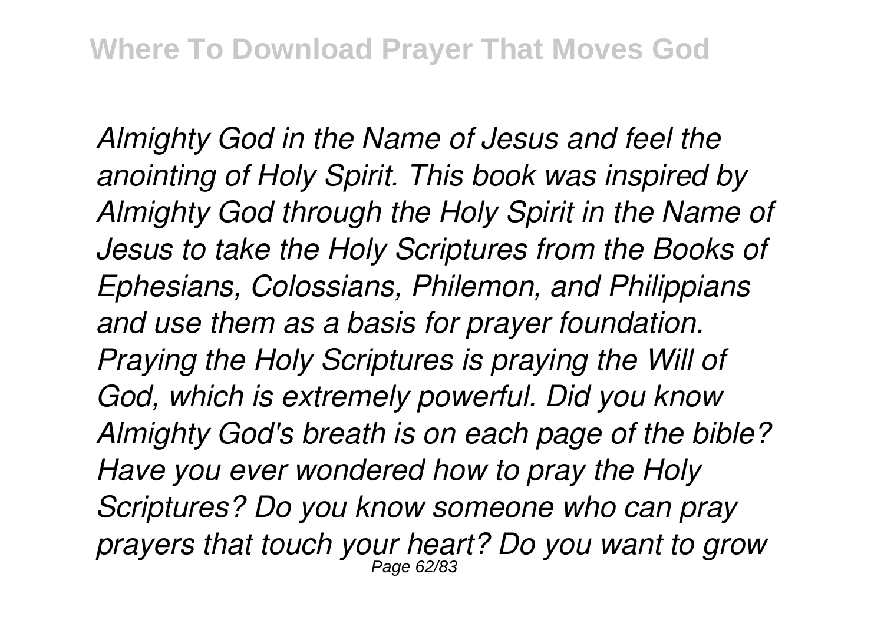*Almighty God in the Name of Jesus and feel the anointing of Holy Spirit. This book was inspired by Almighty God through the Holy Spirit in the Name of Jesus to take the Holy Scriptures from the Books of Ephesians, Colossians, Philemon, and Philippians and use them as a basis for prayer foundation. Praying the Holy Scriptures is praying the Will of God, which is extremely powerful. Did you know Almighty God's breath is on each page of the bible? Have you ever wondered how to pray the Holy Scriptures? Do you know someone who can pray prayers that touch your heart? Do you want to grow*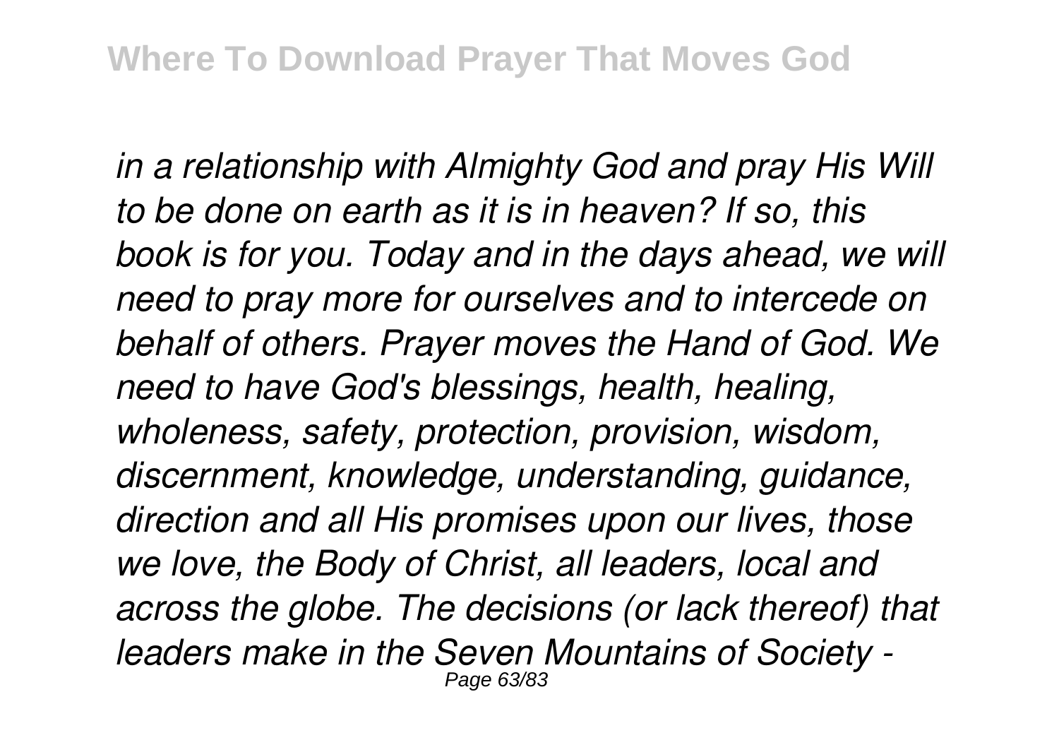*in a relationship with Almighty God and pray His Will to be done on earth as it is in heaven? If so, this book is for you. Today and in the days ahead, we will need to pray more for ourselves and to intercede on behalf of others. Prayer moves the Hand of God. We need to have God's blessings, health, healing, wholeness, safety, protection, provision, wisdom, discernment, knowledge, understanding, guidance, direction and all His promises upon our lives, those we love, the Body of Christ, all leaders, local and across the globe. The decisions (or lack thereof) that leaders make in the Seven Mountains of Society -*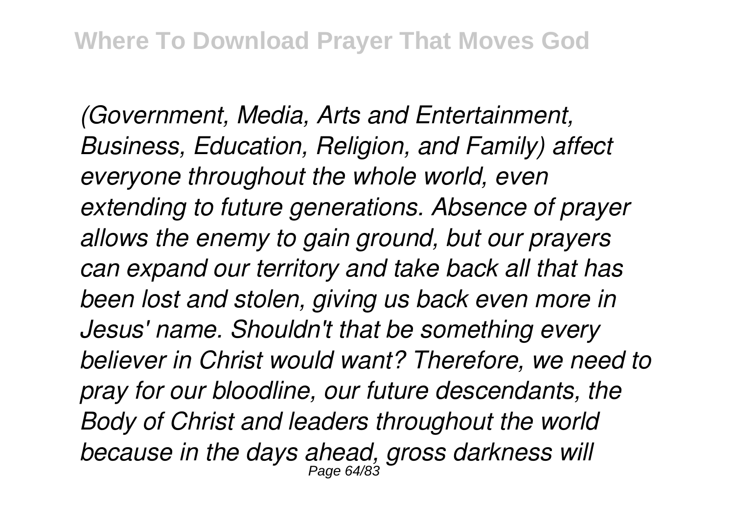*(Government, Media, Arts and Entertainment, Business, Education, Religion, and Family) affect everyone throughout the whole world, even extending to future generations. Absence of prayer allows the enemy to gain ground, but our prayers can expand our territory and take back all that has been lost and stolen, giving us back even more in Jesus' name. Shouldn't that be something every believer in Christ would want? Therefore, we need to pray for our bloodline, our future descendants, the Body of Christ and leaders throughout the world because in the days ahead, gross darkness will*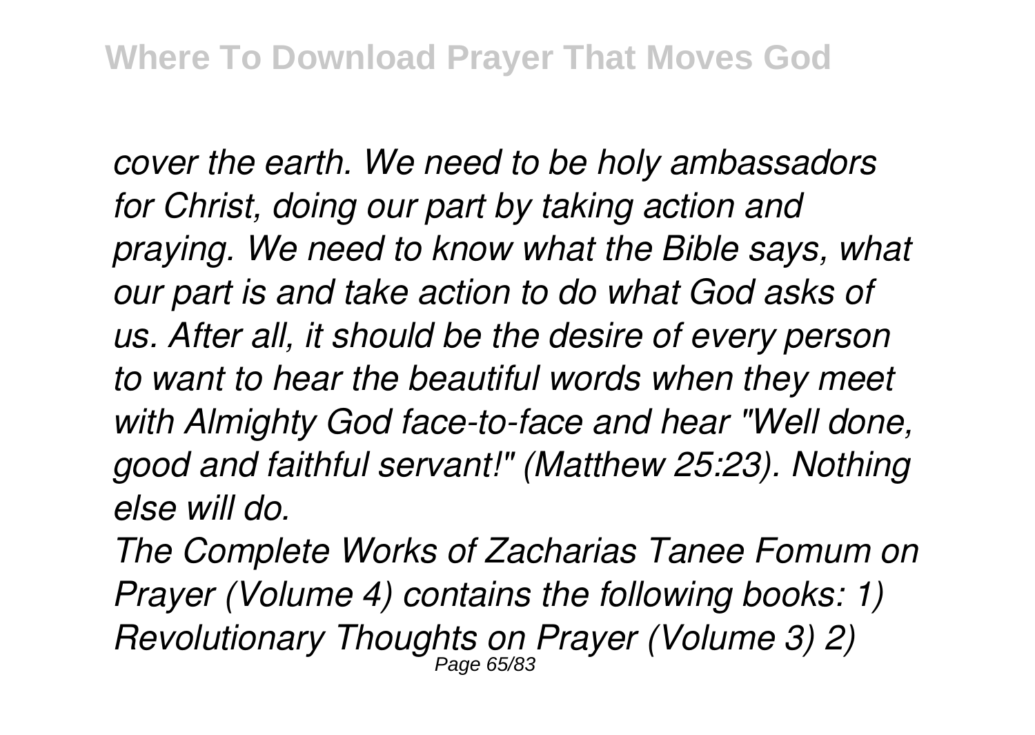*cover the earth. We need to be holy ambassadors for Christ, doing our part by taking action and praying. We need to know what the Bible says, what our part is and take action to do what God asks of us. After all, it should be the desire of every person to want to hear the beautiful words when they meet with Almighty God face-to-face and hear "Well done, good and faithful servant!" (Matthew 25:23). Nothing else will do.*

*The Complete Works of Zacharias Tanee Fomum on Prayer (Volume 4) contains the following books: 1) Revolutionary Thoughts on Prayer (Volume 3) 2)*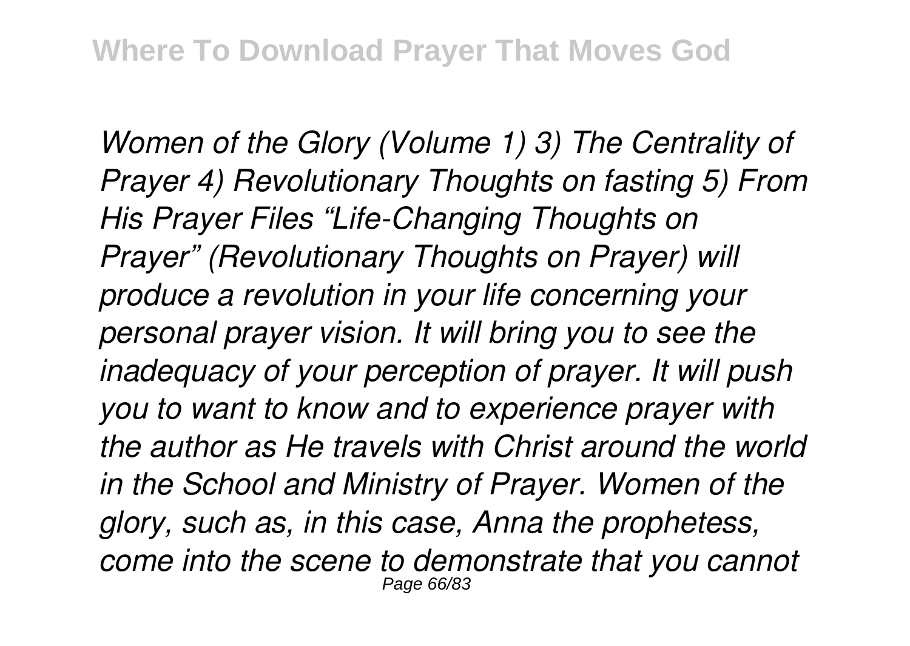*Women of the Glory (Volume 1) 3) The Centrality of Prayer 4) Revolutionary Thoughts on fasting 5) From His Prayer Files “Life-Changing Thoughts on Prayer” (Revolutionary Thoughts on Prayer) will produce a revolution in your life concerning your personal prayer vision. It will bring you to see the inadequacy of your perception of prayer. It will push you to want to know and to experience prayer with the author as He travels with Christ around the world in the School and Ministry of Prayer. Women of the glory, such as, in this case, Anna the prophetess, come into the scene to demonstrate that you cannot*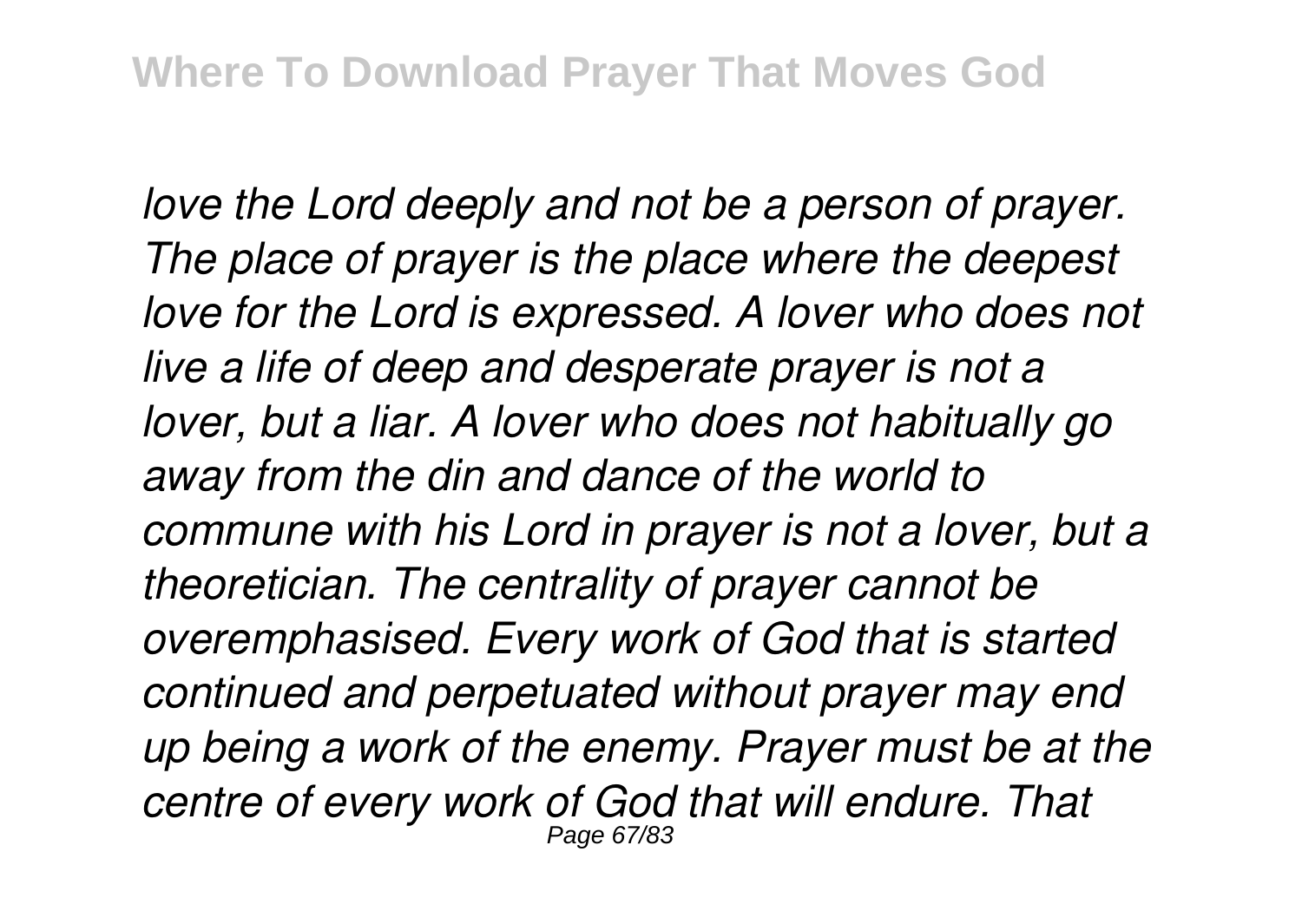*love the Lord deeply and not be a person of prayer. The place of prayer is the place where the deepest love for the Lord is expressed. A lover who does not live a life of deep and desperate prayer is not a lover, but a liar. A lover who does not habitually go away from the din and dance of the world to commune with his Lord in prayer is not a lover, but a theoretician. The centrality of prayer cannot be overemphasised. Every work of God that is started continued and perpetuated without prayer may end up being a work of the enemy. Prayer must be at the centre of every work of God that will endure. That*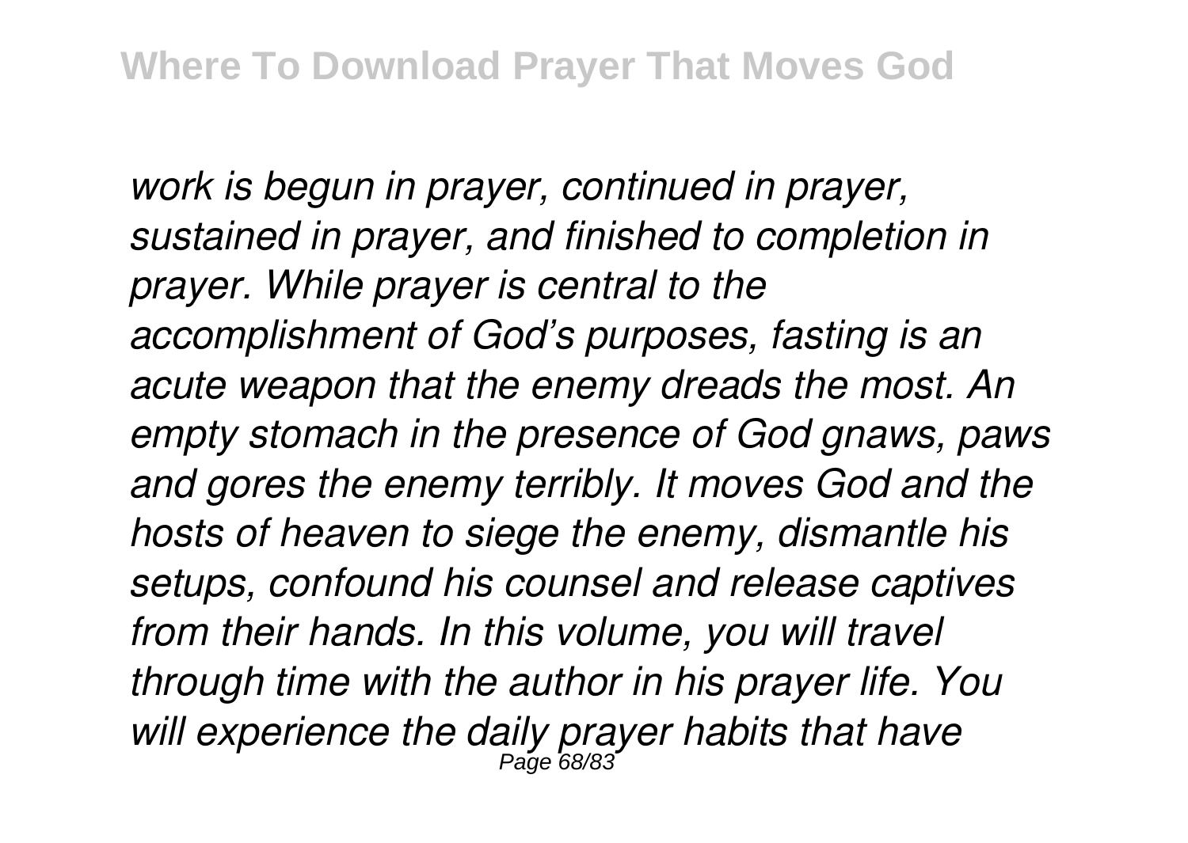*work is begun in prayer, continued in prayer, sustained in prayer, and finished to completion in prayer. While prayer is central to the accomplishment of God's purposes, fasting is an acute weapon that the enemy dreads the most. An empty stomach in the presence of God gnaws, paws and gores the enemy terribly. It moves God and the hosts of heaven to siege the enemy, dismantle his setups, confound his counsel and release captives from their hands. In this volume, you will travel through time with the author in his prayer life. You will experience the daily prayer habits that have*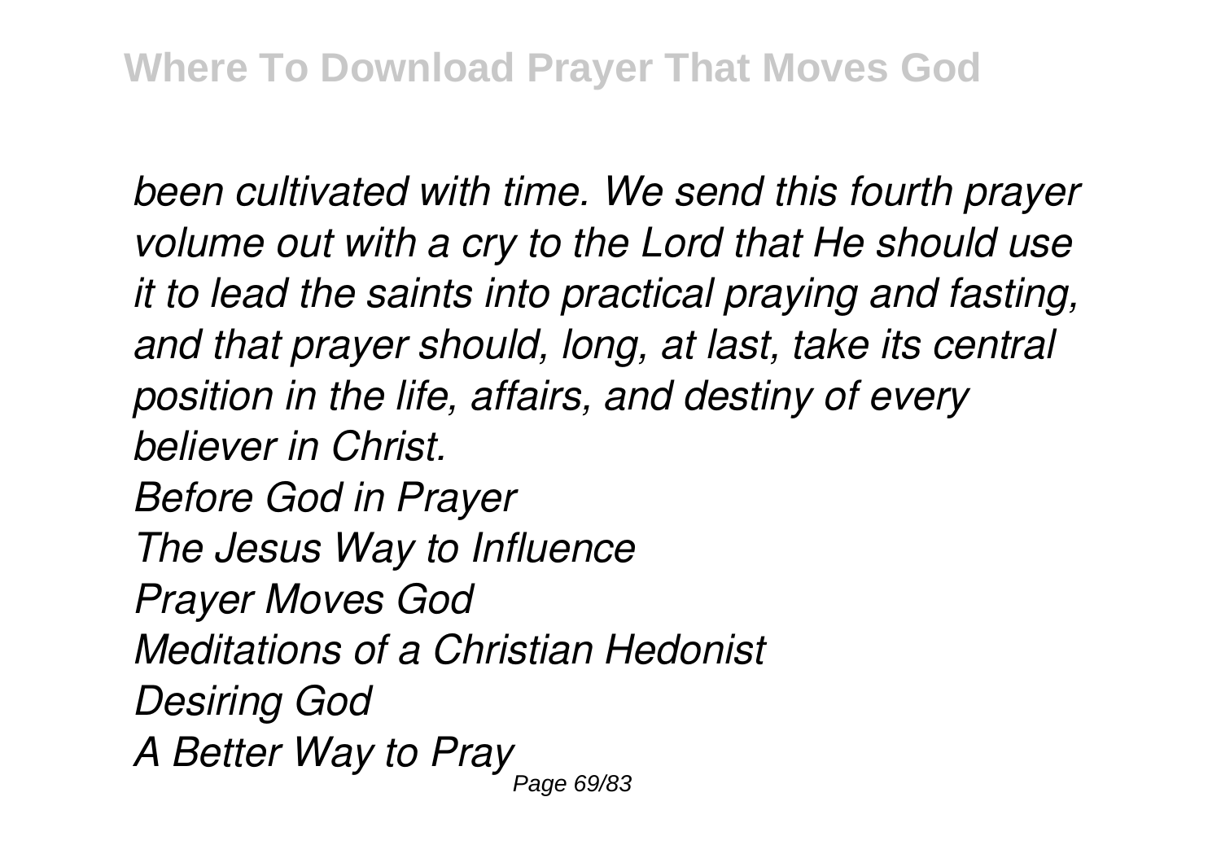*been cultivated with time. We send this fourth prayer volume out with a cry to the Lord that He should use it to lead the saints into practical praying and fasting, and that prayer should, long, at last, take its central position in the life, affairs, and destiny of every believer in Christ.*

*Before God in Prayer*

*The Jesus Way to Influence*

*Prayer Moves God*

*Meditations of a Christian Hedonist*

*Desiring God*

*A Better Way to Pray*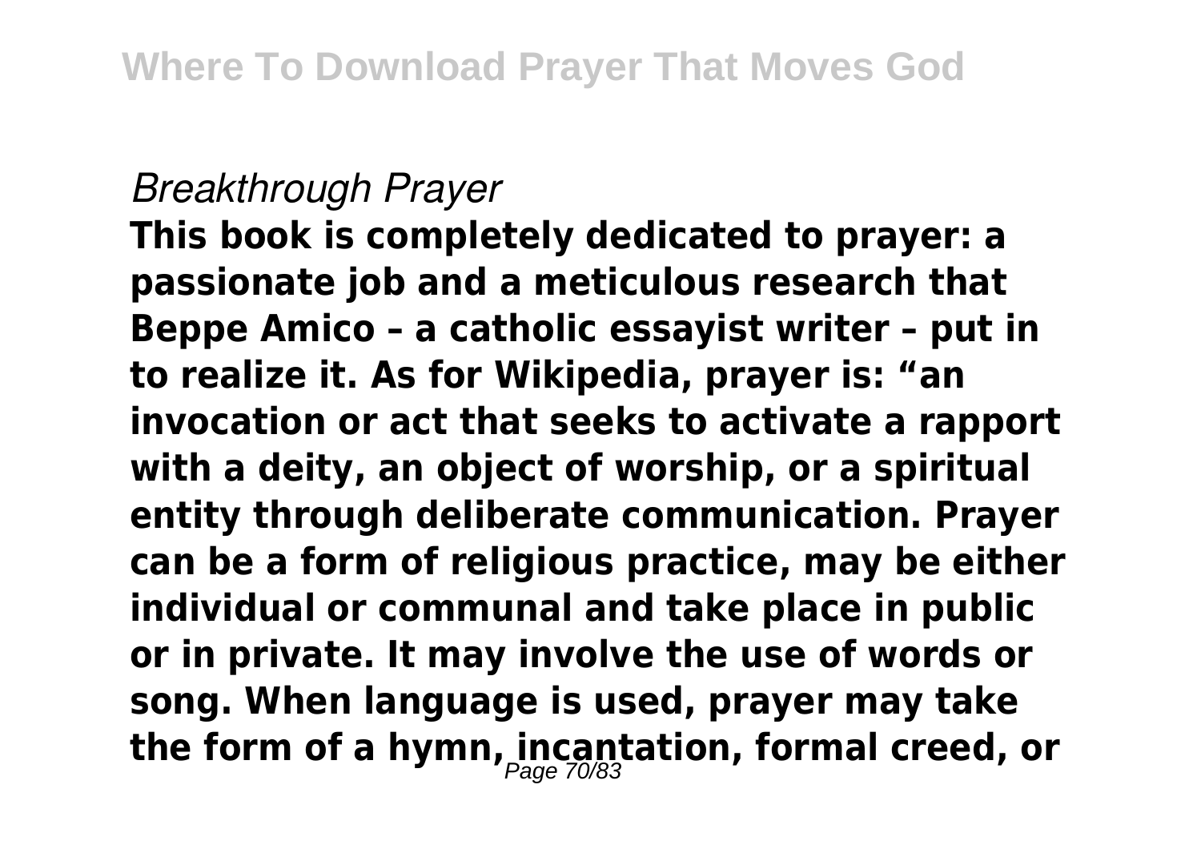*Breakthrough Prayer*

**This book is completely dedicated to prayer: a passionate job and a meticulous research that Beppe Amico – a catholic essayist writer – put in to realize it. As for Wikipedia, prayer is: "an invocation or act that seeks to activate a rapport with a deity, an object of worship, or a spiritual entity through deliberate communication. Prayer can be a form of religious practice, may be either individual or communal and take place in public or in private. It may involve the use of words or song. When language is used, prayer may take the form of a hymn, incantation, formal creed, or**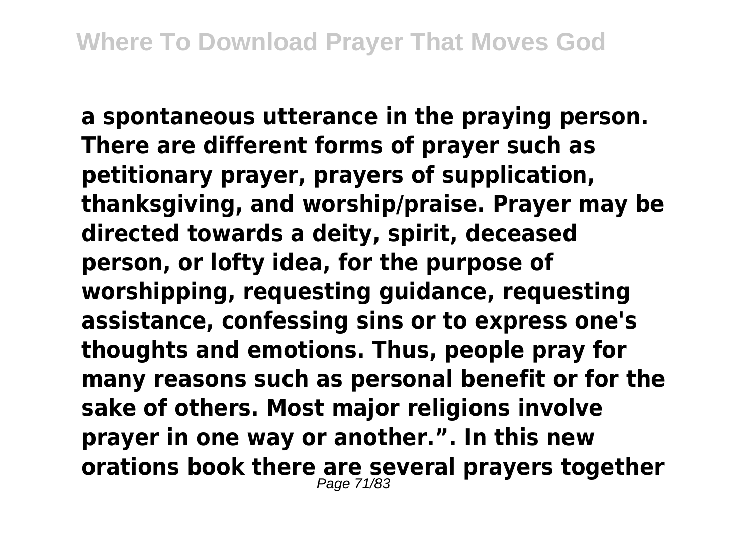**a spontaneous utterance in the praying person. There are different forms of prayer such as petitionary prayer, prayers of supplication, thanksgiving, and worship/praise. Prayer may be directed towards a deity, spirit, deceased person, or lofty idea, for the purpose of worshipping, requesting guidance, requesting assistance, confessing sins or to express one's thoughts and emotions. Thus, people pray for many reasons such as personal benefit or for the sake of others. Most major religions involve prayer in one way or another.". In this new orations book there are several prayers together**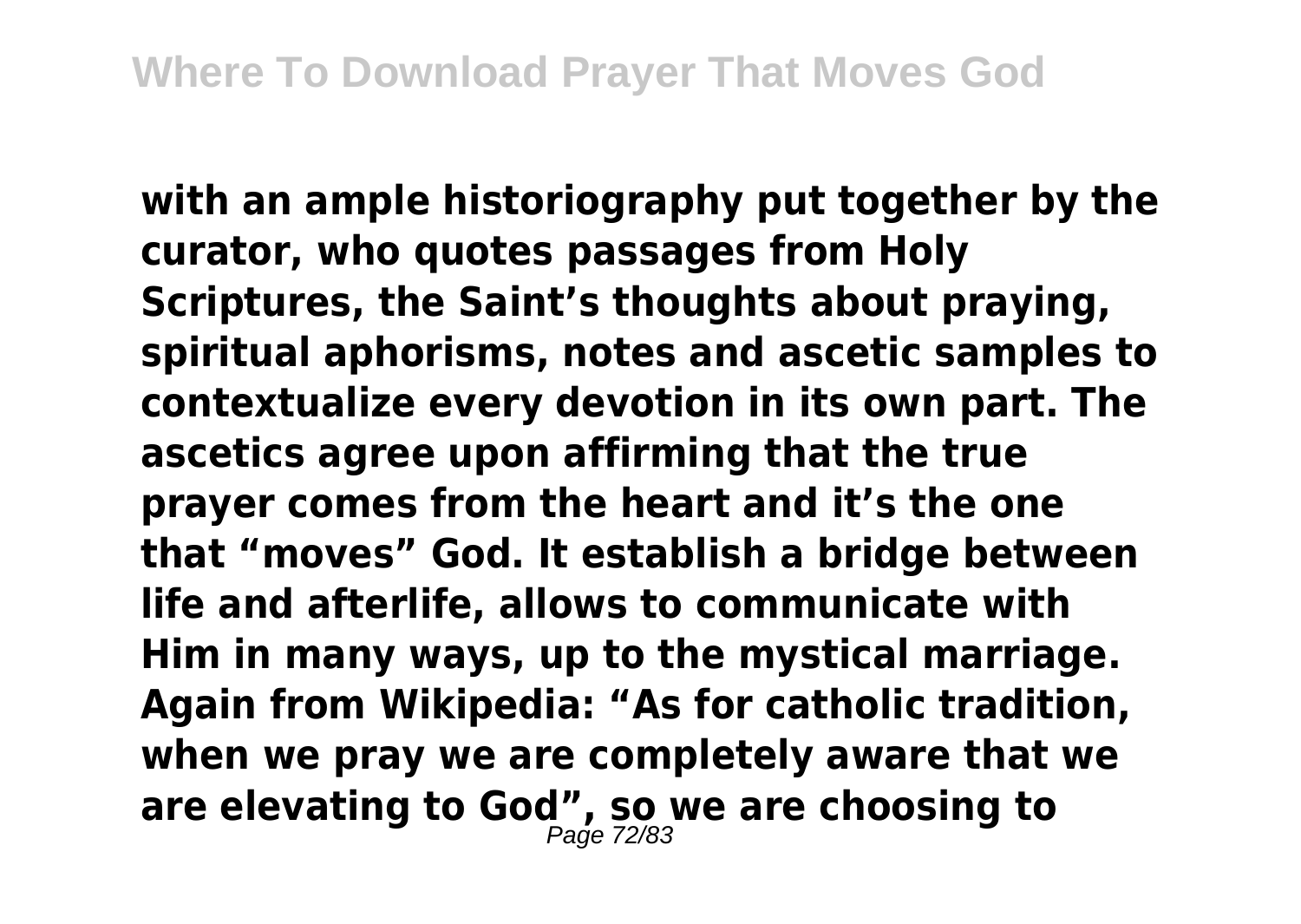**with an ample historiography put together by the curator, who quotes passages from Holy Scriptures, the Saint's thoughts about praying, spiritual aphorisms, notes and ascetic samples to contextualize every devotion in its own part. The ascetics agree upon affirming that the true prayer comes from the heart and it's the one that "moves" God. It establish a bridge between life and afterlife, allows to communicate with Him in many ways, up to the mystical marriage. Again from Wikipedia: "As for catholic tradition, when we pray we are completely aware that we are elevating to God", so we are choosing to**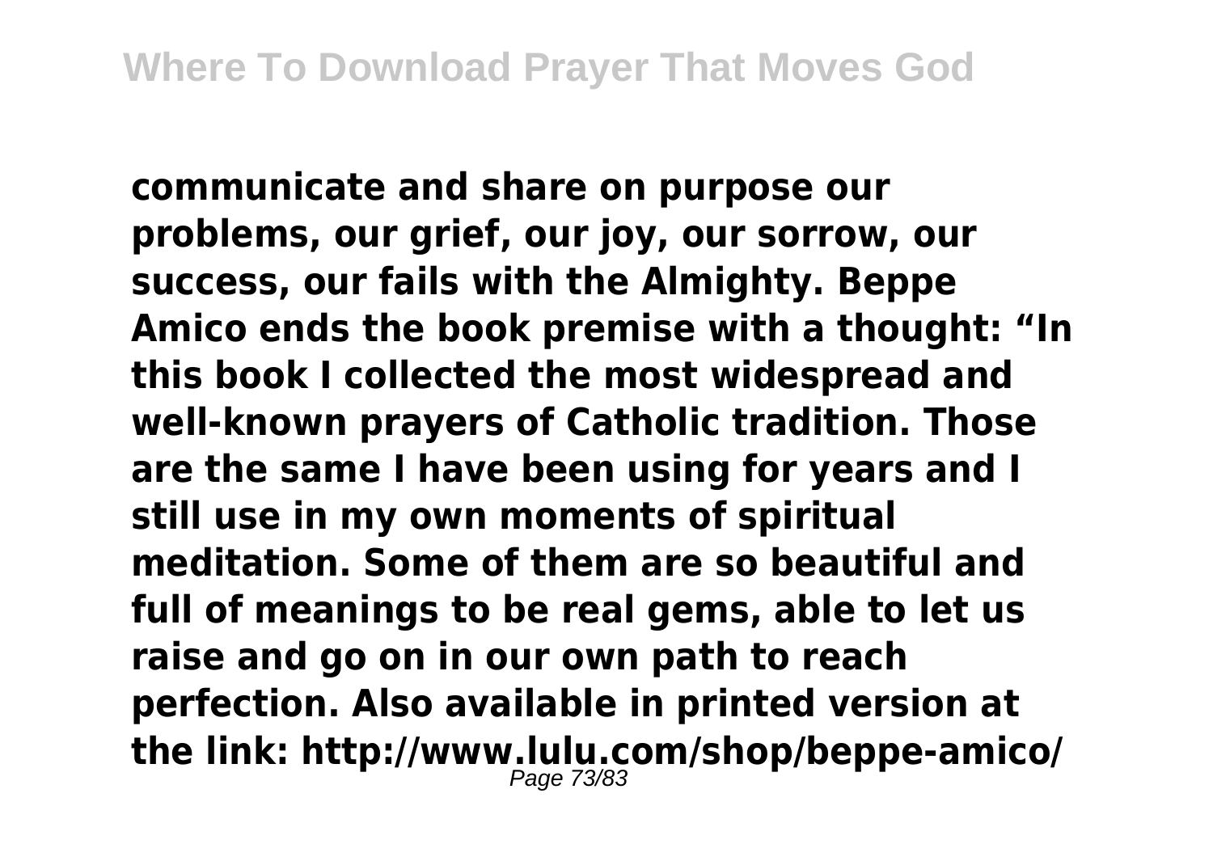**communicate and share on purpose our problems, our grief, our joy, our sorrow, our success, our fails with the Almighty. Beppe Amico ends the book premise with a thought: "In this book I collected the most widespread and well-known prayers of Catholic tradition. Those are the same I have been using for years and I still use in my own moments of spiritual meditation. Some of them are so beautiful and full of meanings to be real gems, able to let us raise and go on in our own path to reach perfection. Also available in printed version at the link: http://www.lulu.com/shop/beppe-amico/**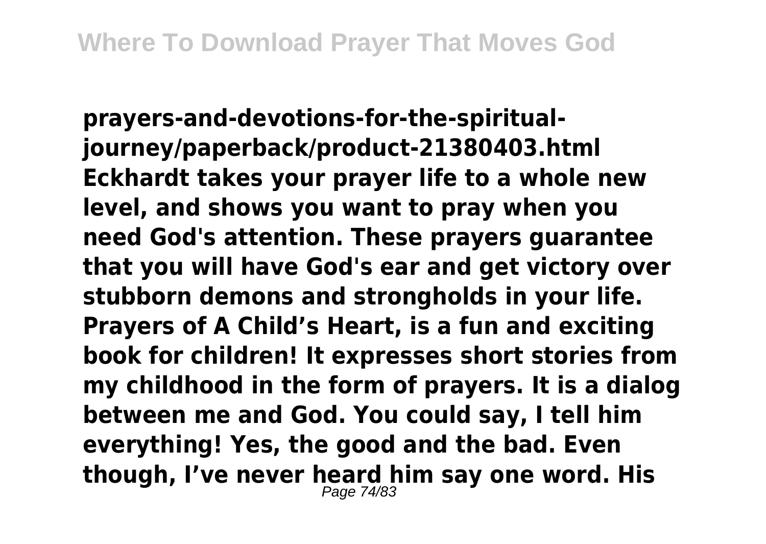**prayers-and-devotions-for-the-spiritual-journey/paperback/product-21380403.html Eckhardt takes your prayer life to a whole new level, and shows you want to pray when you need God's attention. These prayers guarantee that you will have God's ear and get victory over stubborn demons and strongholds in your life. Prayers of A Child's Heart, is a fun and exciting book for children! It expresses short stories from my childhood in the form of prayers. It is a dialog between me and God. You could say, I tell him everything! Yes, the good and the bad. Even though, I've never heard him say one word. His**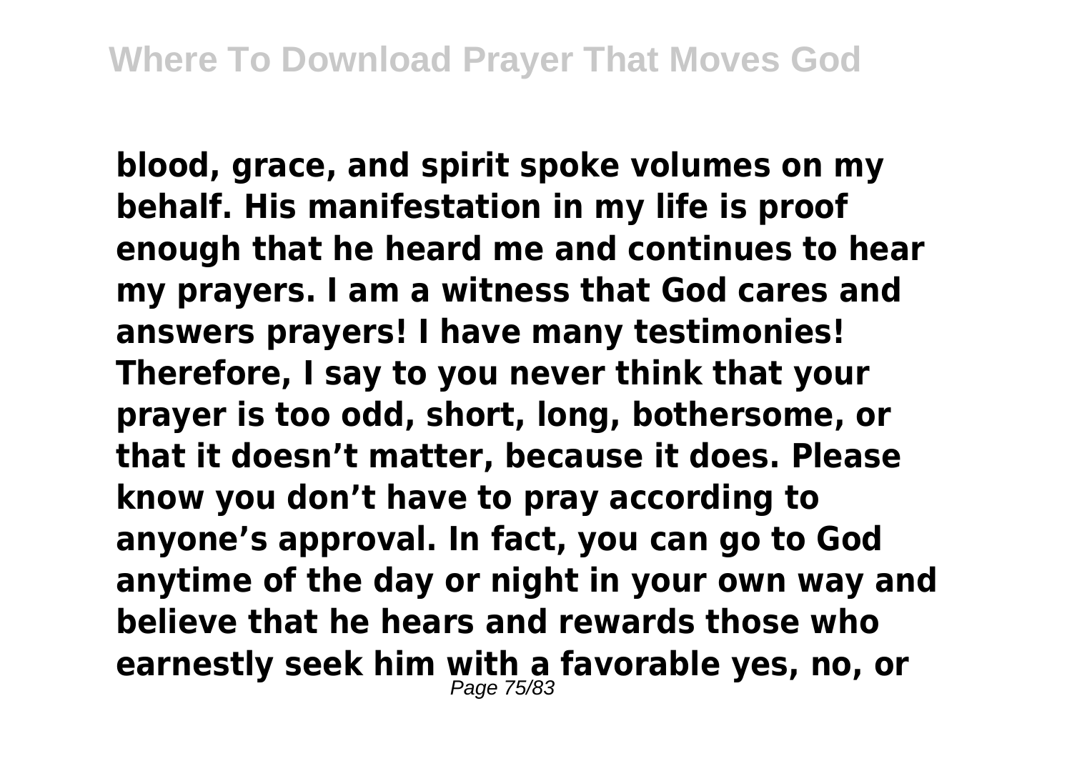**blood, grace, and spirit spoke volumes on my behalf. His manifestation in my life is proof enough that he heard me and continues to hear my prayers. I am a witness that God cares and answers prayers! I have many testimonies! Therefore, I say to you never think that your prayer is too odd, short, long, bothersome, or that it doesn't matter, because it does. Please know you don't have to pray according to anyone's approval. In fact, you can go to God anytime of the day or night in your own way and believe that he hears and rewards those who earnestly seek him with a favorable yes, no, or**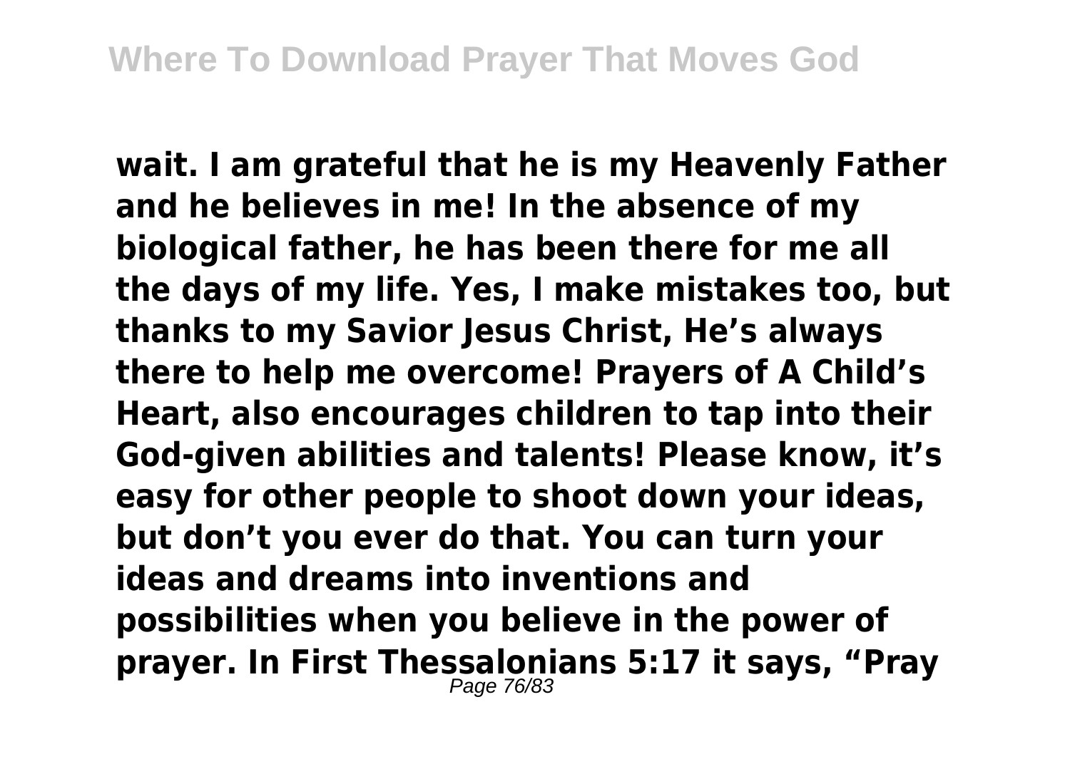**wait. I am grateful that he is my Heavenly Father and he believes in me! In the absence of my biological father, he has been there for me all the days of my life. Yes, I make mistakes too, but thanks to my Savior Jesus Christ, He's always there to help me overcome! Prayers of A Child's Heart, also encourages children to tap into their God-given abilities and talents! Please know, it's easy for other people to shoot down your ideas, but don't you ever do that. You can turn your ideas and dreams into inventions and possibilities when you believe in the power of prayer. In First Thessalonians 5:17 it says, "Pray**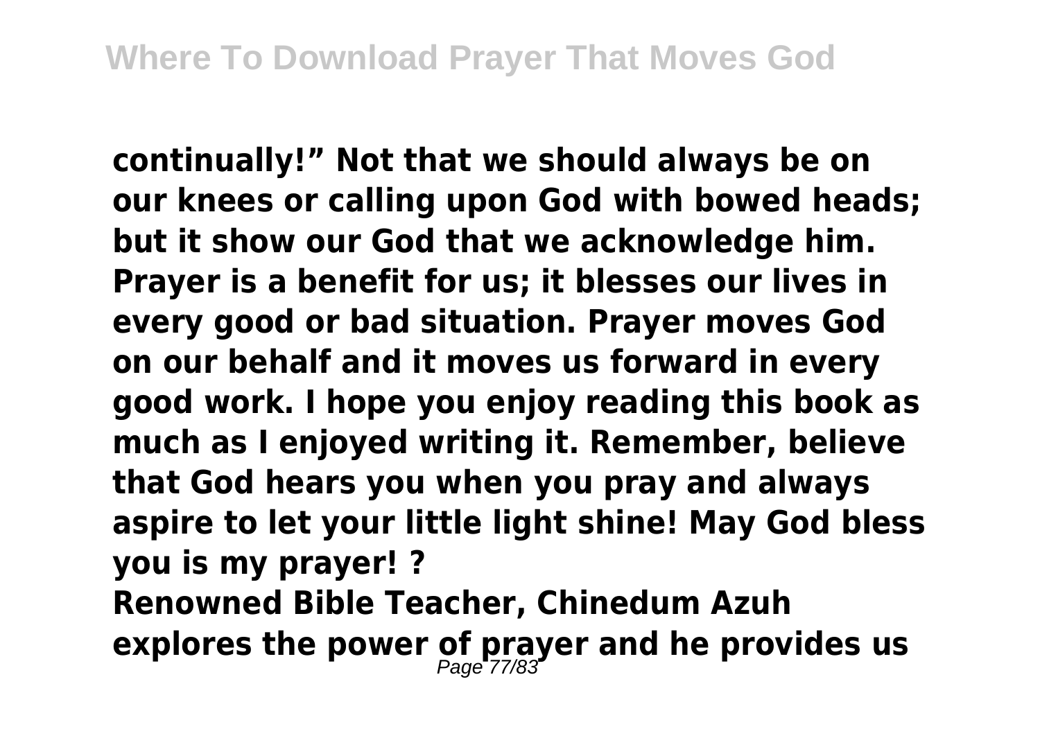**continually!" Not that we should always be on our knees or calling upon God with bowed heads; but it show our God that we acknowledge him. Prayer is a benefit for us; it blesses our lives in every good or bad situation. Prayer moves God on our behalf and it moves us forward in every good work. I hope you enjoy reading this book as much as I enjoyed writing it. Remember, believe that God hears you when you pray and always aspire to let your little light shine! May God bless you is my prayer! ?**

**Renowned Bible Teacher, Chinedum Azuh explores the power of prayer and he provides us**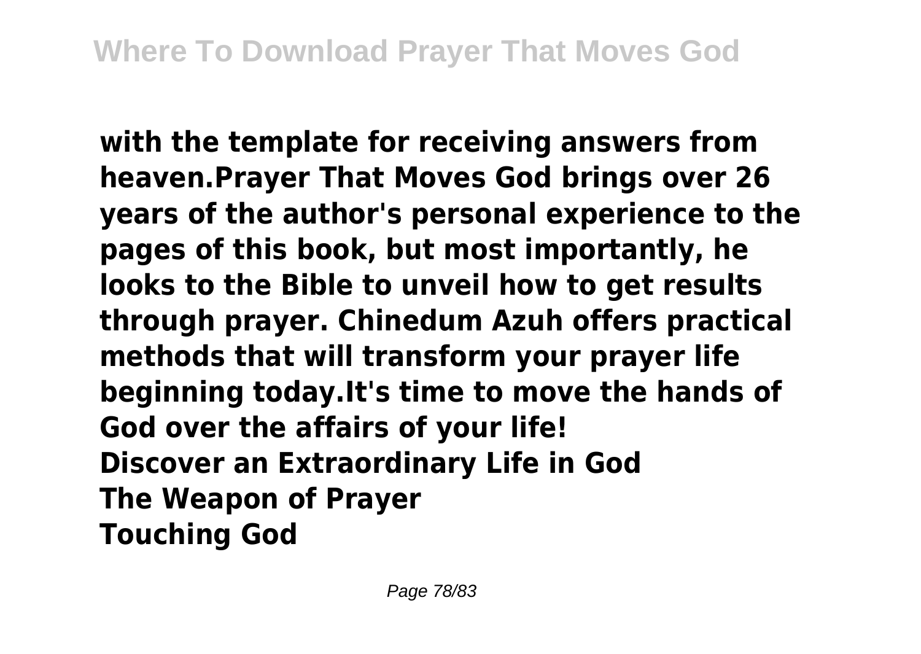**with the template for receiving answers from heaven.Prayer That Moves God brings over 26 years of the author's personal experience to the pages of this book, but most importantly, he looks to the Bible to unveil how to get results through prayer. Chinedum Azuh offers practical methods that will transform your prayer life beginning today.It's time to move the hands of God over the affairs of your life!**

**Discover an Extraordinary Life in God**

**The Weapon of Prayer**

**Touching God**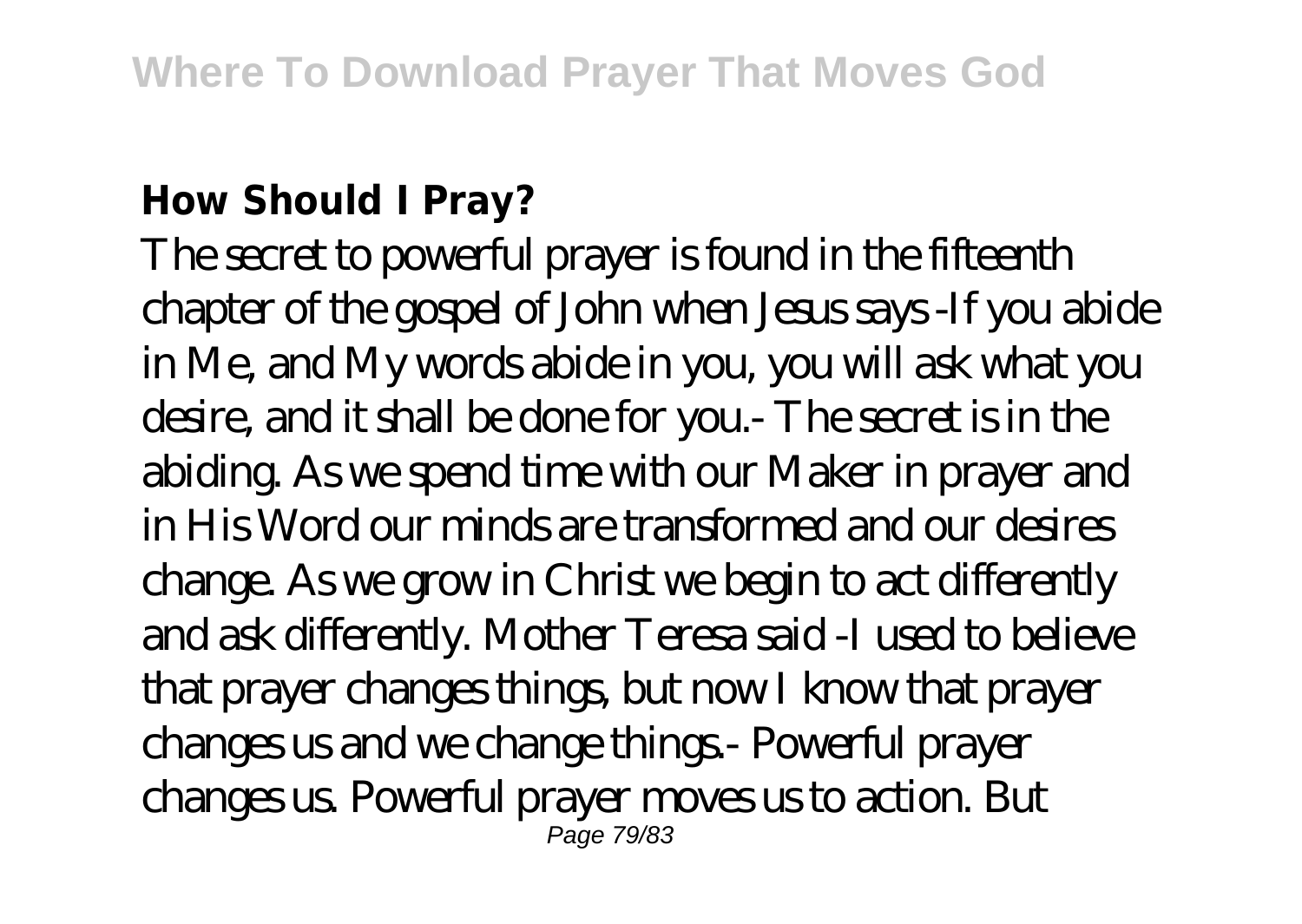**How Should I Pray?**

The secret to powerful prayer is found in the fifteenth chapter of the gospel of John when Jesus says -If you abide in Me, and My words abide in you, you will ask what you desire, and it shall be done for you.- The secret is in the abiding. As we spend time with our Maker in prayer and in His Word our minds are transformed and our desires change. As we grow in Christ we begin to act differently and ask differently. Mother Teresa said -I used to believe that prayer changes things, but now I know that prayer changes us and we change things.- Powerful prayer changes us. Powerful prayer moves us to action. But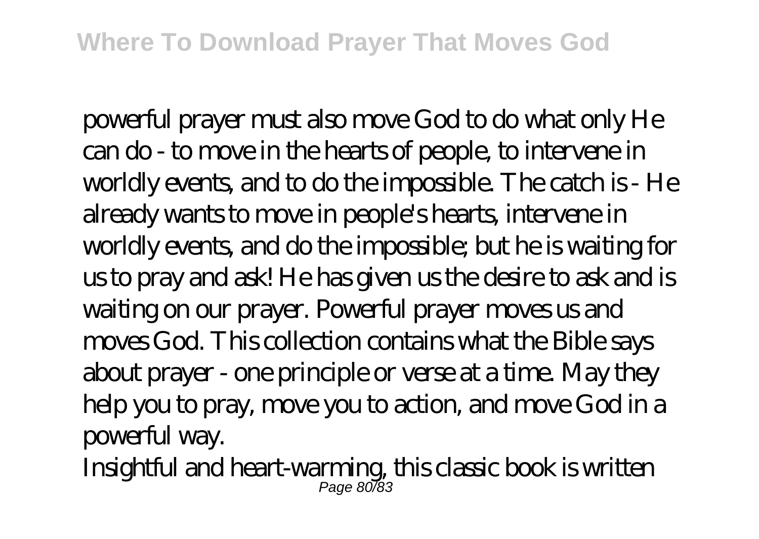powerful prayer must also move God to do what only He can do - to move in the hearts of people, to intervene in worldly events, and to do the impossible. The catch is - He already wants to move in people's hearts, intervene in worldly events, and do the impossible; but he is waiting for us to pray and ask! He has given us the desire to ask and is waiting on our prayer. Powerful prayer moves us and moves God. This collection contains what the Bible says about prayer - one principle or verse at a time. May they help you to pray, move you to action, and move God in a powerful way.

Insightful and heart-warming, this classic book is written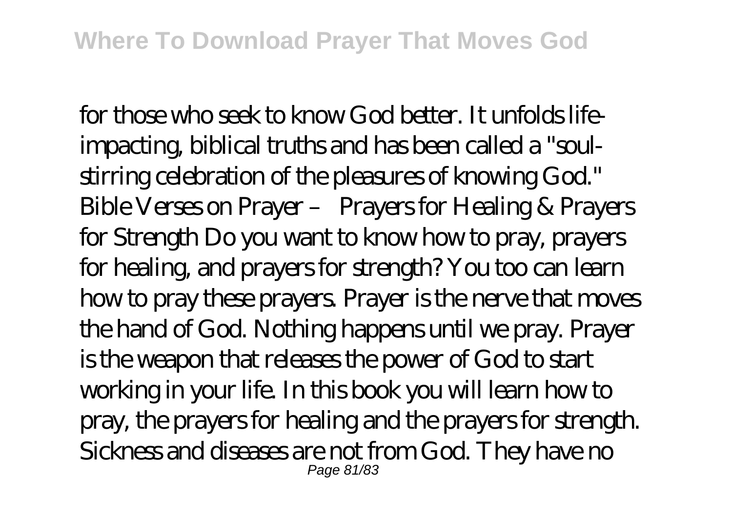for those who seek to know God better. It unfolds life-impacting, biblical truths and has been called a "soul-stirring celebration of the pleasures of knowing God."
Bible Verses on Prayer – Prayers for Healing & Prayers for Strength Do you want to know how to pray, prayers for healing, and prayers for strength? You too can learn how to pray these prayers. Prayer is the nerve that moves the hand of God. Nothing happens until we pray. Prayer is the weapon that releases the power of God to start working in your life. In this book you will learn how to pray, the prayers for healing and the prayers for strength. Sickness and diseases are not from God. They have no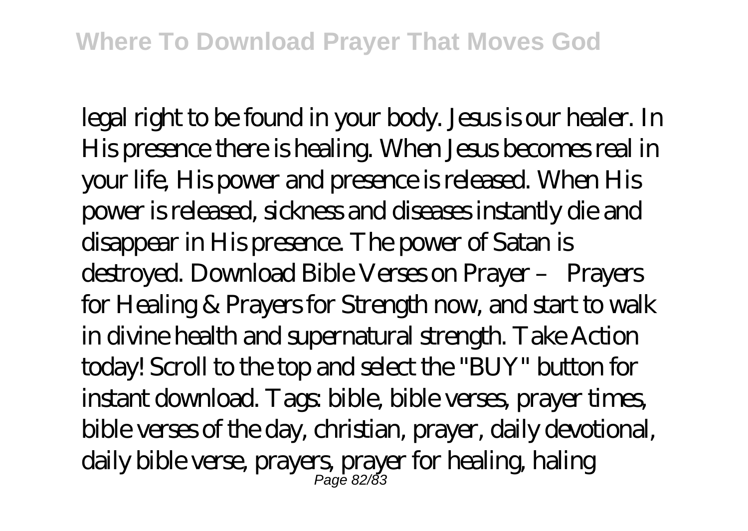legal right to be found in your body. Jesus is our healer. In His presence there is healing. When Jesus becomes real in your life, His power and presence is released. When His power is released, sickness and diseases instantly die and disappear in His presence. The power of Satan is destroyed. Download Bible Verses on Prayer – Prayers for Healing & Prayers for Strength now, and start to walk in divine health and supernatural strength. Take Action today! Scroll to the top and select the "BUY" button for instant download. Tags: bible, bible verses, prayer times, bible verses of the day, christian, prayer, daily devotional, daily bible verse, prayers, prayer for healing, haling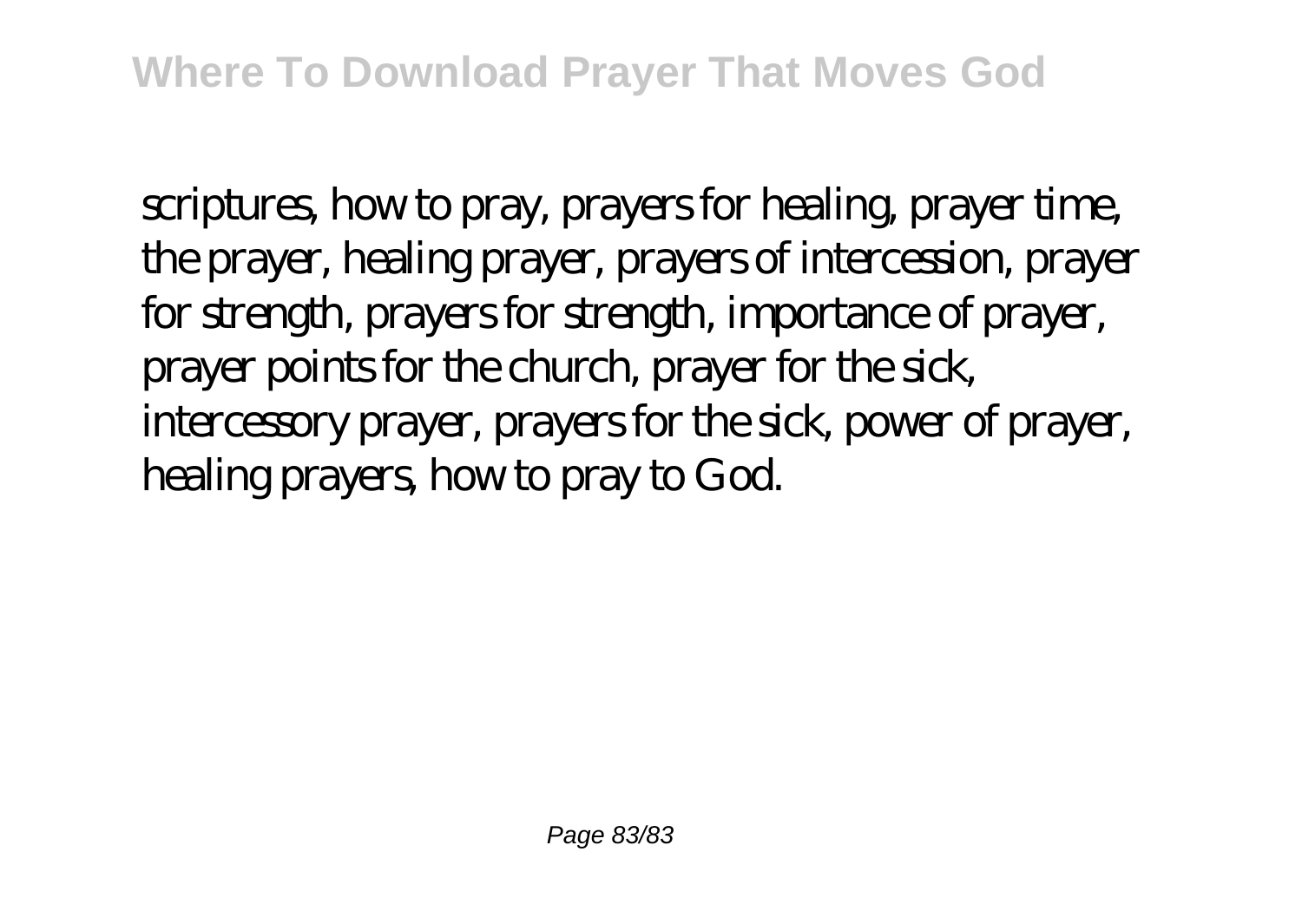scriptures, how to pray, prayers for healing, prayer time, the prayer, healing prayer, prayers of intercession, prayer for strength, prayers for strength, importance of prayer, prayer points for the church, prayer for the sick, intercessory prayer, prayers for the sick, power of prayer, healing prayers, how to pray to God.